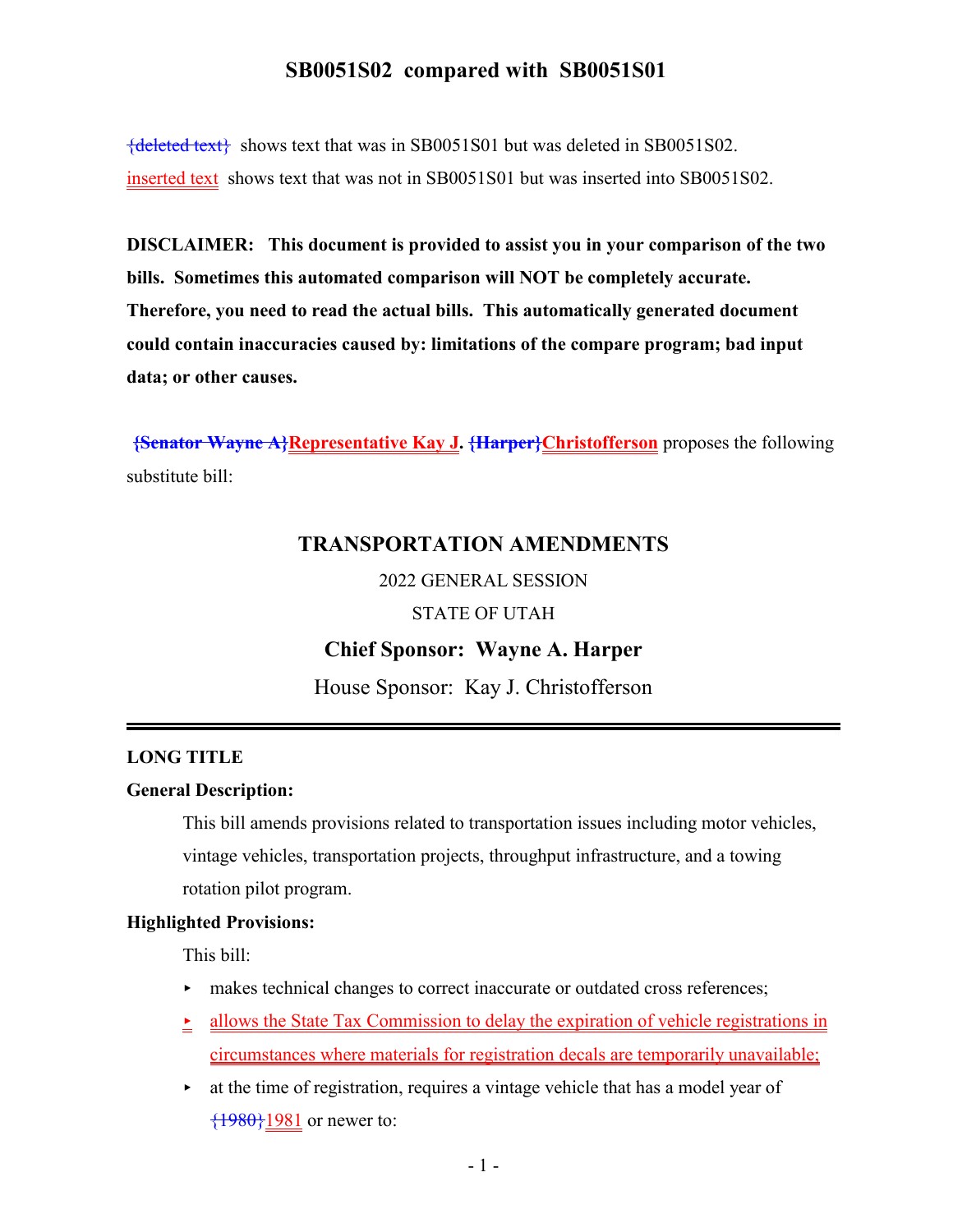# SB0051S02 compared with SB0051S01

{deleted text} shows text that was in SB0051S01 but was deleted in SB0051S02.

inserted text shows text that was not in SB0051S01 but was inserted into SB0051S02.

**DISCLAIMER: This document is provided to assist you in your comparison of the two bills. Sometimes this automated comparison will NOT be completely accurate. Therefore, you need to read the actual bills. This automatically generated document could contain inaccuracies caused by: limitations of the compare program; bad input data; or other causes.**

**{Senator Wayne A}Representative Kay J. {Harper}Christofferson** proposes the following substitute bill:

## TRANSPORTATION AMENDMENTS

2022 GENERAL SESSION

STATE OF UTAH

### Chief Sponsor: Wayne A. Harper

House Sponsor: Kay J. Christofferson

---

**LONG TITLE**

**General Description:**

This bill amends provisions related to transportation issues including motor vehicles, vintage vehicles, transportation projects, throughput infrastructure, and a towing rotation pilot program.

**Highlighted Provisions:**

This bill:

- makes technical changes to correct inaccurate or outdated cross references;
- allows the State Tax Commission to delay the expiration of vehicle registrations in circumstances where materials for registration decals are temporarily unavailable;
- at the time of registration, requires a vintage vehicle that has a model year of {1980}1981 or newer to: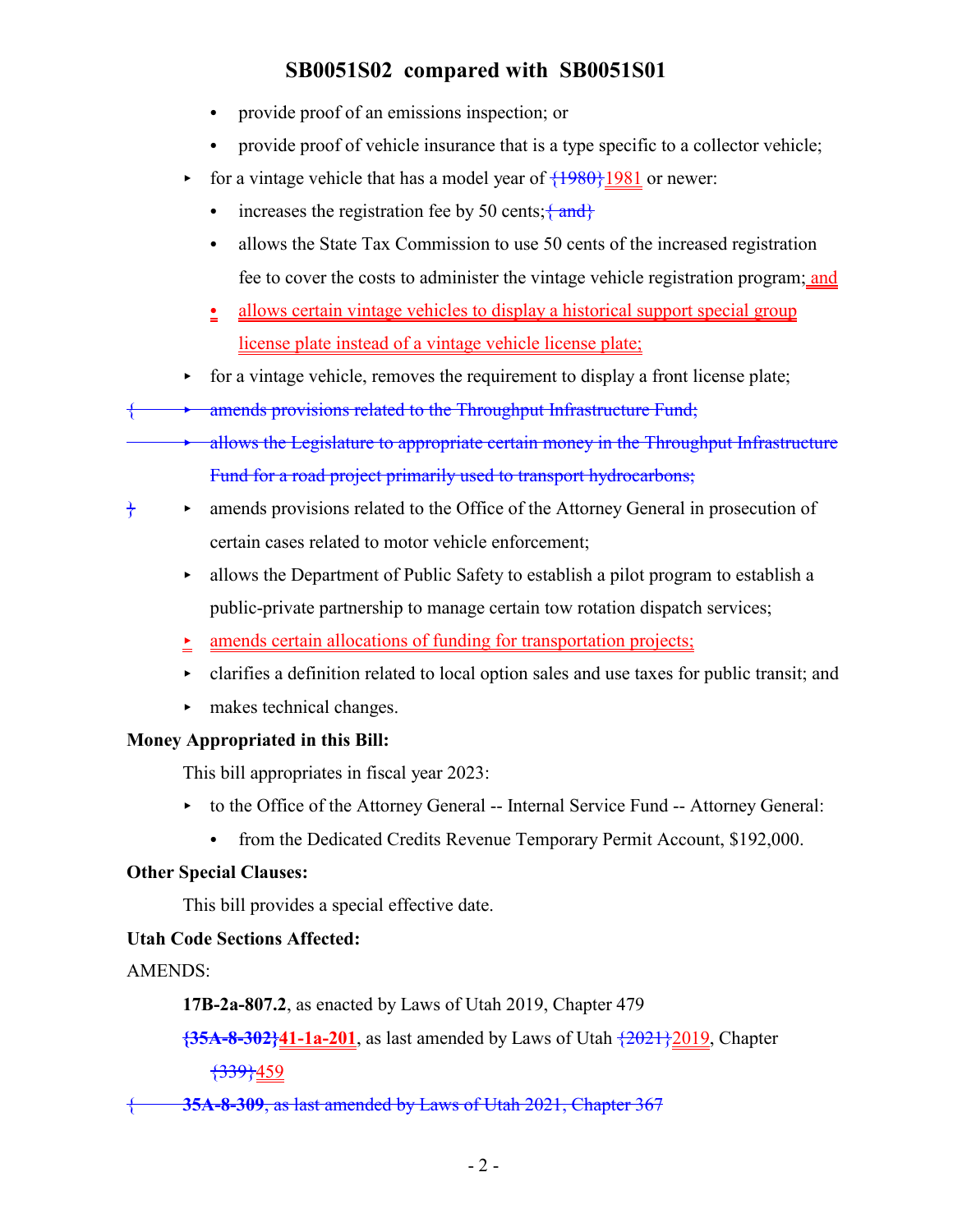- provide proof of an emissions inspection; or
- provide proof of vehicle insurance that is a type specific to a collector vehicle;

▸ for a vintage vehicle that has a model year of {1980}1981 or newer:

- increases the registration fee by 50 cents;{ and}
- allows the State Tax Commission to use 50 cents of the increased registration fee to cover the costs to administer the vintage vehicle registration program; and
- allows certain vintage vehicles to display a historical support special group license plate instead of a vintage vehicle license plate;

▸ for a vintage vehicle, removes the requirement to display a front license plate;

{ ▸ amends provisions related to the Throughput Infrastructure Fund;

▸ allows the Legislature to appropriate certain money in the Throughput Infrastructure Fund for a road project primarily used to transport hydrocarbons;

} ▸ amends provisions related to the Office of the Attorney General in prosecution of certain cases related to motor vehicle enforcement;

▸ allows the Department of Public Safety to establish a pilot program to establish a public-private partnership to manage certain tow rotation dispatch services;

▸ amends certain allocations of funding for transportation projects;

▸ clarifies a definition related to local option sales and use taxes for public transit; and

▸ makes technical changes.

**Money Appropriated in this Bill:**

This bill appropriates in fiscal year 2023:

▸ to the Office of the Attorney General -- Internal Service Fund -- Attorney General:

- from the Dedicated Credits Revenue Temporary Permit Account, $192,000.

**Other Special Clauses:**

This bill provides a special effective date.

**Utah Code Sections Affected:**

AMENDS:

**17B-2a-807.2**, as enacted by Laws of Utah 2019, Chapter 479

**{35A-8-302}41-1a-201**, as last amended by Laws of Utah {2021}2019, Chapter {339}459

{ **35A-8-309**, as last amended by Laws of Utah 2021, Chapter 367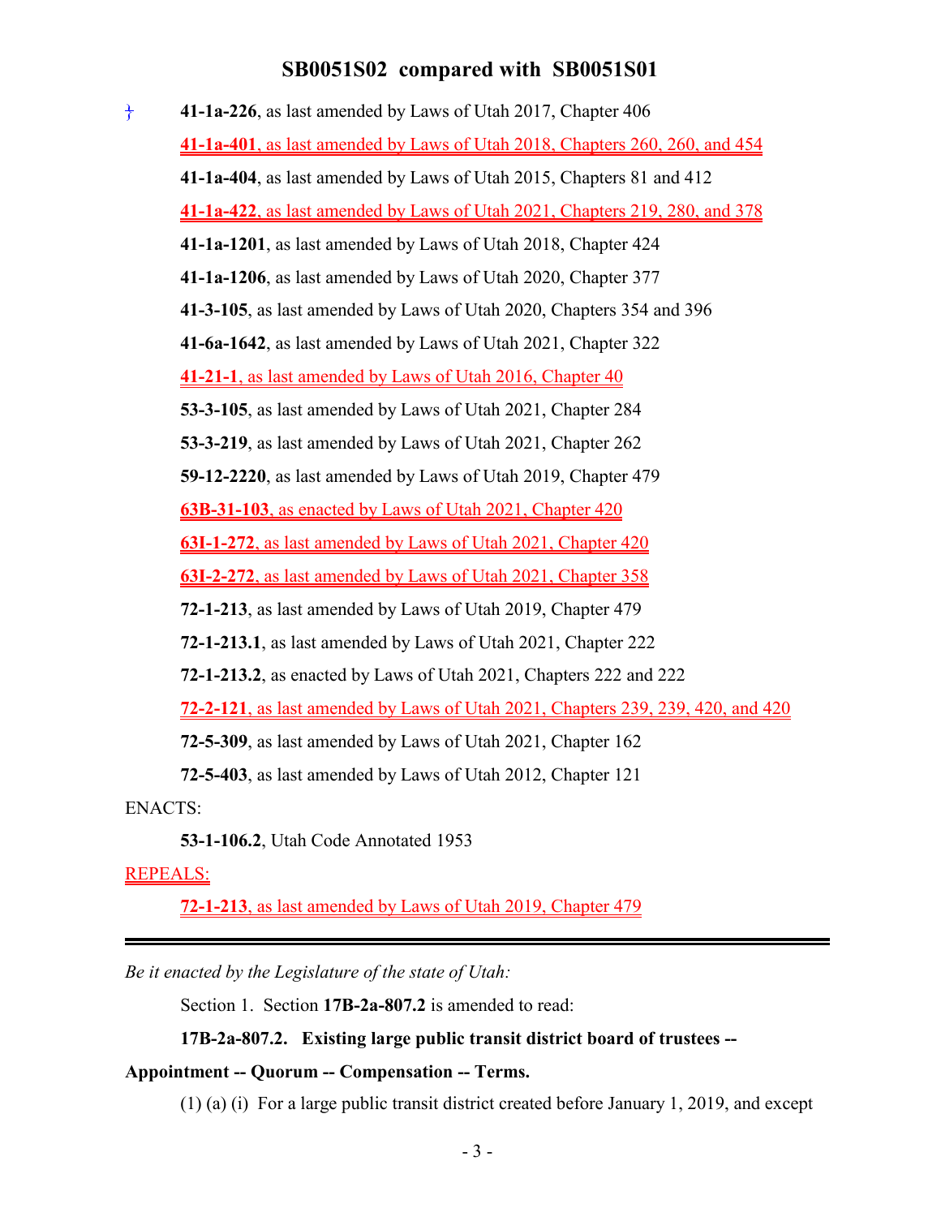**41-1a-226**, as last amended by Laws of Utah 2017, Chapter 406

**41-1a-401**, as last amended by Laws of Utah 2018, Chapters 260, 260, and 454

**41-1a-404**, as last amended by Laws of Utah 2015, Chapters 81 and 412

**41-1a-422**, as last amended by Laws of Utah 2021, Chapters 219, 280, and 378

**41-1a-1201**, as last amended by Laws of Utah 2018, Chapter 424

**41-1a-1206**, as last amended by Laws of Utah 2020, Chapter 377

**41-3-105**, as last amended by Laws of Utah 2020, Chapters 354 and 396

**41-6a-1642**, as last amended by Laws of Utah 2021, Chapter 322

**41-21-1**, as last amended by Laws of Utah 2016, Chapter 40

**53-3-105**, as last amended by Laws of Utah 2021, Chapter 284

**53-3-219**, as last amended by Laws of Utah 2021, Chapter 262

**59-12-2220**, as last amended by Laws of Utah 2019, Chapter 479

**63B-31-103**, as enacted by Laws of Utah 2021, Chapter 420

**63I-1-272**, as last amended by Laws of Utah 2021, Chapter 420

**63I-2-272**, as last amended by Laws of Utah 2021, Chapter 358

**72-1-213**, as last amended by Laws of Utah 2019, Chapter 479

**72-1-213.1**, as last amended by Laws of Utah 2021, Chapter 222

**72-1-213.2**, as enacted by Laws of Utah 2021, Chapters 222 and 222

**72-2-121**, as last amended by Laws of Utah 2021, Chapters 239, 239, 420, and 420

**72-5-309**, as last amended by Laws of Utah 2021, Chapter 162

**72-5-403**, as last amended by Laws of Utah 2012, Chapter 121

ENACTS:

**53-1-106.2**, Utah Code Annotated 1953

REPEALS:

**72-1-213**, as last amended by Laws of Utah 2019, Chapter 479

---

*Be it enacted by the Legislature of the state of Utah:*

Section 1. Section **17B-2a-807.2** is amended to read:

**17B-2a-807.2. Existing large public transit district board of trustees -- Appointment -- Quorum -- Compensation -- Terms.**

(1) (a) (i) For a large public transit district created before January 1, 2019, and except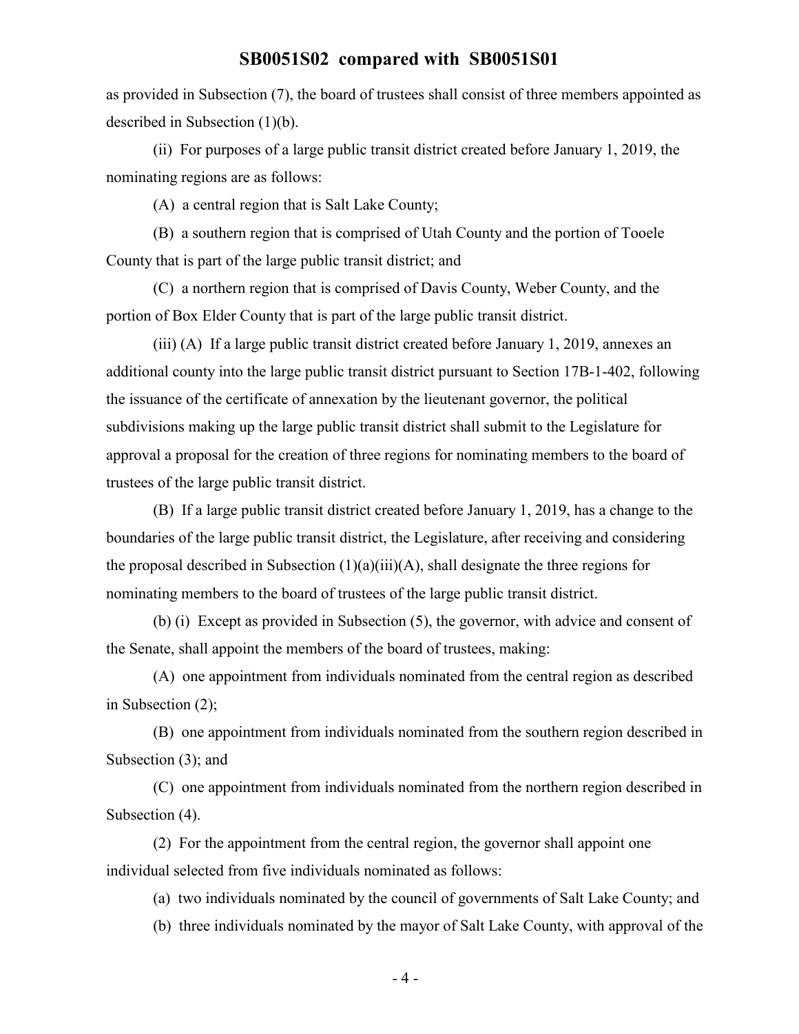as provided in Subsection (7), the board of trustees shall consist of three members appointed as described in Subsection (1)(b).

(ii) For purposes of a large public transit district created before January 1, 2019, the nominating regions are as follows:

(A) a central region that is Salt Lake County;

(B) a southern region that is comprised of Utah County and the portion of Tooele County that is part of the large public transit district; and

(C) a northern region that is comprised of Davis County, Weber County, and the portion of Box Elder County that is part of the large public transit district.

(iii) (A) If a large public transit district created before January 1, 2019, annexes an additional county into the large public transit district pursuant to Section 17B-1-402, following the issuance of the certificate of annexation by the lieutenant governor, the political subdivisions making up the large public transit district shall submit to the Legislature for approval a proposal for the creation of three regions for nominating members to the board of trustees of the large public transit district.

(B) If a large public transit district created before January 1, 2019, has a change to the boundaries of the large public transit district, the Legislature, after receiving and considering the proposal described in Subsection (1)(a)(iii)(A), shall designate the three regions for nominating members to the board of trustees of the large public transit district.

(b) (i) Except as provided in Subsection (5), the governor, with advice and consent of the Senate, shall appoint the members of the board of trustees, making:

(A) one appointment from individuals nominated from the central region as described in Subsection (2);

(B) one appointment from individuals nominated from the southern region described in Subsection (3); and

(C) one appointment from individuals nominated from the northern region described in Subsection (4).

(2) For the appointment from the central region, the governor shall appoint one individual selected from five individuals nominated as follows:

(a) two individuals nominated by the council of governments of Salt Lake County; and

(b) three individuals nominated by the mayor of Salt Lake County, with approval of the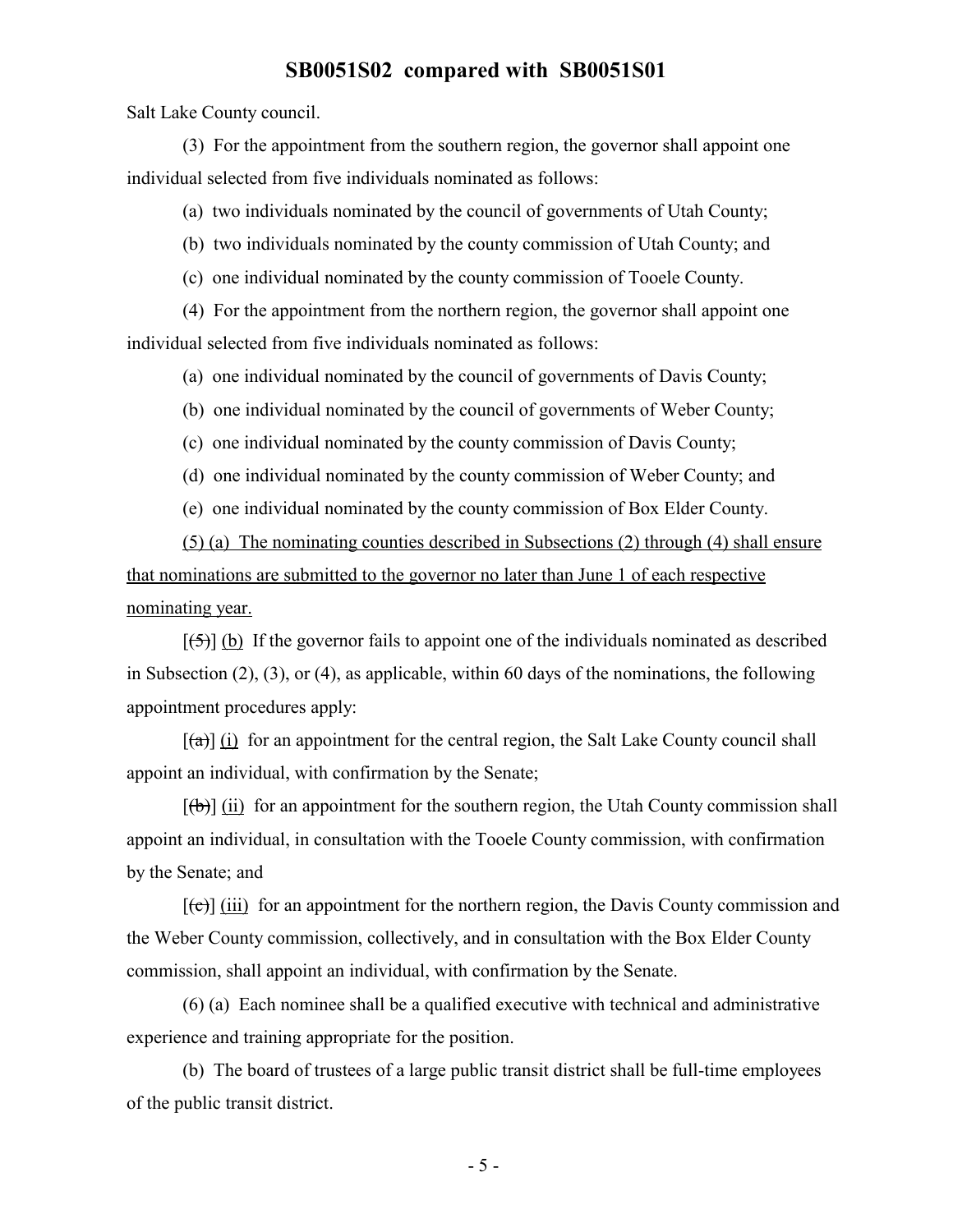Salt Lake County council.

(3) For the appointment from the southern region, the governor shall appoint one individual selected from five individuals nominated as follows:

(a) two individuals nominated by the council of governments of Utah County;

(b) two individuals nominated by the county commission of Utah County; and

(c) one individual nominated by the county commission of Tooele County.

(4) For the appointment from the northern region, the governor shall appoint one individual selected from five individuals nominated as follows:

(a) one individual nominated by the council of governments of Davis County;

(b) one individual nominated by the council of governments of Weber County;

(c) one individual nominated by the county commission of Davis County;

(d) one individual nominated by the county commission of Weber County; and

(e) one individual nominated by the county commission of Box Elder County.

(5) (a) The nominating counties described in Subsections (2) through (4) shall ensure that nominations are submitted to the governor no later than June 1 of each respective nominating year.

[~~(5)~~] (b) If the governor fails to appoint one of the individuals nominated as described in Subsection (2), (3), or (4), as applicable, within 60 days of the nominations, the following appointment procedures apply:

[~~(a)~~] (i) for an appointment for the central region, the Salt Lake County council shall appoint an individual, with confirmation by the Senate;

[~~(b)~~] (ii) for an appointment for the southern region, the Utah County commission shall appoint an individual, in consultation with the Tooele County commission, with confirmation by the Senate; and

[~~(c)~~] (iii) for an appointment for the northern region, the Davis County commission and the Weber County commission, collectively, and in consultation with the Box Elder County commission, shall appoint an individual, with confirmation by the Senate.

(6) (a) Each nominee shall be a qualified executive with technical and administrative experience and training appropriate for the position.

(b) The board of trustees of a large public transit district shall be full-time employees of the public transit district.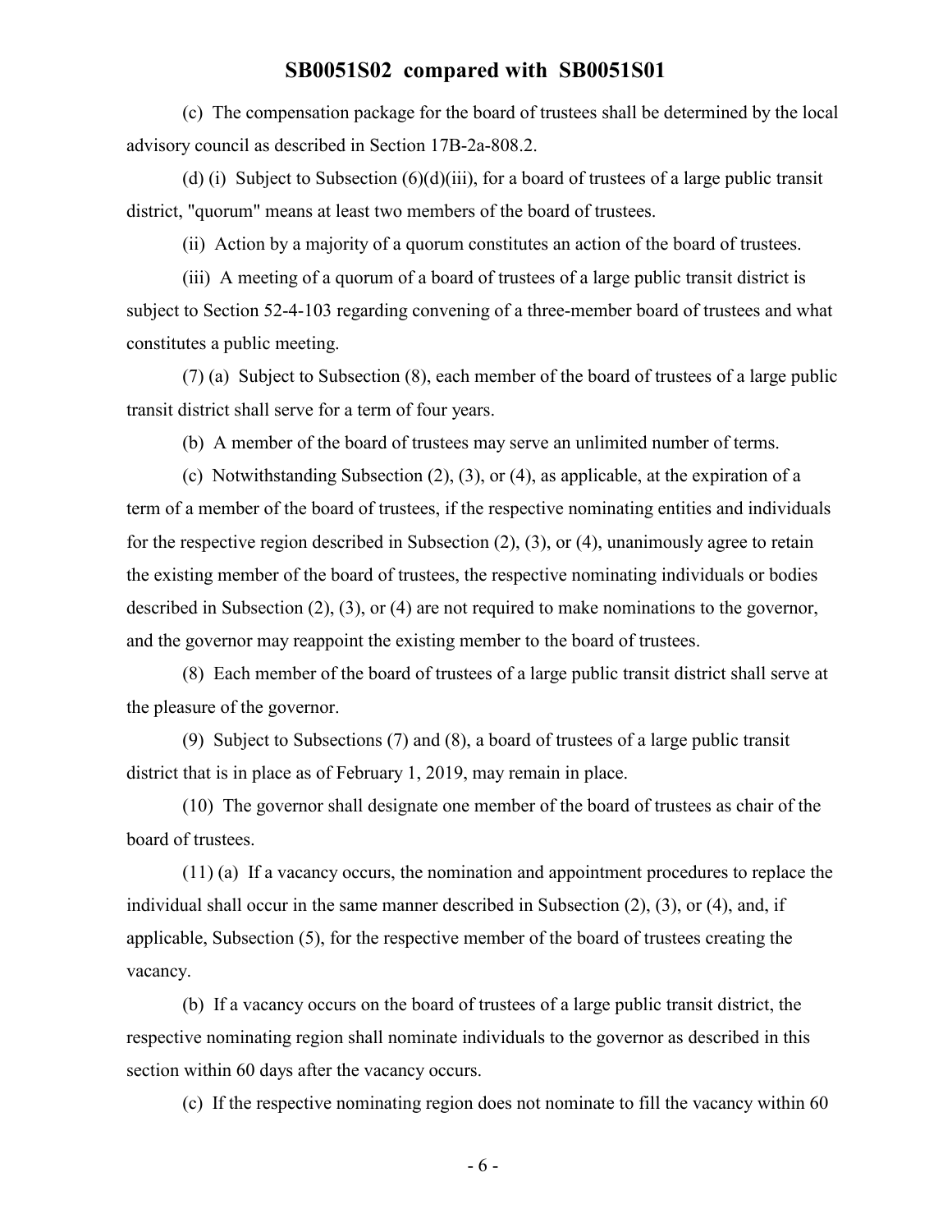(c) The compensation package for the board of trustees shall be determined by the local advisory council as described in Section 17B-2a-808.2.

(d) (i) Subject to Subsection (6)(d)(iii), for a board of trustees of a large public transit district, "quorum" means at least two members of the board of trustees.

(ii) Action by a majority of a quorum constitutes an action of the board of trustees.

(iii) A meeting of a quorum of a board of trustees of a large public transit district is subject to Section 52-4-103 regarding convening of a three-member board of trustees and what constitutes a public meeting.

(7) (a) Subject to Subsection (8), each member of the board of trustees of a large public transit district shall serve for a term of four years.

(b) A member of the board of trustees may serve an unlimited number of terms.

(c) Notwithstanding Subsection (2), (3), or (4), as applicable, at the expiration of a term of a member of the board of trustees, if the respective nominating entities and individuals for the respective region described in Subsection (2), (3), or (4), unanimously agree to retain the existing member of the board of trustees, the respective nominating individuals or bodies described in Subsection (2), (3), or (4) are not required to make nominations to the governor, and the governor may reappoint the existing member to the board of trustees.

(8) Each member of the board of trustees of a large public transit district shall serve at the pleasure of the governor.

(9) Subject to Subsections (7) and (8), a board of trustees of a large public transit district that is in place as of February 1, 2019, may remain in place.

(10) The governor shall designate one member of the board of trustees as chair of the board of trustees.

(11) (a) If a vacancy occurs, the nomination and appointment procedures to replace the individual shall occur in the same manner described in Subsection (2), (3), or (4), and, if applicable, Subsection (5), for the respective member of the board of trustees creating the vacancy.

(b) If a vacancy occurs on the board of trustees of a large public transit district, the respective nominating region shall nominate individuals to the governor as described in this section within 60 days after the vacancy occurs.

(c) If the respective nominating region does not nominate to fill the vacancy within 60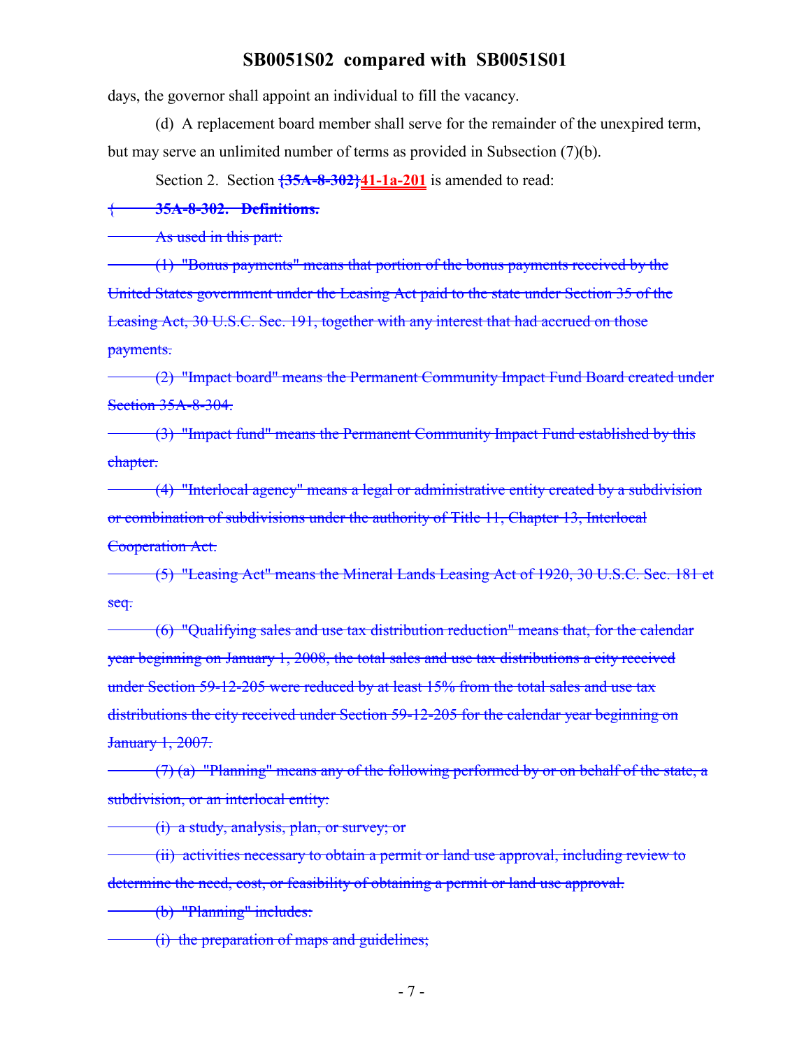days, the governor shall appoint an individual to fill the vacancy.

(d) A replacement board member shall serve for the remainder of the unexpired term, but may serve an unlimited number of terms as provided in Subsection (7)(b).

Section 2. Section ~~{35A-8-302}~~**41-1a-201** is amended to read:

~~{ **35A-8-302. Definitions.**~~

~~As used in this part:~~

~~(1) "Bonus payments" means that portion of the bonus payments received by the United States government under the Leasing Act paid to the state under Section 35 of the Leasing Act, 30 U.S.C. Sec. 191, together with any interest that had accrued on those payments.~~

~~(2) "Impact board" means the Permanent Community Impact Fund Board created under Section 35A-8-304.~~

~~(3) "Impact fund" means the Permanent Community Impact Fund established by this chapter.~~

~~(4) "Interlocal agency" means a legal or administrative entity created by a subdivision or combination of subdivisions under the authority of Title 11, Chapter 13, Interlocal Cooperation Act.~~

~~(5) "Leasing Act" means the Mineral Lands Leasing Act of 1920, 30 U.S.C. Sec. 181 et seq.~~

~~(6) "Qualifying sales and use tax distribution reduction" means that, for the calendar year beginning on January 1, 2008, the total sales and use tax distributions a city received under Section 59-12-205 were reduced by at least 15% from the total sales and use tax distributions the city received under Section 59-12-205 for the calendar year beginning on January 1, 2007.~~

~~(7) (a) "Planning" means any of the following performed by or on behalf of the state, a subdivision, or an interlocal entity:~~

~~(i) a study, analysis, plan, or survey; or~~

~~(ii) activities necessary to obtain a permit or land use approval, including review to determine the need, cost, or feasibility of obtaining a permit or land use approval.~~

~~(b) "Planning" includes:~~

~~(i) the preparation of maps and guidelines;~~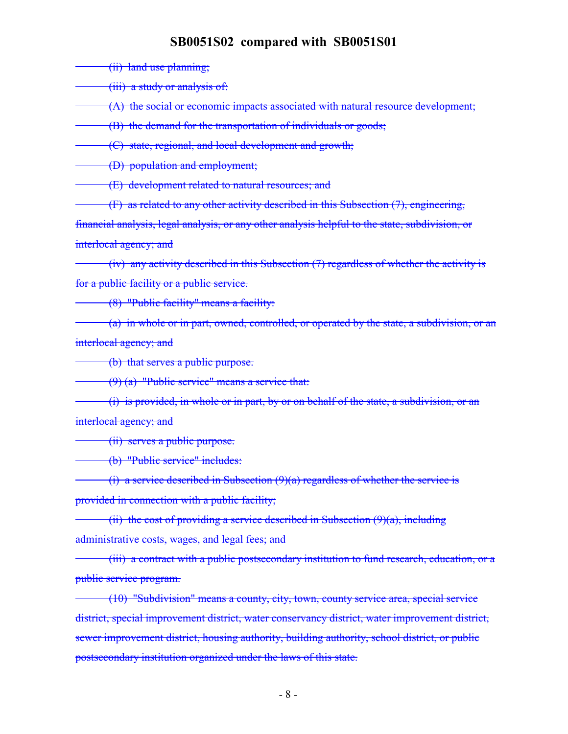~~(ii) land use planning;~~

~~(iii) a study or analysis of:~~

~~(A) the social or economic impacts associated with natural resource development;~~

~~(B) the demand for the transportation of individuals or goods;~~

~~(C) state, regional, and local development and growth;~~

~~(D) population and employment;~~

~~(E) development related to natural resources; and~~

~~(F) as related to any other activity described in this Subsection (7), engineering, financial analysis, legal analysis, or any other analysis helpful to the state, subdivision, or interlocal agency; and~~

~~(iv) any activity described in this Subsection (7) regardless of whether the activity is for a public facility or a public service.~~

~~(8) "Public facility" means a facility:~~

~~(a) in whole or in part, owned, controlled, or operated by the state, a subdivision, or an interlocal agency; and~~

~~(b) that serves a public purpose.~~

~~(9) (a) "Public service" means a service that:~~

~~(i) is provided, in whole or in part, by or on behalf of the state, a subdivision, or an interlocal agency; and~~

~~(ii) serves a public purpose.~~

~~(b) "Public service" includes:~~

~~(i) a service described in Subsection (9)(a) regardless of whether the service is provided in connection with a public facility;~~

~~(ii) the cost of providing a service described in Subsection (9)(a), including administrative costs, wages, and legal fees; and~~

~~(iii) a contract with a public postsecondary institution to fund research, education, or a public service program.~~

~~(10) "Subdivision" means a county, city, town, county service area, special service district, special improvement district, water conservancy district, water improvement district, sewer improvement district, housing authority, building authority, school district, or public postsecondary institution organized under the laws of this state.~~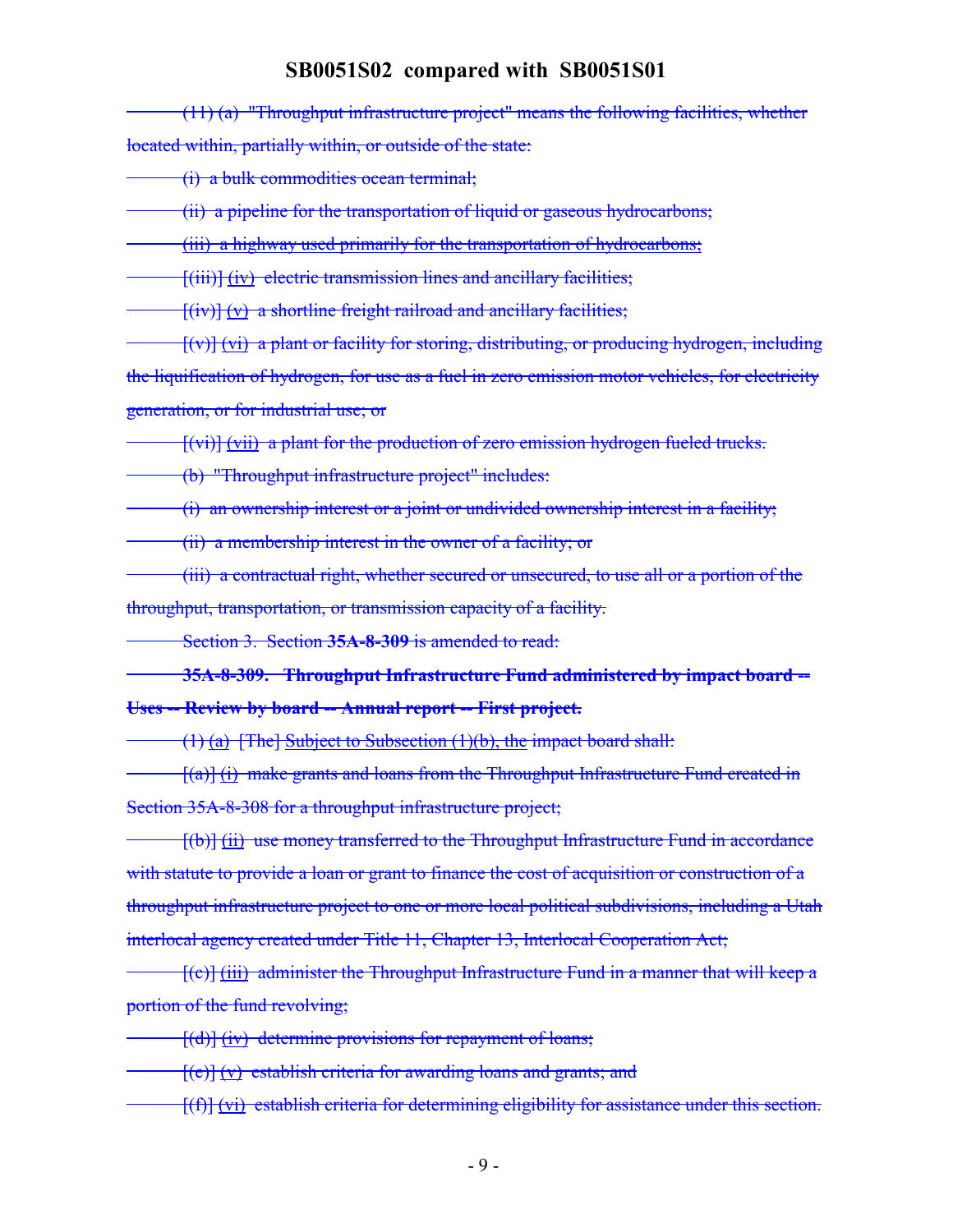~~(11) (a) "Throughput infrastructure project" means the following facilities, whether located within, partially within, or outside of the state:~~

~~(i) a bulk commodities ocean terminal;~~

~~(ii) a pipeline for the transportation of liquid or gaseous hydrocarbons;~~

~~(iii) a highway used primarily for the transportation of hydrocarbons;~~

~~[(iii)] (iv) electric transmission lines and ancillary facilities;~~

~~[(iv)] (v) a shortline freight railroad and ancillary facilities;~~

~~[(v)] (vi) a plant or facility for storing, distributing, or producing hydrogen, including the liquification of hydrogen, for use as a fuel in zero emission motor vehicles, for electricity generation, or for industrial use; or~~

~~[(vi)] (vii) a plant for the production of zero emission hydrogen fueled trucks.~~

~~(b) "Throughput infrastructure project" includes:~~

~~(i) an ownership interest or a joint or undivided ownership interest in a facility;~~

~~(ii) a membership interest in the owner of a facility; or~~

~~(iii) a contractual right, whether secured or unsecured, to use all or a portion of the throughput, transportation, or transmission capacity of a facility.~~

~~Section 3. Section **35A-8-309** is amended to read:~~

~~**35A-8-309. Throughput Infrastructure Fund administered by impact board -- Uses -- Review by board -- Annual report -- First project.**~~

~~(1) (a) [The] Subject to Subsection (1)(b), the impact board shall:~~

~~[(a)] (i) make grants and loans from the Throughput Infrastructure Fund created in Section 35A-8-308 for a throughput infrastructure project;~~

~~[(b)] (ii) use money transferred to the Throughput Infrastructure Fund in accordance with statute to provide a loan or grant to finance the cost of acquisition or construction of a throughput infrastructure project to one or more local political subdivisions, including a Utah interlocal agency created under Title 11, Chapter 13, Interlocal Cooperation Act;~~

~~[(c)] (iii) administer the Throughput Infrastructure Fund in a manner that will keep a portion of the fund revolving;~~

~~[(d)] (iv) determine provisions for repayment of loans;~~

~~[(e)] (v) establish criteria for awarding loans and grants; and~~

~~[(f)] (vi) establish criteria for determining eligibility for assistance under this section.~~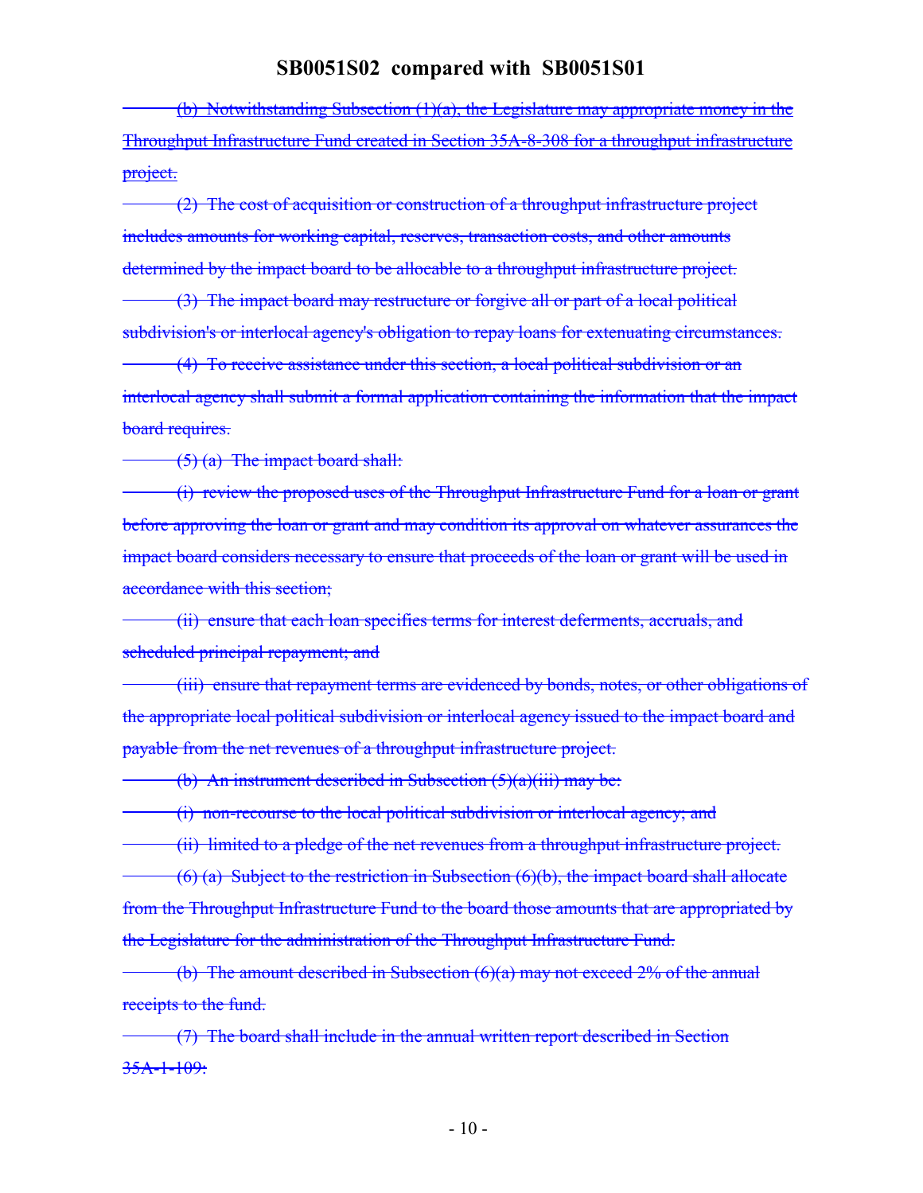~~(b) Notwithstanding Subsection (1)(a), the Legislature may appropriate money in the Throughput Infrastructure Fund created in Section 35A-8-308 for a throughput infrastructure project.~~

~~(2) The cost of acquisition or construction of a throughput infrastructure project includes amounts for working capital, reserves, transaction costs, and other amounts determined by the impact board to be allocable to a throughput infrastructure project.~~

~~(3) The impact board may restructure or forgive all or part of a local political subdivision's or interlocal agency's obligation to repay loans for extenuating circumstances.~~

~~(4) To receive assistance under this section, a local political subdivision or an interlocal agency shall submit a formal application containing the information that the impact board requires.~~

~~(5) (a) The impact board shall:~~

~~(i) review the proposed uses of the Throughput Infrastructure Fund for a loan or grant before approving the loan or grant and may condition its approval on whatever assurances the impact board considers necessary to ensure that proceeds of the loan or grant will be used in accordance with this section;~~

~~(ii) ensure that each loan specifies terms for interest deferments, accruals, and scheduled principal repayment; and~~

~~(iii) ensure that repayment terms are evidenced by bonds, notes, or other obligations of the appropriate local political subdivision or interlocal agency issued to the impact board and payable from the net revenues of a throughput infrastructure project.~~

~~(b) An instrument described in Subsection (5)(a)(iii) may be:~~

~~(i) non-recourse to the local political subdivision or interlocal agency; and~~

~~(ii) limited to a pledge of the net revenues from a throughput infrastructure project.~~

~~(6) (a) Subject to the restriction in Subsection (6)(b), the impact board shall allocate from the Throughput Infrastructure Fund to the board those amounts that are appropriated by the Legislature for the administration of the Throughput Infrastructure Fund.~~

~~(b) The amount described in Subsection (6)(a) may not exceed 2% of the annual receipts to the fund.~~

~~(7) The board shall include in the annual written report described in Section 35A-1-109:~~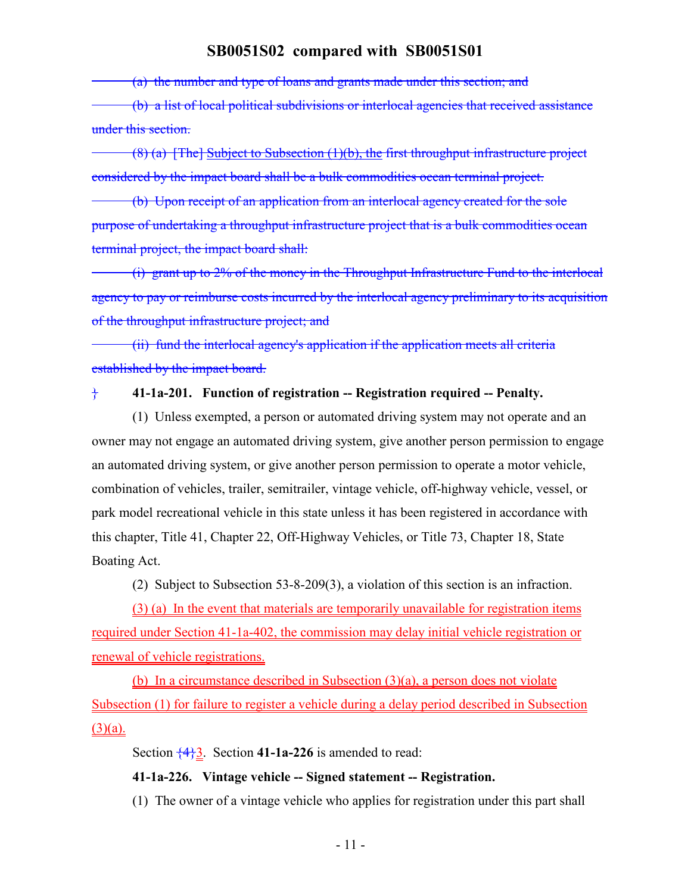~~(a) the number and type of loans and grants made under this section; and~~

~~(b) a list of local political subdivisions or interlocal agencies that received assistance under this section.~~

~~(8) (a) [The] Subject to Subsection (1)(b), the first throughput infrastructure project considered by the impact board shall be a bulk commodities ocean terminal project.~~

~~(b) Upon receipt of an application from an interlocal agency created for the sole purpose of undertaking a throughput infrastructure project that is a bulk commodities ocean terminal project, the impact board shall:~~

~~(i) grant up to 2% of the money in the Throughput Infrastructure Fund to the interlocal agency to pay or reimburse costs incurred by the interlocal agency preliminary to its acquisition of the throughput infrastructure project; and~~

~~(ii) fund the interlocal agency's application if the application meets all criteria established by the impact board.~~

} **41-1a-201. Function of registration -- Registration required -- Penalty.**

(1) Unless exempted, a person or automated driving system may not operate and an owner may not engage an automated driving system, give another person permission to engage an automated driving system, or give another person permission to operate a motor vehicle, combination of vehicles, trailer, semitrailer, vintage vehicle, off-highway vehicle, vessel, or park model recreational vehicle in this state unless it has been registered in accordance with this chapter, Title 41, Chapter 22, Off-Highway Vehicles, or Title 73, Chapter 18, State Boating Act.

(2) Subject to Subsection 53-8-209(3), a violation of this section is an infraction.

(3) (a) In the event that materials are temporarily unavailable for registration items required under Section 41-1a-402, the commission may delay initial vehicle registration or renewal of vehicle registrations.

(b) In a circumstance described in Subsection (3)(a), a person does not violate Subsection (1) for failure to register a vehicle during a delay period described in Subsection (3)(a).

Section {4}3. Section **41-1a-226** is amended to read:

**41-1a-226. Vintage vehicle -- Signed statement -- Registration.**

(1) The owner of a vintage vehicle who applies for registration under this part shall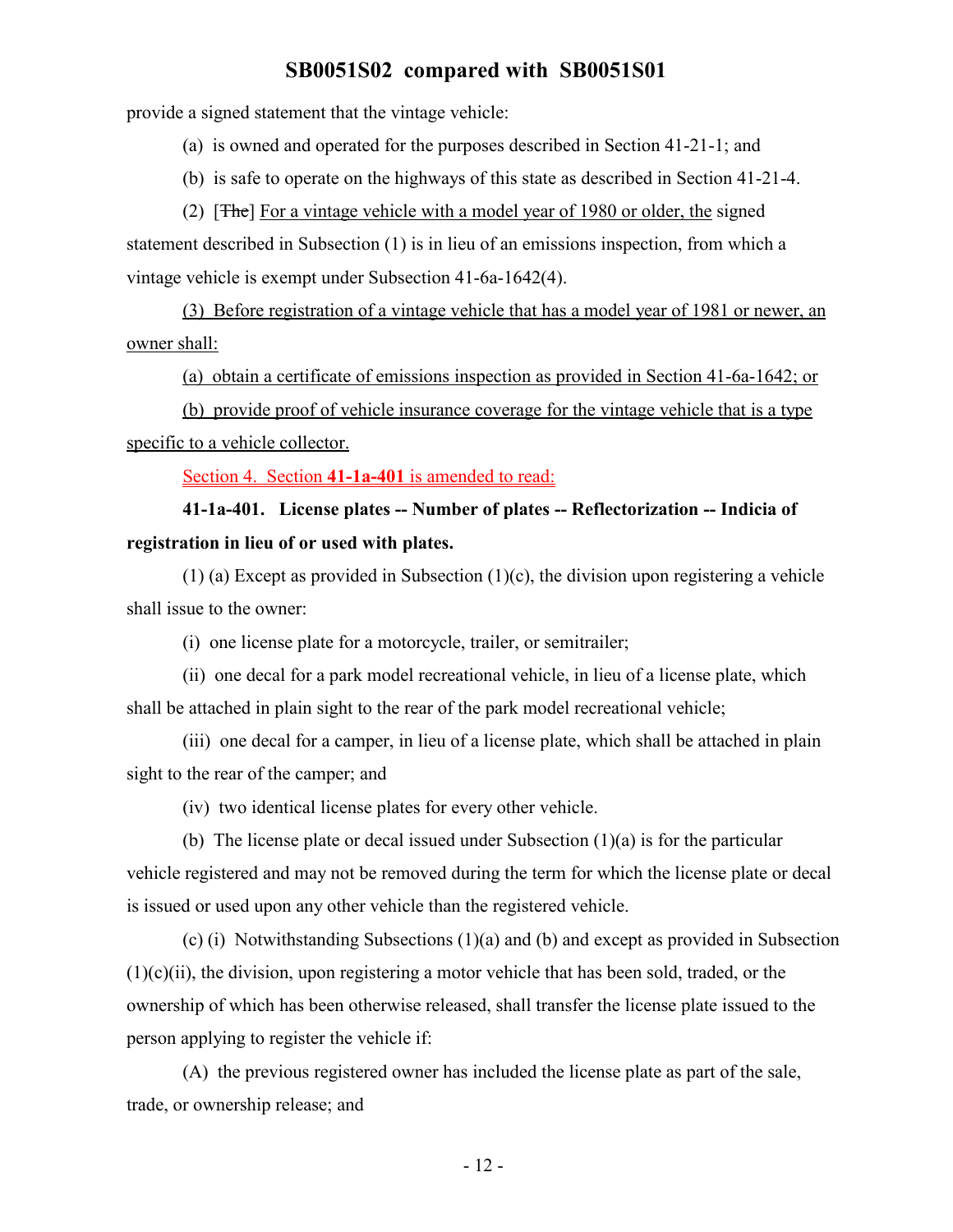provide a signed statement that the vintage vehicle:

(a) is owned and operated for the purposes described in Section 41-21-1; and

(b) is safe to operate on the highways of this state as described in Section 41-21-4.

(2) [~~The~~] For a vintage vehicle with a model year of 1980 or older, the signed statement described in Subsection (1) is in lieu of an emissions inspection, from which a vintage vehicle is exempt under Subsection 41-6a-1642(4).

(3) Before registration of a vintage vehicle that has a model year of 1981 or newer, an owner shall:

(a) obtain a certificate of emissions inspection as provided in Section 41-6a-1642; or

(b) provide proof of vehicle insurance coverage for the vintage vehicle that is a type specific to a vehicle collector.

Section 4. Section **41-1a-401** is amended to read:

**41-1a-401. License plates -- Number of plates -- Reflectorization -- Indicia of registration in lieu of or used with plates.**

(1) (a) Except as provided in Subsection (1)(c), the division upon registering a vehicle shall issue to the owner:

(i) one license plate for a motorcycle, trailer, or semitrailer;

(ii) one decal for a park model recreational vehicle, in lieu of a license plate, which shall be attached in plain sight to the rear of the park model recreational vehicle;

(iii) one decal for a camper, in lieu of a license plate, which shall be attached in plain sight to the rear of the camper; and

(iv) two identical license plates for every other vehicle.

(b) The license plate or decal issued under Subsection (1)(a) is for the particular vehicle registered and may not be removed during the term for which the license plate or decal is issued or used upon any other vehicle than the registered vehicle.

(c) (i) Notwithstanding Subsections (1)(a) and (b) and except as provided in Subsection (1)(c)(ii), the division, upon registering a motor vehicle that has been sold, traded, or the ownership of which has been otherwise released, shall transfer the license plate issued to the person applying to register the vehicle if:

(A) the previous registered owner has included the license plate as part of the sale, trade, or ownership release; and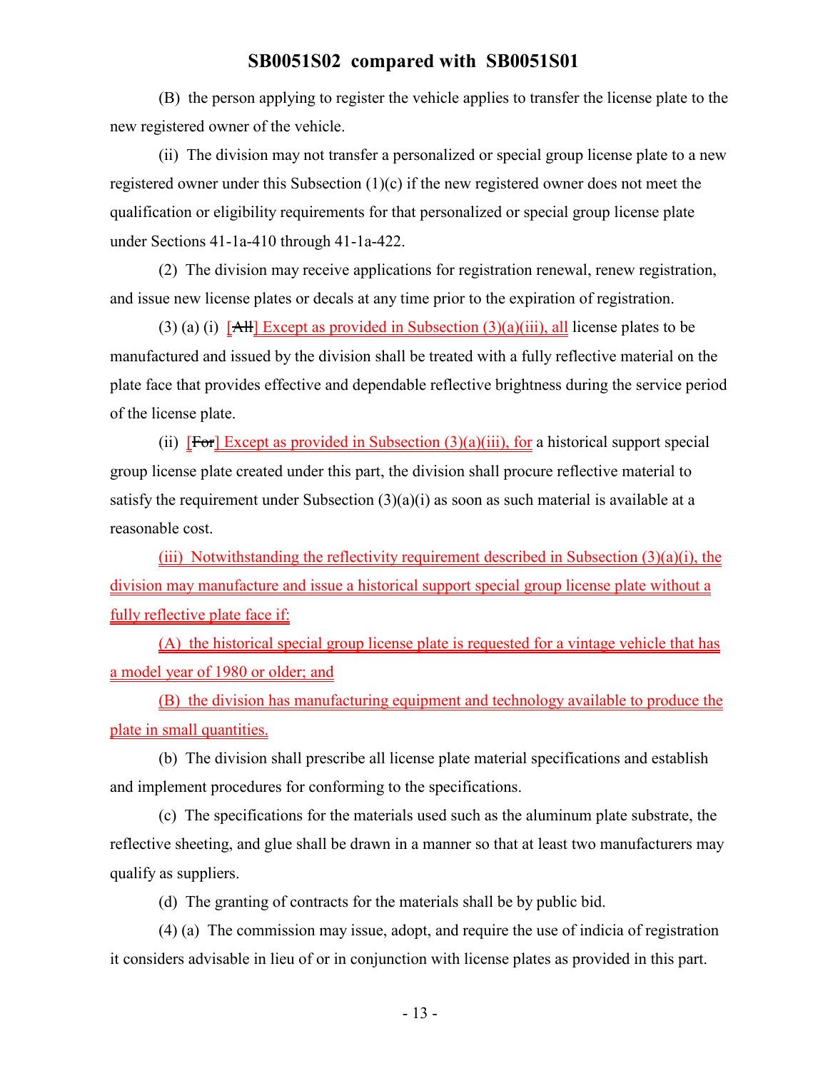(B) the person applying to register the vehicle applies to transfer the license plate to the new registered owner of the vehicle.

(ii) The division may not transfer a personalized or special group license plate to a new registered owner under this Subsection (1)(c) if the new registered owner does not meet the qualification or eligibility requirements for that personalized or special group license plate under Sections 41-1a-410 through 41-1a-422.

(2) The division may receive applications for registration renewal, renew registration, and issue new license plates or decals at any time prior to the expiration of registration.

(3) (a) (i) [~~All~~] Except as provided in Subsection (3)(a)(iii), all license plates to be manufactured and issued by the division shall be treated with a fully reflective material on the plate face that provides effective and dependable reflective brightness during the service period of the license plate.

(ii) [~~For~~] Except as provided in Subsection (3)(a)(iii), for a historical support special group license plate created under this part, the division shall procure reflective material to satisfy the requirement under Subsection (3)(a)(i) as soon as such material is available at a reasonable cost.

(iii) Notwithstanding the reflectivity requirement described in Subsection (3)(a)(i), the division may manufacture and issue a historical support special group license plate without a fully reflective plate face if:

(A) the historical special group license plate is requested for a vintage vehicle that has a model year of 1980 or older; and

(B) the division has manufacturing equipment and technology available to produce the plate in small quantities.

(b) The division shall prescribe all license plate material specifications and establish and implement procedures for conforming to the specifications.

(c) The specifications for the materials used such as the aluminum plate substrate, the reflective sheeting, and glue shall be drawn in a manner so that at least two manufacturers may qualify as suppliers.

(d) The granting of contracts for the materials shall be by public bid.

(4) (a) The commission may issue, adopt, and require the use of indicia of registration it considers advisable in lieu of or in conjunction with license plates as provided in this part.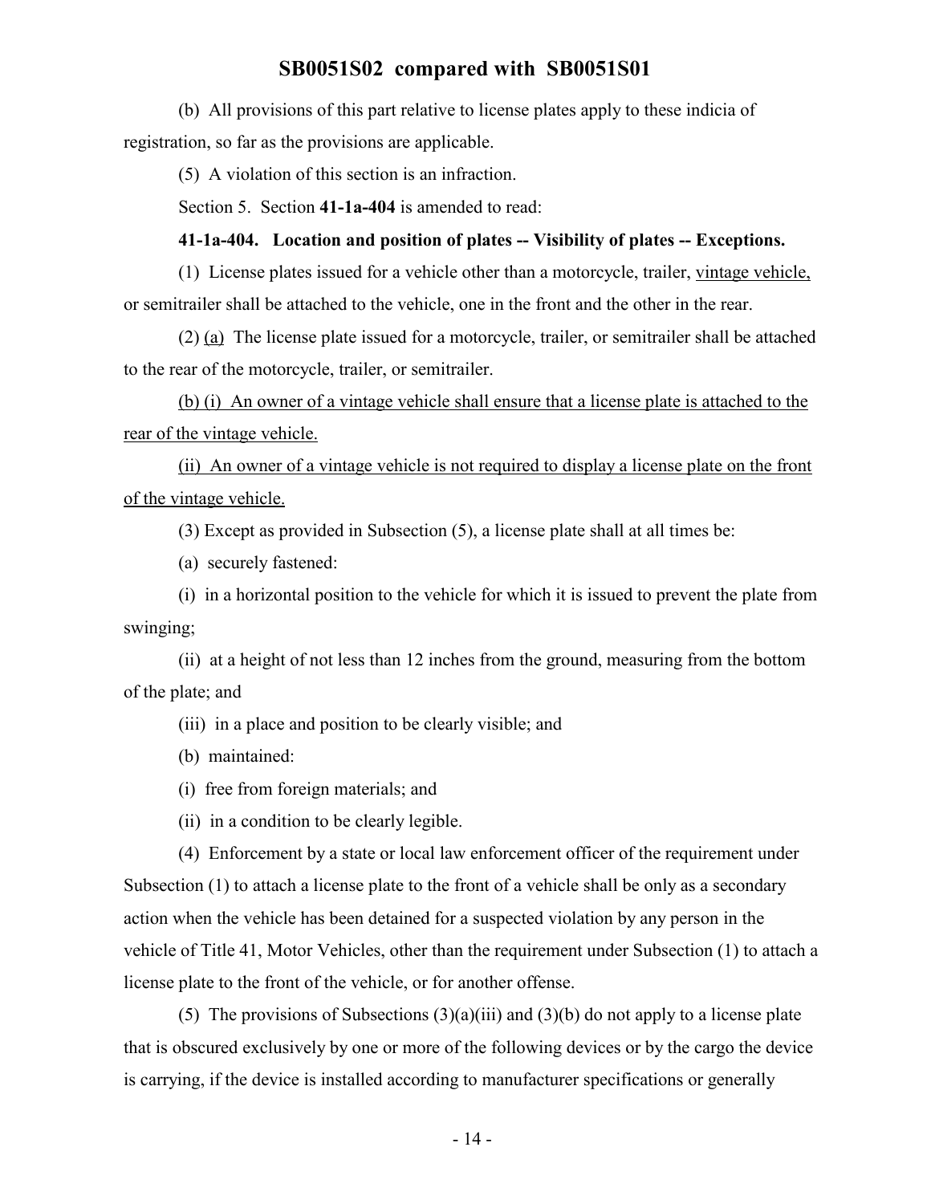(b) All provisions of this part relative to license plates apply to these indicia of registration, so far as the provisions are applicable.

(5) A violation of this section is an infraction.

Section 5. Section **41-1a-404** is amended to read:

**41-1a-404. Location and position of plates -- Visibility of plates -- Exceptions.**

(1) License plates issued for a vehicle other than a motorcycle, trailer, vintage vehicle, or semitrailer shall be attached to the vehicle, one in the front and the other in the rear.

(2) (a) The license plate issued for a motorcycle, trailer, or semitrailer shall be attached to the rear of the motorcycle, trailer, or semitrailer.

(b) (i) An owner of a vintage vehicle shall ensure that a license plate is attached to the rear of the vintage vehicle.

(ii) An owner of a vintage vehicle is not required to display a license plate on the front of the vintage vehicle.

(3) Except as provided in Subsection (5), a license plate shall at all times be:

(a) securely fastened:

(i) in a horizontal position to the vehicle for which it is issued to prevent the plate from swinging;

(ii) at a height of not less than 12 inches from the ground, measuring from the bottom of the plate; and

(iii) in a place and position to be clearly visible; and

(b) maintained:

(i) free from foreign materials; and

(ii) in a condition to be clearly legible.

(4) Enforcement by a state or local law enforcement officer of the requirement under Subsection (1) to attach a license plate to the front of a vehicle shall be only as a secondary action when the vehicle has been detained for a suspected violation by any person in the vehicle of Title 41, Motor Vehicles, other than the requirement under Subsection (1) to attach a license plate to the front of the vehicle, or for another offense.

(5) The provisions of Subsections (3)(a)(iii) and (3)(b) do not apply to a license plate that is obscured exclusively by one or more of the following devices or by the cargo the device is carrying, if the device is installed according to manufacturer specifications or generally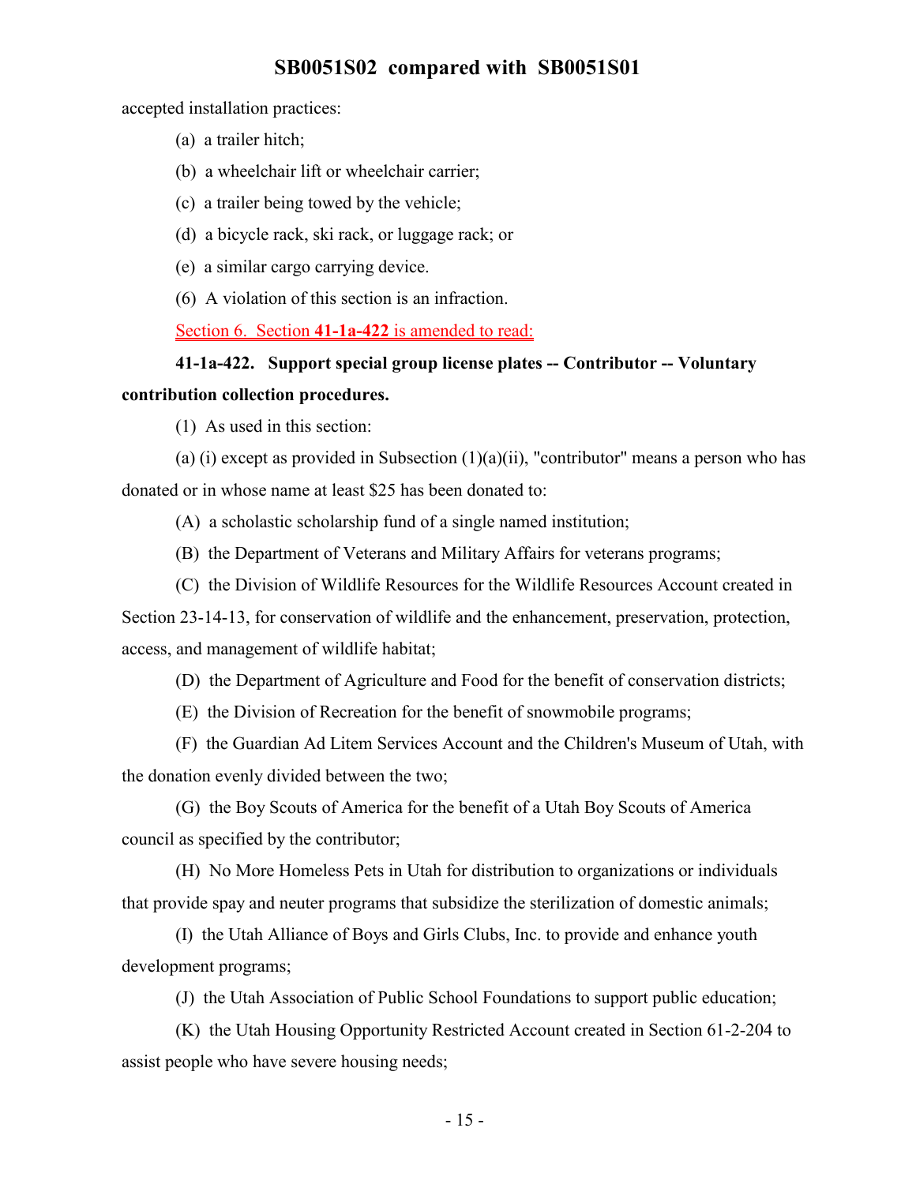accepted installation practices:

(a) a trailer hitch;

(b) a wheelchair lift or wheelchair carrier;

(c) a trailer being towed by the vehicle;

(d) a bicycle rack, ski rack, or luggage rack; or

(e) a similar cargo carrying device.

(6) A violation of this section is an infraction.

Section 6. Section **41-1a-422** is amended to read:

**41-1a-422. Support special group license plates -- Contributor -- Voluntary contribution collection procedures.**

(1) As used in this section:

(a) (i) except as provided in Subsection (1)(a)(ii), "contributor" means a person who has donated or in whose name at least $25 has been donated to:

(A) a scholastic scholarship fund of a single named institution;

(B) the Department of Veterans and Military Affairs for veterans programs;

(C) the Division of Wildlife Resources for the Wildlife Resources Account created in Section 23-14-13, for conservation of wildlife and the enhancement, preservation, protection, access, and management of wildlife habitat;

(D) the Department of Agriculture and Food for the benefit of conservation districts;

(E) the Division of Recreation for the benefit of snowmobile programs;

(F) the Guardian Ad Litem Services Account and the Children's Museum of Utah, with the donation evenly divided between the two;

(G) the Boy Scouts of America for the benefit of a Utah Boy Scouts of America council as specified by the contributor;

(H) No More Homeless Pets in Utah for distribution to organizations or individuals that provide spay and neuter programs that subsidize the sterilization of domestic animals;

(I) the Utah Alliance of Boys and Girls Clubs, Inc. to provide and enhance youth development programs;

(J) the Utah Association of Public School Foundations to support public education;

(K) the Utah Housing Opportunity Restricted Account created in Section 61-2-204 to assist people who have severe housing needs;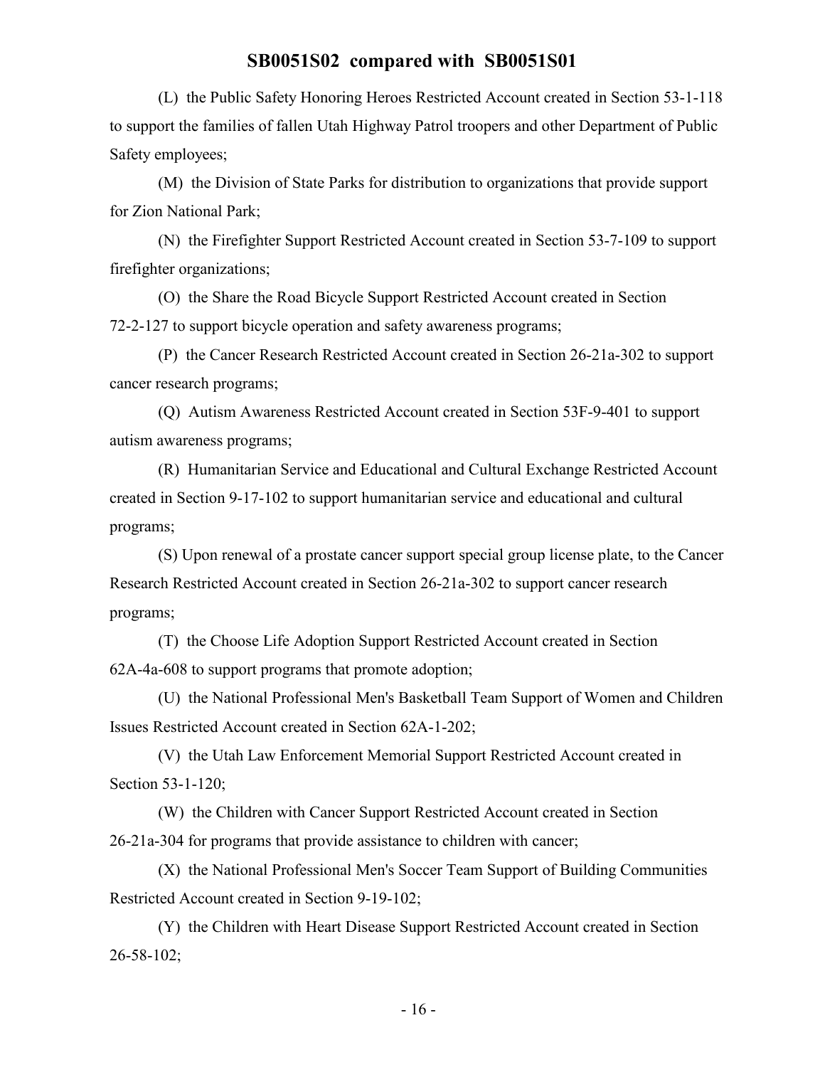(L) the Public Safety Honoring Heroes Restricted Account created in Section 53-1-118 to support the families of fallen Utah Highway Patrol troopers and other Department of Public Safety employees;

(M) the Division of State Parks for distribution to organizations that provide support for Zion National Park;

(N) the Firefighter Support Restricted Account created in Section 53-7-109 to support firefighter organizations;

(O) the Share the Road Bicycle Support Restricted Account created in Section 72-2-127 to support bicycle operation and safety awareness programs;

(P) the Cancer Research Restricted Account created in Section 26-21a-302 to support cancer research programs;

(Q) Autism Awareness Restricted Account created in Section 53F-9-401 to support autism awareness programs;

(R) Humanitarian Service and Educational and Cultural Exchange Restricted Account created in Section 9-17-102 to support humanitarian service and educational and cultural programs;

(S) Upon renewal of a prostate cancer support special group license plate, to the Cancer Research Restricted Account created in Section 26-21a-302 to support cancer research programs;

(T) the Choose Life Adoption Support Restricted Account created in Section 62A-4a-608 to support programs that promote adoption;

(U) the National Professional Men's Basketball Team Support of Women and Children Issues Restricted Account created in Section 62A-1-202;

(V) the Utah Law Enforcement Memorial Support Restricted Account created in Section 53-1-120;

(W) the Children with Cancer Support Restricted Account created in Section 26-21a-304 for programs that provide assistance to children with cancer;

(X) the National Professional Men's Soccer Team Support of Building Communities Restricted Account created in Section 9-19-102;

(Y) the Children with Heart Disease Support Restricted Account created in Section 26-58-102;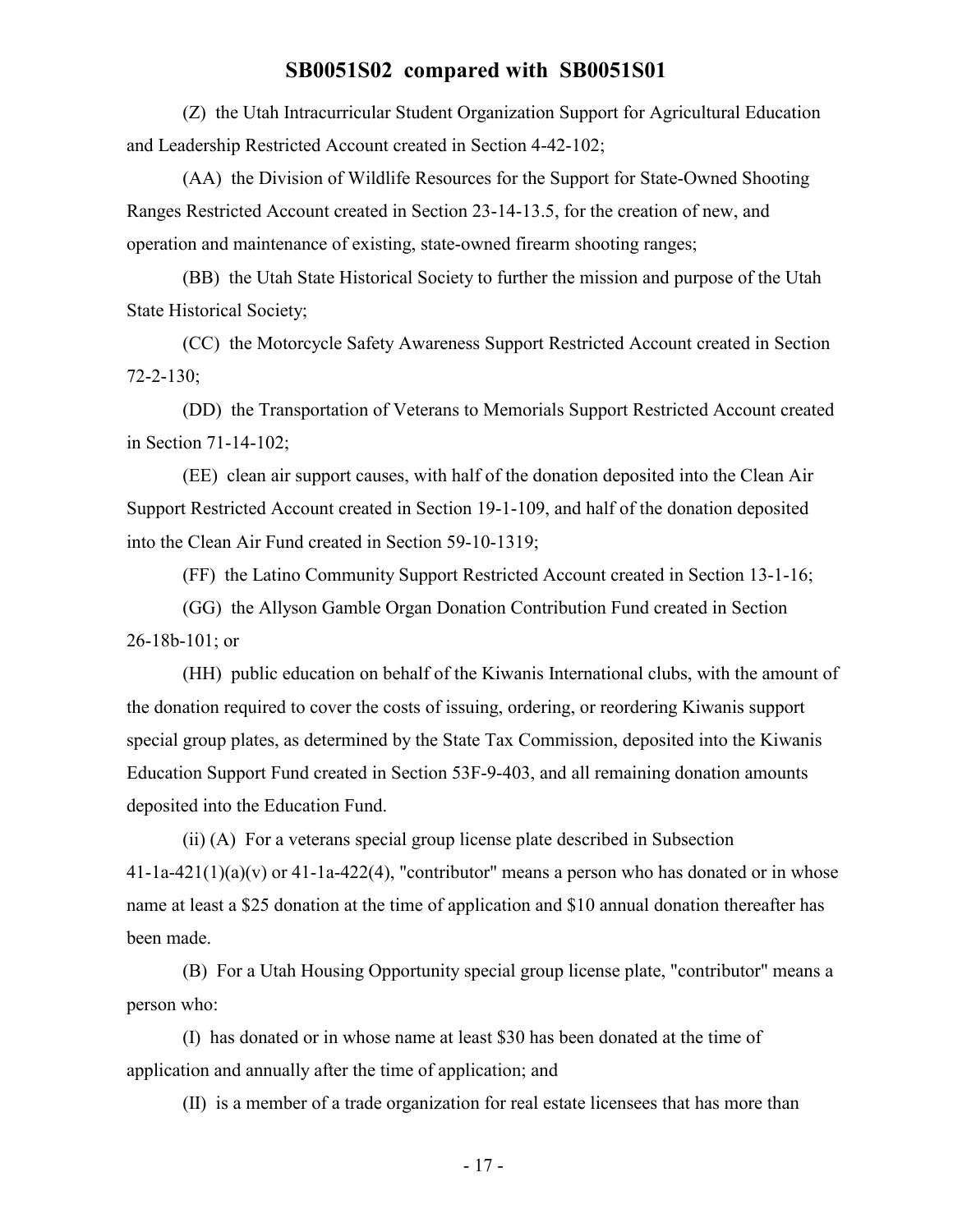(Z) the Utah Intracurricular Student Organization Support for Agricultural Education and Leadership Restricted Account created in Section 4-42-102;

(AA) the Division of Wildlife Resources for the Support for State-Owned Shooting Ranges Restricted Account created in Section 23-14-13.5, for the creation of new, and operation and maintenance of existing, state-owned firearm shooting ranges;

(BB) the Utah State Historical Society to further the mission and purpose of the Utah State Historical Society;

(CC) the Motorcycle Safety Awareness Support Restricted Account created in Section 72-2-130;

(DD) the Transportation of Veterans to Memorials Support Restricted Account created in Section 71-14-102;

(EE) clean air support causes, with half of the donation deposited into the Clean Air Support Restricted Account created in Section 19-1-109, and half of the donation deposited into the Clean Air Fund created in Section 59-10-1319;

(FF) the Latino Community Support Restricted Account created in Section 13-1-16;

(GG) the Allyson Gamble Organ Donation Contribution Fund created in Section 26-18b-101; or

(HH) public education on behalf of the Kiwanis International clubs, with the amount of the donation required to cover the costs of issuing, ordering, or reordering Kiwanis support special group plates, as determined by the State Tax Commission, deposited into the Kiwanis Education Support Fund created in Section 53F-9-403, and all remaining donation amounts deposited into the Education Fund.

(ii) (A) For a veterans special group license plate described in Subsection 41-1a-421(1)(a)(v) or 41-1a-422(4), "contributor" means a person who has donated or in whose name at least a $25 donation at the time of application and $10 annual donation thereafter has been made.

(B) For a Utah Housing Opportunity special group license plate, "contributor" means a person who:

(I) has donated or in whose name at least $30 has been donated at the time of application and annually after the time of application; and

(II) is a member of a trade organization for real estate licensees that has more than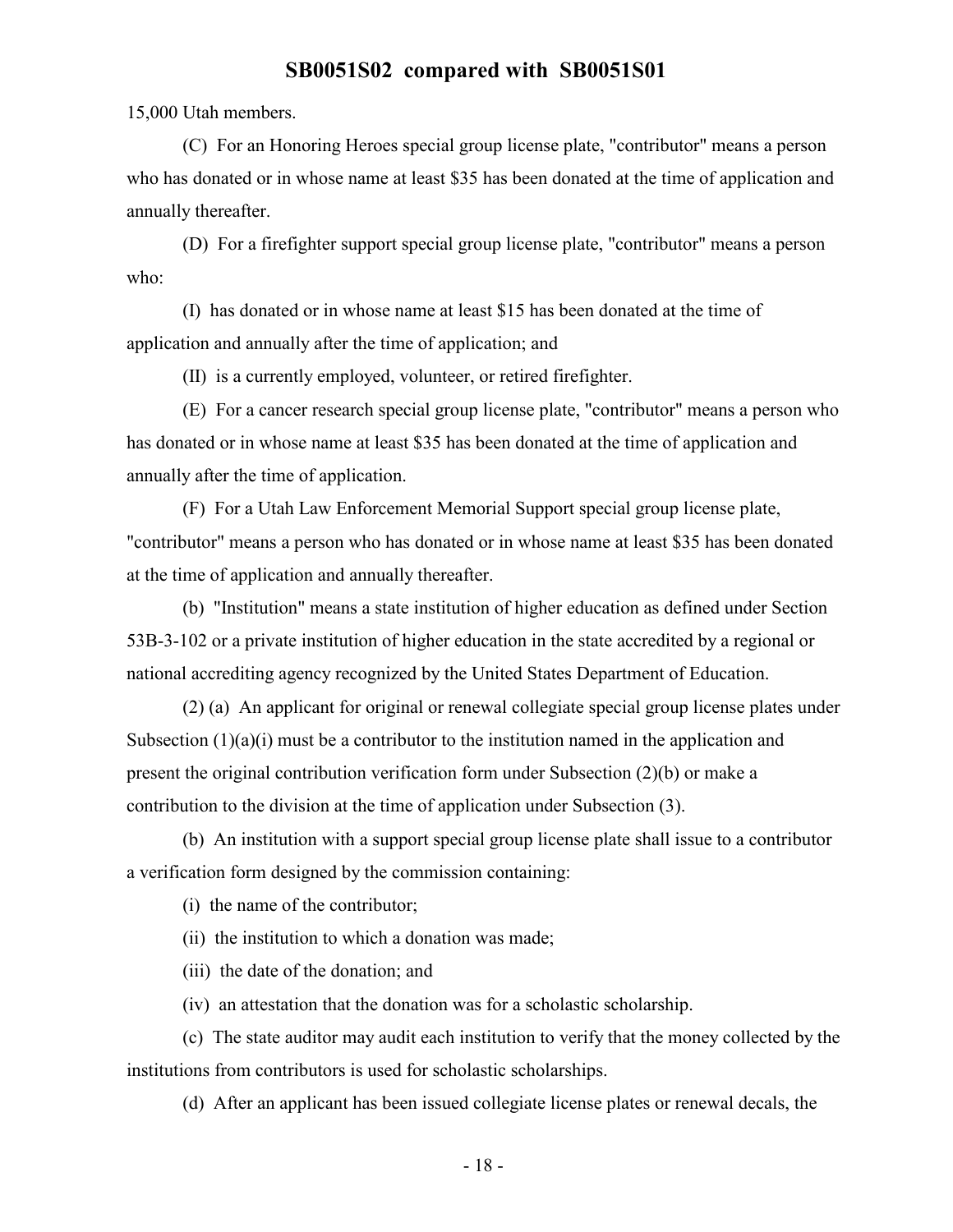15,000 Utah members.

(C) For an Honoring Heroes special group license plate, "contributor" means a person who has donated or in whose name at least $35 has been donated at the time of application and annually thereafter.

(D) For a firefighter support special group license plate, "contributor" means a person who:

(I) has donated or in whose name at least $15 has been donated at the time of application and annually after the time of application; and

(II) is a currently employed, volunteer, or retired firefighter.

(E) For a cancer research special group license plate, "contributor" means a person who has donated or in whose name at least $35 has been donated at the time of application and annually after the time of application.

(F) For a Utah Law Enforcement Memorial Support special group license plate, "contributor" means a person who has donated or in whose name at least $35 has been donated at the time of application and annually thereafter.

(b) "Institution" means a state institution of higher education as defined under Section 53B-3-102 or a private institution of higher education in the state accredited by a regional or national accrediting agency recognized by the United States Department of Education.

(2) (a) An applicant for original or renewal collegiate special group license plates under Subsection (1)(a)(i) must be a contributor to the institution named in the application and present the original contribution verification form under Subsection (2)(b) or make a contribution to the division at the time of application under Subsection (3).

(b) An institution with a support special group license plate shall issue to a contributor a verification form designed by the commission containing:

(i) the name of the contributor;

(ii) the institution to which a donation was made;

(iii) the date of the donation; and

(iv) an attestation that the donation was for a scholastic scholarship.

(c) The state auditor may audit each institution to verify that the money collected by the institutions from contributors is used for scholastic scholarships.

(d) After an applicant has been issued collegiate license plates or renewal decals, the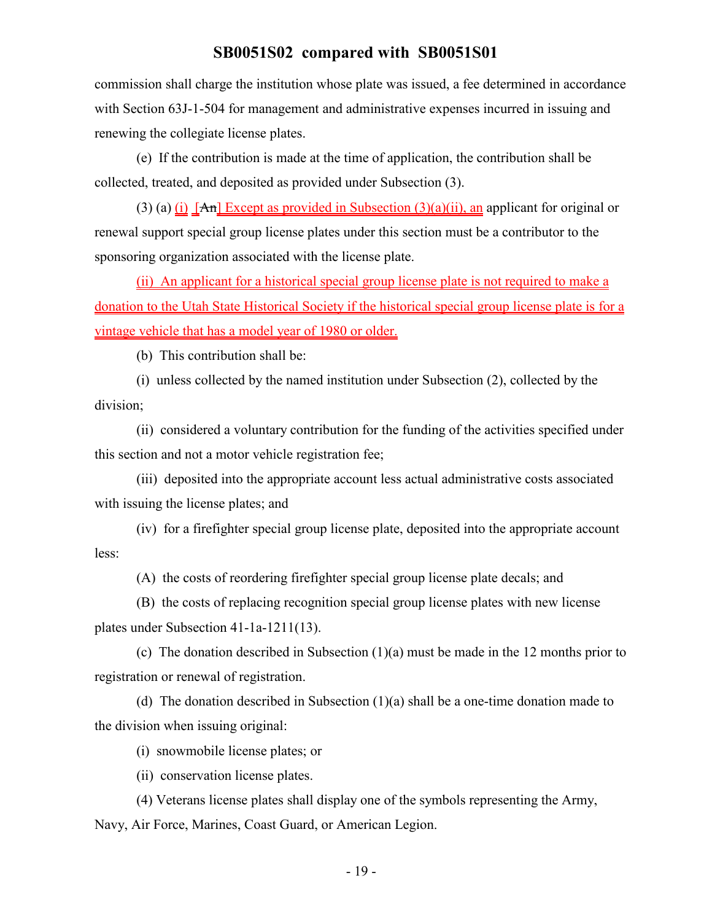commission shall charge the institution whose plate was issued, a fee determined in accordance with Section 63J-1-504 for management and administrative expenses incurred in issuing and renewing the collegiate license plates.

(e) If the contribution is made at the time of application, the contribution shall be collected, treated, and deposited as provided under Subsection (3).

(3) (a) (i) [~~An~~] Except as provided in Subsection (3)(a)(ii), an applicant for original or renewal support special group license plates under this section must be a contributor to the sponsoring organization associated with the license plate.

(ii) An applicant for a historical special group license plate is not required to make a donation to the Utah State Historical Society if the historical special group license plate is for a vintage vehicle that has a model year of 1980 or older.

(b) This contribution shall be:

(i) unless collected by the named institution under Subsection (2), collected by the division;

(ii) considered a voluntary contribution for the funding of the activities specified under this section and not a motor vehicle registration fee;

(iii) deposited into the appropriate account less actual administrative costs associated with issuing the license plates; and

(iv) for a firefighter special group license plate, deposited into the appropriate account less:

(A) the costs of reordering firefighter special group license plate decals; and

(B) the costs of replacing recognition special group license plates with new license plates under Subsection 41-1a-1211(13).

(c) The donation described in Subsection (1)(a) must be made in the 12 months prior to registration or renewal of registration.

(d) The donation described in Subsection (1)(a) shall be a one-time donation made to the division when issuing original:

(i) snowmobile license plates; or

(ii) conservation license plates.

(4) Veterans license plates shall display one of the symbols representing the Army, Navy, Air Force, Marines, Coast Guard, or American Legion.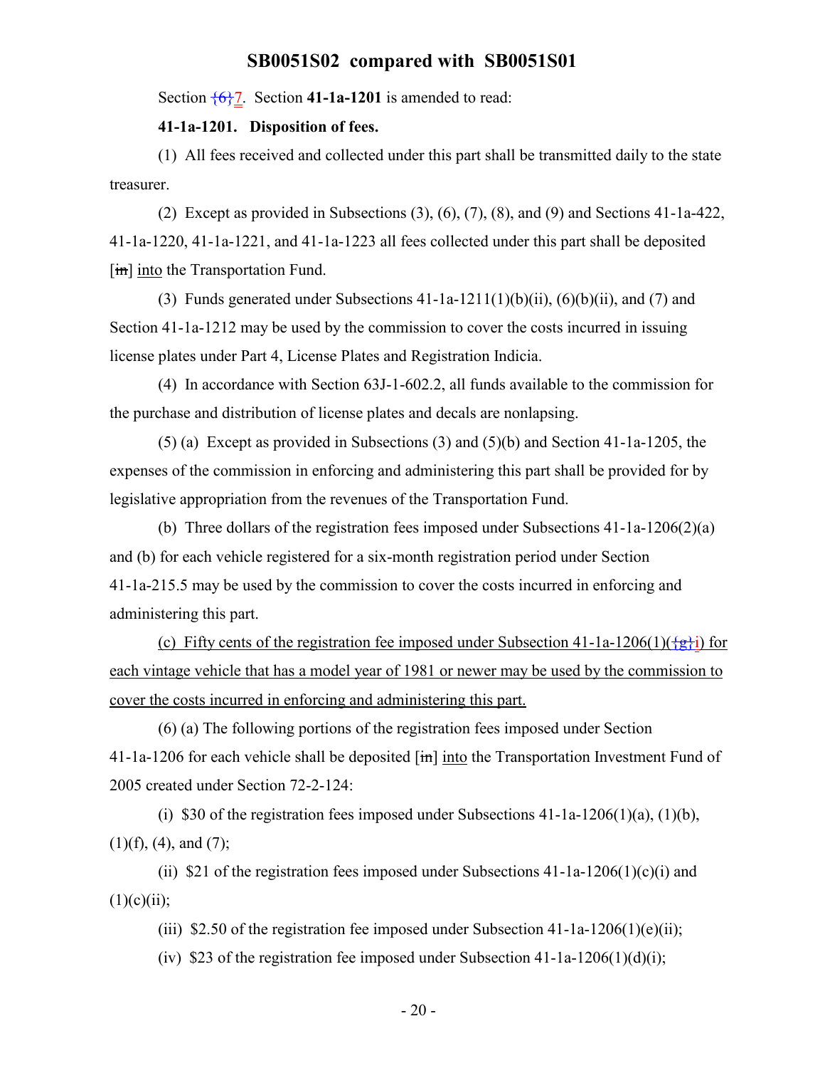Section {6}7. Section **41-1a-1201** is amended to read:

**41-1a-1201. Disposition of fees.**

(1) All fees received and collected under this part shall be transmitted daily to the state treasurer.

(2) Except as provided in Subsections (3), (6), (7), (8), and (9) and Sections 41-1a-422, 41-1a-1220, 41-1a-1221, and 41-1a-1223 all fees collected under this part shall be deposited [~~in~~] into the Transportation Fund.

(3) Funds generated under Subsections 41-1a-1211(1)(b)(ii), (6)(b)(ii), and (7) and Section 41-1a-1212 may be used by the commission to cover the costs incurred in issuing license plates under Part 4, License Plates and Registration Indicia.

(4) In accordance with Section 63J-1-602.2, all funds available to the commission for the purchase and distribution of license plates and decals are nonlapsing.

(5) (a) Except as provided in Subsections (3) and (5)(b) and Section 41-1a-1205, the expenses of the commission in enforcing and administering this part shall be provided for by legislative appropriation from the revenues of the Transportation Fund.

(b) Three dollars of the registration fees imposed under Subsections 41-1a-1206(2)(a) and (b) for each vehicle registered for a six-month registration period under Section 41-1a-215.5 may be used by the commission to cover the costs incurred in enforcing and administering this part.

(c) Fifty cents of the registration fee imposed under Subsection 41-1a-1206(1)({g}i) for each vintage vehicle that has a model year of 1981 or newer may be used by the commission to cover the costs incurred in enforcing and administering this part.

(6) (a) The following portions of the registration fees imposed under Section 41-1a-1206 for each vehicle shall be deposited [~~in~~] into the Transportation Investment Fund of 2005 created under Section 72-2-124:

(i) $30 of the registration fees imposed under Subsections 41-1a-1206(1)(a), (1)(b), (1)(f), (4), and (7);

(ii) $21 of the registration fees imposed under Subsections 41-1a-1206(1)(c)(i) and (1)(c)(ii);

(iii) $2.50 of the registration fee imposed under Subsection 41-1a-1206(1)(e)(ii);

(iv) $23 of the registration fee imposed under Subsection 41-1a-1206(1)(d)(i);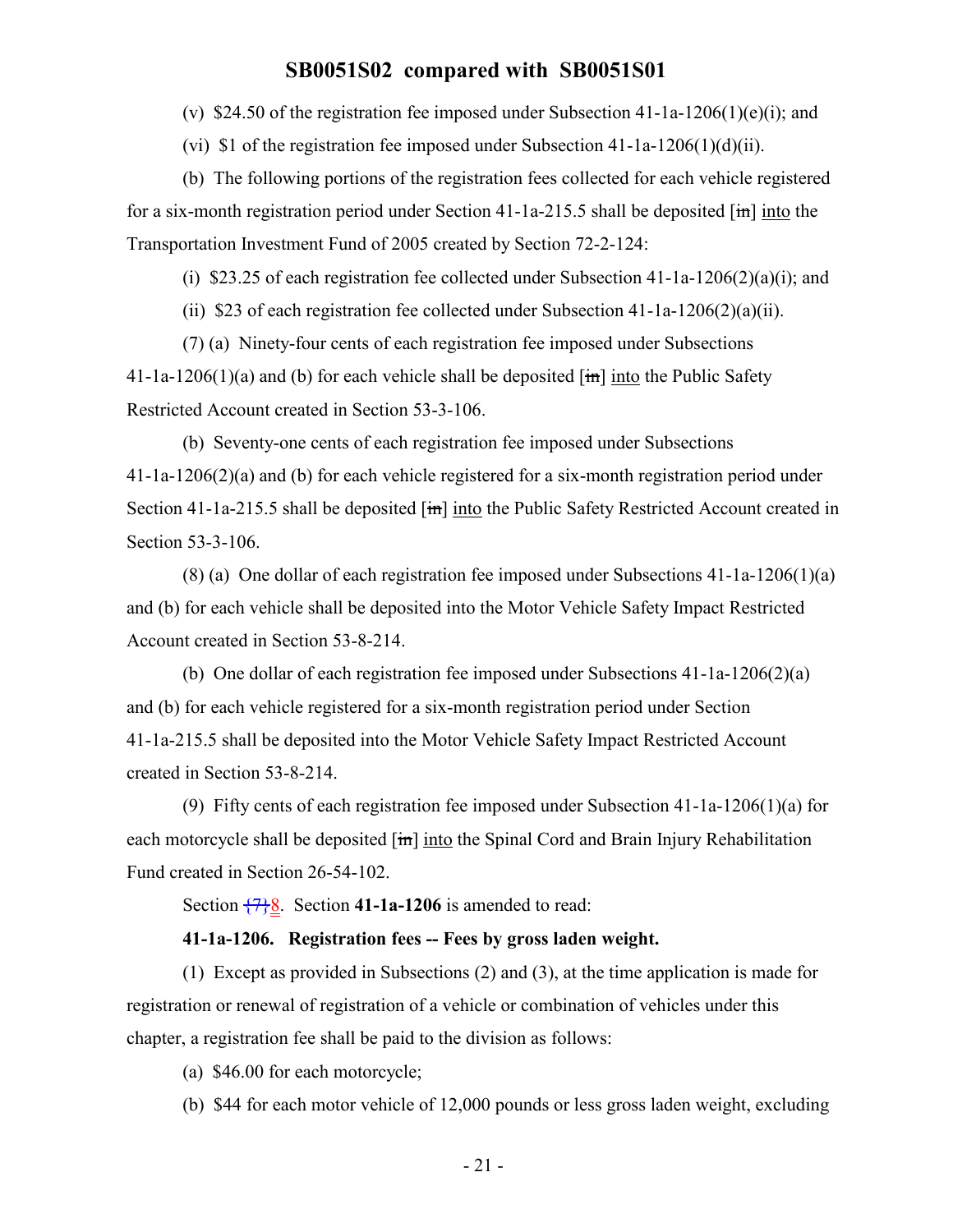(v) $24.50 of the registration fee imposed under Subsection 41-1a-1206(1)(e)(i); and

(vi) $1 of the registration fee imposed under Subsection 41-1a-1206(1)(d)(ii).

(b) The following portions of the registration fees collected for each vehicle registered for a six-month registration period under Section 41-1a-215.5 shall be deposited [~~in~~] into the Transportation Investment Fund of 2005 created by Section 72-2-124:

(i) $23.25 of each registration fee collected under Subsection 41-1a-1206(2)(a)(i); and

(ii) $23 of each registration fee collected under Subsection 41-1a-1206(2)(a)(ii).

(7) (a) Ninety-four cents of each registration fee imposed under Subsections 41-1a-1206(1)(a) and (b) for each vehicle shall be deposited [~~in~~] into the Public Safety Restricted Account created in Section 53-3-106.

(b) Seventy-one cents of each registration fee imposed under Subsections 41-1a-1206(2)(a) and (b) for each vehicle registered for a six-month registration period under Section 41-1a-215.5 shall be deposited [~~in~~] into the Public Safety Restricted Account created in Section 53-3-106.

(8) (a) One dollar of each registration fee imposed under Subsections 41-1a-1206(1)(a) and (b) for each vehicle shall be deposited into the Motor Vehicle Safety Impact Restricted Account created in Section 53-8-214.

(b) One dollar of each registration fee imposed under Subsections 41-1a-1206(2)(a) and (b) for each vehicle registered for a six-month registration period under Section 41-1a-215.5 shall be deposited into the Motor Vehicle Safety Impact Restricted Account created in Section 53-8-214.

(9) Fifty cents of each registration fee imposed under Subsection 41-1a-1206(1)(a) for each motorcycle shall be deposited [~~in~~] into the Spinal Cord and Brain Injury Rehabilitation Fund created in Section 26-54-102.

Section ~~{7}~~8. Section **41-1a-1206** is amended to read:

**41-1a-1206. Registration fees -- Fees by gross laden weight.**

(1) Except as provided in Subsections (2) and (3), at the time application is made for registration or renewal of registration of a vehicle or combination of vehicles under this chapter, a registration fee shall be paid to the division as follows:

(a) $46.00 for each motorcycle;

(b) $44 for each motor vehicle of 12,000 pounds or less gross laden weight, excluding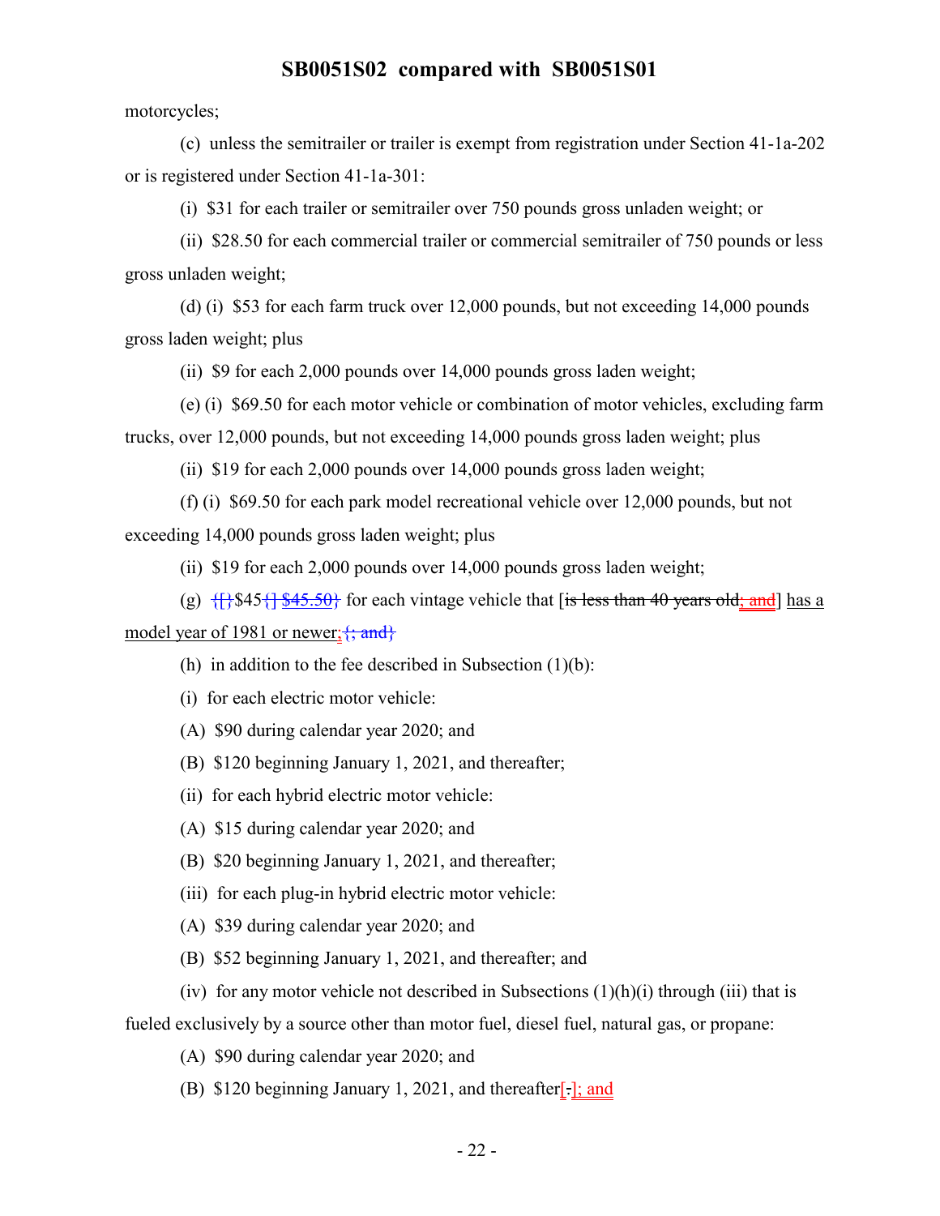motorcycles;

(c) unless the semitrailer or trailer is exempt from registration under Section 41-1a-202 or is registered under Section 41-1a-301:

(i) $31 for each trailer or semitrailer over 750 pounds gross unladen weight; or

(ii) $28.50 for each commercial trailer or commercial semitrailer of 750 pounds or less gross unladen weight;

(d) (i) $53 for each farm truck over 12,000 pounds, but not exceeding 14,000 pounds gross laden weight; plus

(ii) $9 for each 2,000 pounds over 14,000 pounds gross laden weight;

(e) (i) $69.50 for each motor vehicle or combination of motor vehicles, excluding farm trucks, over 12,000 pounds, but not exceeding 14,000 pounds gross laden weight; plus

(ii) $19 for each 2,000 pounds over 14,000 pounds gross laden weight;

(f) (i) $69.50 for each park model recreational vehicle over 12,000 pounds, but not exceeding 14,000 pounds gross laden weight; plus

(ii) $19 for each 2,000 pounds over 14,000 pounds gross laden weight;

(g) {[}$45{] $45.50} for each vintage vehicle that [~~is less than 40 years old~~; and] has a model year of 1981 or newer;{; and}

(h) in addition to the fee described in Subsection (1)(b):

(i) for each electric motor vehicle:

(A) $90 during calendar year 2020; and

(B) $120 beginning January 1, 2021, and thereafter;

(ii) for each hybrid electric motor vehicle:

(A) $15 during calendar year 2020; and

(B) $20 beginning January 1, 2021, and thereafter;

(iii) for each plug-in hybrid electric motor vehicle:

(A) $39 during calendar year 2020; and

(B) $52 beginning January 1, 2021, and thereafter; and

(iv) for any motor vehicle not described in Subsections (1)(h)(i) through (iii) that is fueled exclusively by a source other than motor fuel, diesel fuel, natural gas, or propane:

(A) $90 during calendar year 2020; and

(B) $120 beginning January 1, 2021, and thereafter[.]; and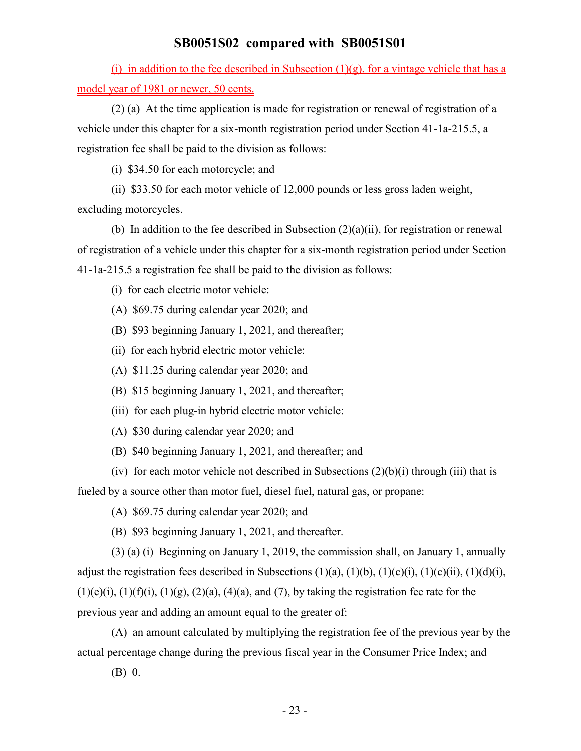**SB0051S02 compared with SB0051S01**

(i) in addition to the fee described in Subsection (1)(g), for a vintage vehicle that has a model year of 1981 or newer, 50 cents.

(2) (a) At the time application is made for registration or renewal of registration of a vehicle under this chapter for a six-month registration period under Section 41-1a-215.5, a registration fee shall be paid to the division as follows:

(i) $34.50 for each motorcycle; and

(ii) $33.50 for each motor vehicle of 12,000 pounds or less gross laden weight, excluding motorcycles.

(b) In addition to the fee described in Subsection (2)(a)(ii), for registration or renewal of registration of a vehicle under this chapter for a six-month registration period under Section 41-1a-215.5 a registration fee shall be paid to the division as follows:

(i) for each electric motor vehicle:

(A) $69.75 during calendar year 2020; and

(B) $93 beginning January 1, 2021, and thereafter;

(ii) for each hybrid electric motor vehicle:

(A) $11.25 during calendar year 2020; and

(B) $15 beginning January 1, 2021, and thereafter;

(iii) for each plug-in hybrid electric motor vehicle:

(A) $30 during calendar year 2020; and

(B) $40 beginning January 1, 2021, and thereafter; and

(iv) for each motor vehicle not described in Subsections (2)(b)(i) through (iii) that is fueled by a source other than motor fuel, diesel fuel, natural gas, or propane:

(A) $69.75 during calendar year 2020; and

(B) $93 beginning January 1, 2021, and thereafter.

(3) (a) (i) Beginning on January 1, 2019, the commission shall, on January 1, annually adjust the registration fees described in Subsections (1)(a), (1)(b), (1)(c)(i), (1)(c)(ii), (1)(d)(i), (1)(e)(i), (1)(f)(i), (1)(g), (2)(a), (4)(a), and (7), by taking the registration fee rate for the previous year and adding an amount equal to the greater of:

(A) an amount calculated by multiplying the registration fee of the previous year by the actual percentage change during the previous fiscal year in the Consumer Price Index; and

(B) 0.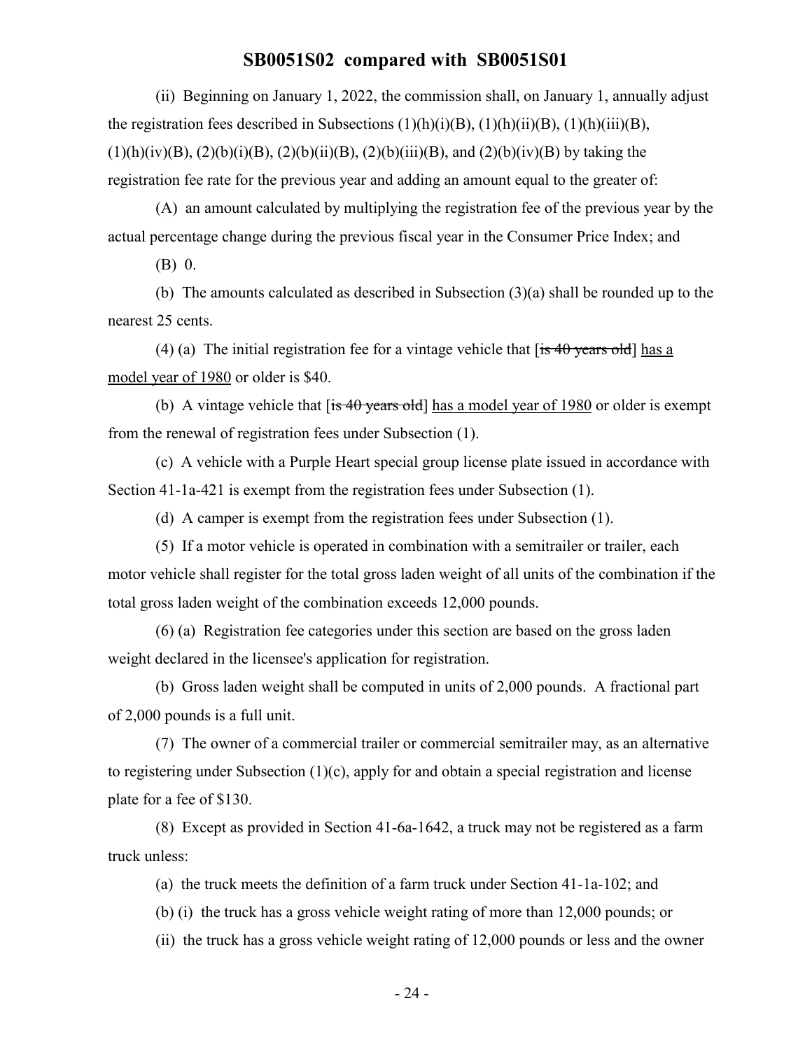(ii) Beginning on January 1, 2022, the commission shall, on January 1, annually adjust the registration fees described in Subsections (1)(h)(i)(B), (1)(h)(ii)(B), (1)(h)(iii)(B), (1)(h)(iv)(B), (2)(b)(i)(B), (2)(b)(ii)(B), (2)(b)(iii)(B), and (2)(b)(iv)(B) by taking the registration fee rate for the previous year and adding an amount equal to the greater of:

(A) an amount calculated by multiplying the registration fee of the previous year by the actual percentage change during the previous fiscal year in the Consumer Price Index; and

(B) 0.

(b) The amounts calculated as described in Subsection (3)(a) shall be rounded up to the nearest 25 cents.

(4) (a) The initial registration fee for a vintage vehicle that [~~is 40 years old~~] has a model year of 1980 or older is $40.

(b) A vintage vehicle that [~~is 40 years old~~] has a model year of 1980 or older is exempt from the renewal of registration fees under Subsection (1).

(c) A vehicle with a Purple Heart special group license plate issued in accordance with Section 41-1a-421 is exempt from the registration fees under Subsection (1).

(d) A camper is exempt from the registration fees under Subsection (1).

(5) If a motor vehicle is operated in combination with a semitrailer or trailer, each motor vehicle shall register for the total gross laden weight of all units of the combination if the total gross laden weight of the combination exceeds 12,000 pounds.

(6) (a) Registration fee categories under this section are based on the gross laden weight declared in the licensee's application for registration.

(b) Gross laden weight shall be computed in units of 2,000 pounds. A fractional part of 2,000 pounds is a full unit.

(7) The owner of a commercial trailer or commercial semitrailer may, as an alternative to registering under Subsection (1)(c), apply for and obtain a special registration and license plate for a fee of $130.

(8) Except as provided in Section 41-6a-1642, a truck may not be registered as a farm truck unless:

(a) the truck meets the definition of a farm truck under Section 41-1a-102; and

(b) (i) the truck has a gross vehicle weight rating of more than 12,000 pounds; or

(ii) the truck has a gross vehicle weight rating of 12,000 pounds or less and the owner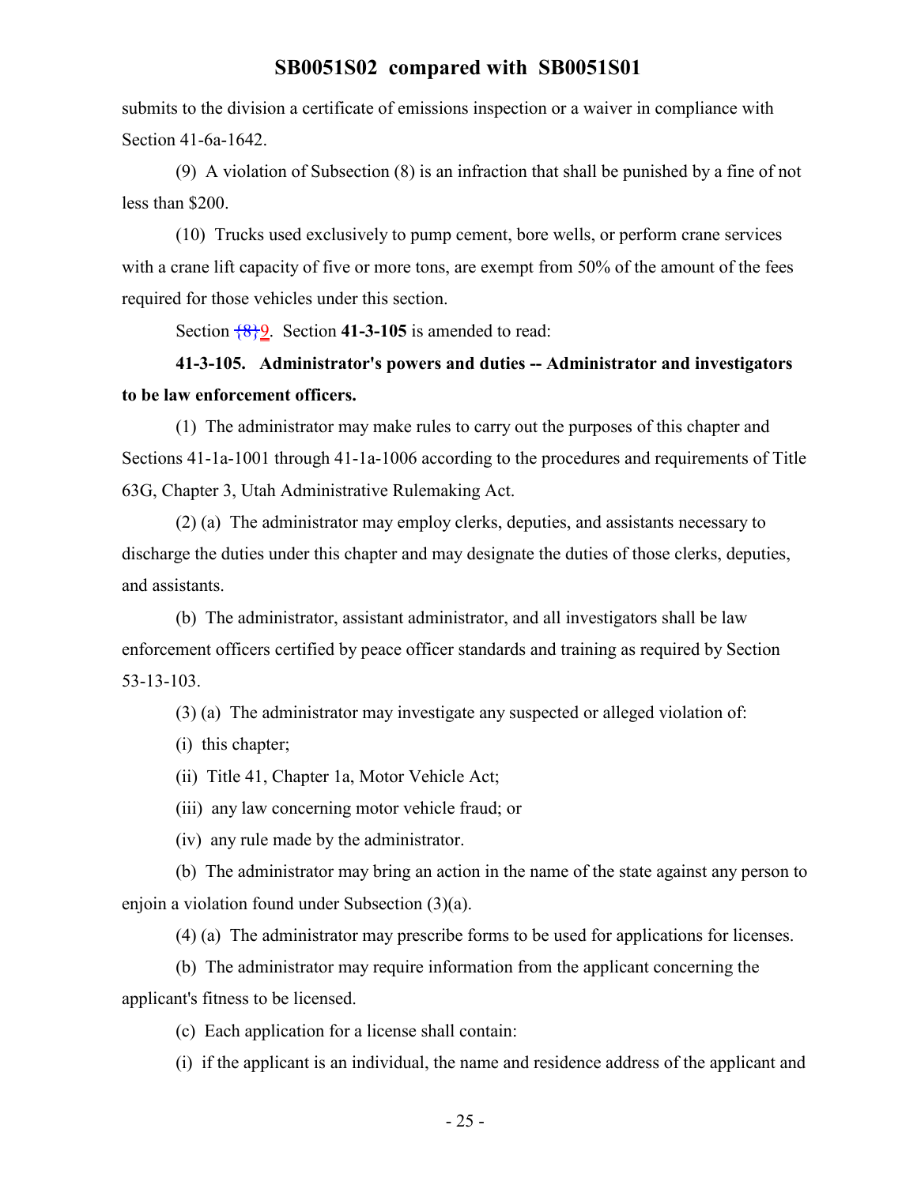submits to the division a certificate of emissions inspection or a waiver in compliance with Section 41-6a-1642.

(9) A violation of Subsection (8) is an infraction that shall be punished by a fine of not less than $200.

(10) Trucks used exclusively to pump cement, bore wells, or perform crane services with a crane lift capacity of five or more tons, are exempt from 50% of the amount of the fees required for those vehicles under this section.

Section {8}9. Section **41-3-105** is amended to read:

**41-3-105. Administrator's powers and duties -- Administrator and investigators to be law enforcement officers.**

(1) The administrator may make rules to carry out the purposes of this chapter and Sections 41-1a-1001 through 41-1a-1006 according to the procedures and requirements of Title 63G, Chapter 3, Utah Administrative Rulemaking Act.

(2) (a) The administrator may employ clerks, deputies, and assistants necessary to discharge the duties under this chapter and may designate the duties of those clerks, deputies, and assistants.

(b) The administrator, assistant administrator, and all investigators shall be law enforcement officers certified by peace officer standards and training as required by Section 53-13-103.

(3) (a) The administrator may investigate any suspected or alleged violation of:

(i) this chapter;

(ii) Title 41, Chapter 1a, Motor Vehicle Act;

(iii) any law concerning motor vehicle fraud; or

(iv) any rule made by the administrator.

(b) The administrator may bring an action in the name of the state against any person to enjoin a violation found under Subsection (3)(a).

(4) (a) The administrator may prescribe forms to be used for applications for licenses.

(b) The administrator may require information from the applicant concerning the applicant's fitness to be licensed.

(c) Each application for a license shall contain:

(i) if the applicant is an individual, the name and residence address of the applicant and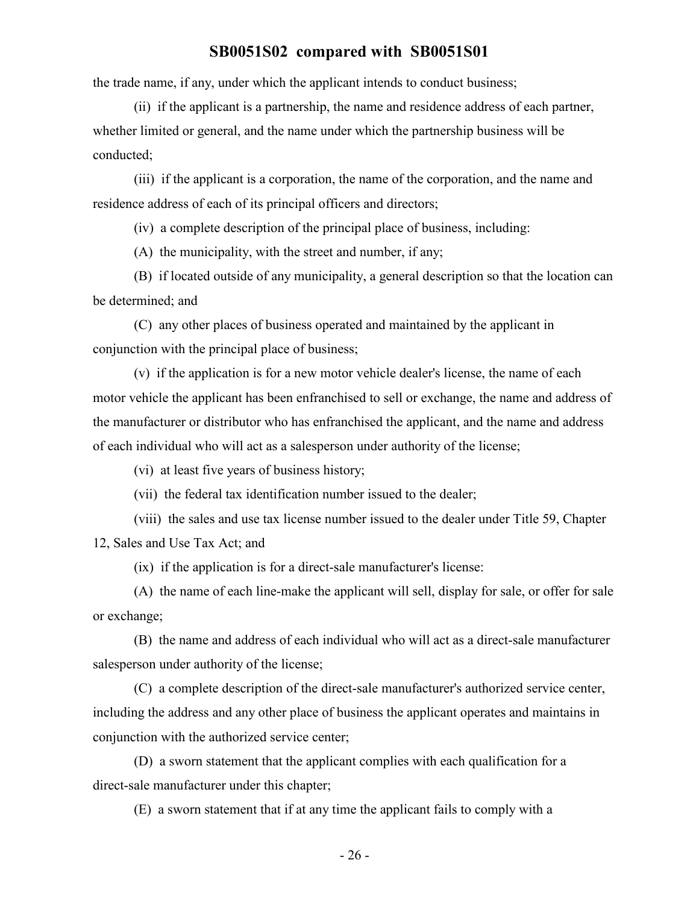the trade name, if any, under which the applicant intends to conduct business;

(ii) if the applicant is a partnership, the name and residence address of each partner, whether limited or general, and the name under which the partnership business will be conducted;

(iii) if the applicant is a corporation, the name of the corporation, and the name and residence address of each of its principal officers and directors;

(iv) a complete description of the principal place of business, including:

(A) the municipality, with the street and number, if any;

(B) if located outside of any municipality, a general description so that the location can be determined; and

(C) any other places of business operated and maintained by the applicant in conjunction with the principal place of business;

(v) if the application is for a new motor vehicle dealer's license, the name of each motor vehicle the applicant has been enfranchised to sell or exchange, the name and address of the manufacturer or distributor who has enfranchised the applicant, and the name and address of each individual who will act as a salesperson under authority of the license;

(vi) at least five years of business history;

(vii) the federal tax identification number issued to the dealer;

(viii) the sales and use tax license number issued to the dealer under Title 59, Chapter 12, Sales and Use Tax Act; and

(ix) if the application is for a direct-sale manufacturer's license:

(A) the name of each line-make the applicant will sell, display for sale, or offer for sale or exchange;

(B) the name and address of each individual who will act as a direct-sale manufacturer salesperson under authority of the license;

(C) a complete description of the direct-sale manufacturer's authorized service center, including the address and any other place of business the applicant operates and maintains in conjunction with the authorized service center;

(D) a sworn statement that the applicant complies with each qualification for a direct-sale manufacturer under this chapter;

(E) a sworn statement that if at any time the applicant fails to comply with a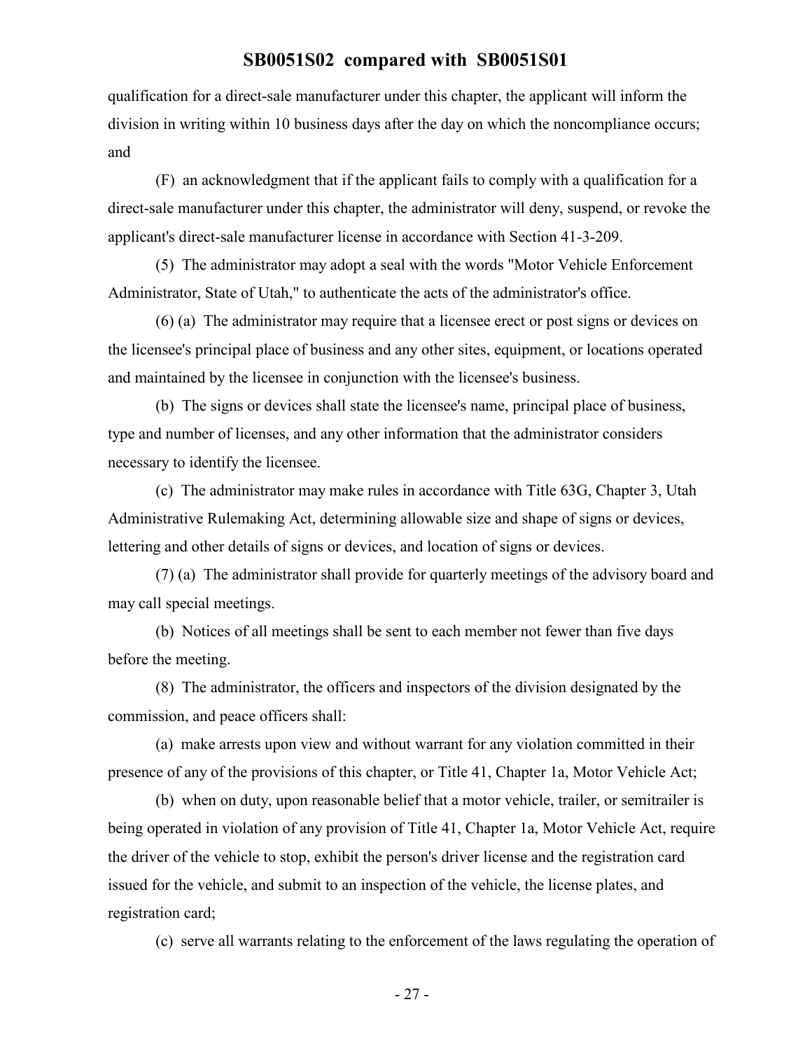qualification for a direct-sale manufacturer under this chapter, the applicant will inform the division in writing within 10 business days after the day on which the noncompliance occurs; and

(F) an acknowledgment that if the applicant fails to comply with a qualification for a direct-sale manufacturer under this chapter, the administrator will deny, suspend, or revoke the applicant's direct-sale manufacturer license in accordance with Section 41-3-209.

(5) The administrator may adopt a seal with the words "Motor Vehicle Enforcement Administrator, State of Utah," to authenticate the acts of the administrator's office.

(6) (a) The administrator may require that a licensee erect or post signs or devices on the licensee's principal place of business and any other sites, equipment, or locations operated and maintained by the licensee in conjunction with the licensee's business.

(b) The signs or devices shall state the licensee's name, principal place of business, type and number of licenses, and any other information that the administrator considers necessary to identify the licensee.

(c) The administrator may make rules in accordance with Title 63G, Chapter 3, Utah Administrative Rulemaking Act, determining allowable size and shape of signs or devices, lettering and other details of signs or devices, and location of signs or devices.

(7) (a) The administrator shall provide for quarterly meetings of the advisory board and may call special meetings.

(b) Notices of all meetings shall be sent to each member not fewer than five days before the meeting.

(8) The administrator, the officers and inspectors of the division designated by the commission, and peace officers shall:

(a) make arrests upon view and without warrant for any violation committed in their presence of any of the provisions of this chapter, or Title 41, Chapter 1a, Motor Vehicle Act;

(b) when on duty, upon reasonable belief that a motor vehicle, trailer, or semitrailer is being operated in violation of any provision of Title 41, Chapter 1a, Motor Vehicle Act, require the driver of the vehicle to stop, exhibit the person's driver license and the registration card issued for the vehicle, and submit to an inspection of the vehicle, the license plates, and registration card;

(c) serve all warrants relating to the enforcement of the laws regulating the operation of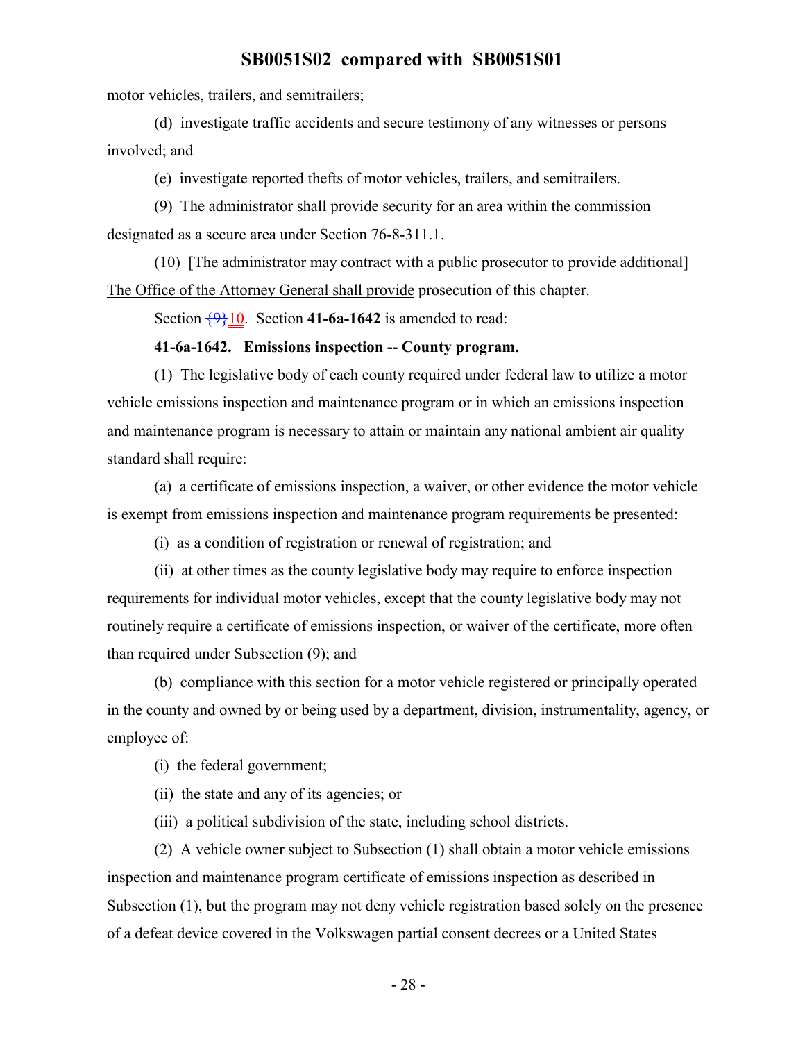motor vehicles, trailers, and semitrailers;

(d) investigate traffic accidents and secure testimony of any witnesses or persons involved; and

(e) investigate reported thefts of motor vehicles, trailers, and semitrailers.

(9) The administrator shall provide security for an area within the commission designated as a secure area under Section 76-8-311.1.

(10) [~~The administrator may contract with a public prosecutor to provide additional~~] <u>The Office of the Attorney General shall provide</u> prosecution of this chapter.

Section ~~{9}~~<u>10</u>. Section **41-6a-1642** is amended to read:

**41-6a-1642. Emissions inspection -- County program.**

(1) The legislative body of each county required under federal law to utilize a motor vehicle emissions inspection and maintenance program or in which an emissions inspection and maintenance program is necessary to attain or maintain any national ambient air quality standard shall require:

(a) a certificate of emissions inspection, a waiver, or other evidence the motor vehicle is exempt from emissions inspection and maintenance program requirements be presented:

(i) as a condition of registration or renewal of registration; and

(ii) at other times as the county legislative body may require to enforce inspection requirements for individual motor vehicles, except that the county legislative body may not routinely require a certificate of emissions inspection, or waiver of the certificate, more often than required under Subsection (9); and

(b) compliance with this section for a motor vehicle registered or principally operated in the county and owned by or being used by a department, division, instrumentality, agency, or employee of:

(i) the federal government;

(ii) the state and any of its agencies; or

(iii) a political subdivision of the state, including school districts.

(2) A vehicle owner subject to Subsection (1) shall obtain a motor vehicle emissions inspection and maintenance program certificate of emissions inspection as described in Subsection (1), but the program may not deny vehicle registration based solely on the presence of a defeat device covered in the Volkswagen partial consent decrees or a United States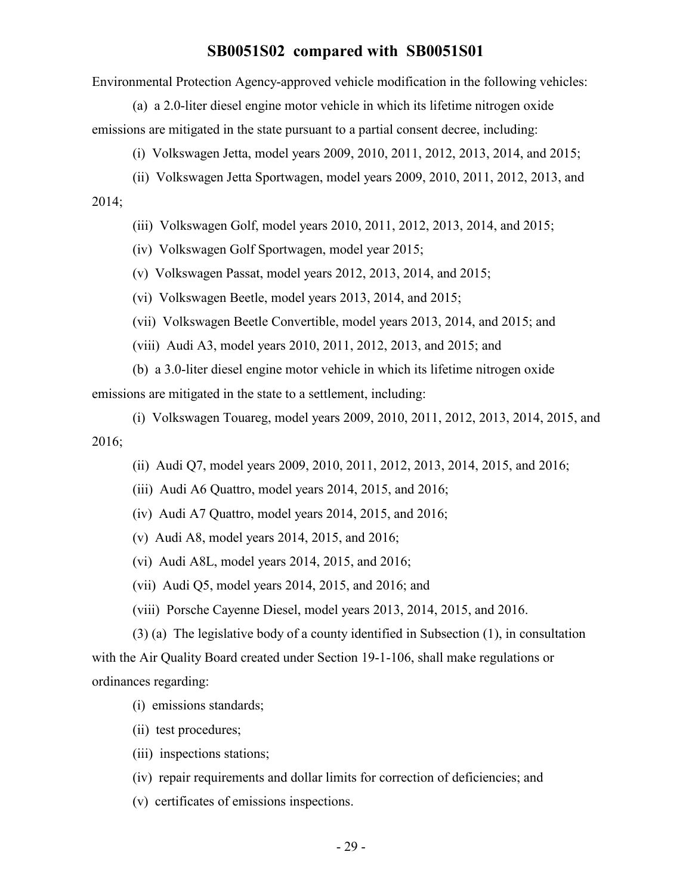Environmental Protection Agency-approved vehicle modification in the following vehicles:

(a) a 2.0-liter diesel engine motor vehicle in which its lifetime nitrogen oxide emissions are mitigated in the state pursuant to a partial consent decree, including:

(i) Volkswagen Jetta, model years 2009, 2010, 2011, 2012, 2013, 2014, and 2015;

(ii) Volkswagen Jetta Sportwagen, model years 2009, 2010, 2011, 2012, 2013, and 2014;

(iii) Volkswagen Golf, model years 2010, 2011, 2012, 2013, 2014, and 2015;

(iv) Volkswagen Golf Sportwagen, model year 2015;

(v) Volkswagen Passat, model years 2012, 2013, 2014, and 2015;

(vi) Volkswagen Beetle, model years 2013, 2014, and 2015;

(vii) Volkswagen Beetle Convertible, model years 2013, 2014, and 2015; and

(viii) Audi A3, model years 2010, 2011, 2012, 2013, and 2015; and

(b) a 3.0-liter diesel engine motor vehicle in which its lifetime nitrogen oxide emissions are mitigated in the state to a settlement, including:

(i) Volkswagen Touareg, model years 2009, 2010, 2011, 2012, 2013, 2014, 2015, and 2016;

(ii) Audi Q7, model years 2009, 2010, 2011, 2012, 2013, 2014, 2015, and 2016;

(iii) Audi A6 Quattro, model years 2014, 2015, and 2016;

(iv) Audi A7 Quattro, model years 2014, 2015, and 2016;

(v) Audi A8, model years 2014, 2015, and 2016;

(vi) Audi A8L, model years 2014, 2015, and 2016;

(vii) Audi Q5, model years 2014, 2015, and 2016; and

(viii) Porsche Cayenne Diesel, model years 2013, 2014, 2015, and 2016.

(3) (a) The legislative body of a county identified in Subsection (1), in consultation with the Air Quality Board created under Section 19-1-106, shall make regulations or ordinances regarding:

(i) emissions standards;

(ii) test procedures;

(iii) inspections stations;

(iv) repair requirements and dollar limits for correction of deficiencies; and

(v) certificates of emissions inspections.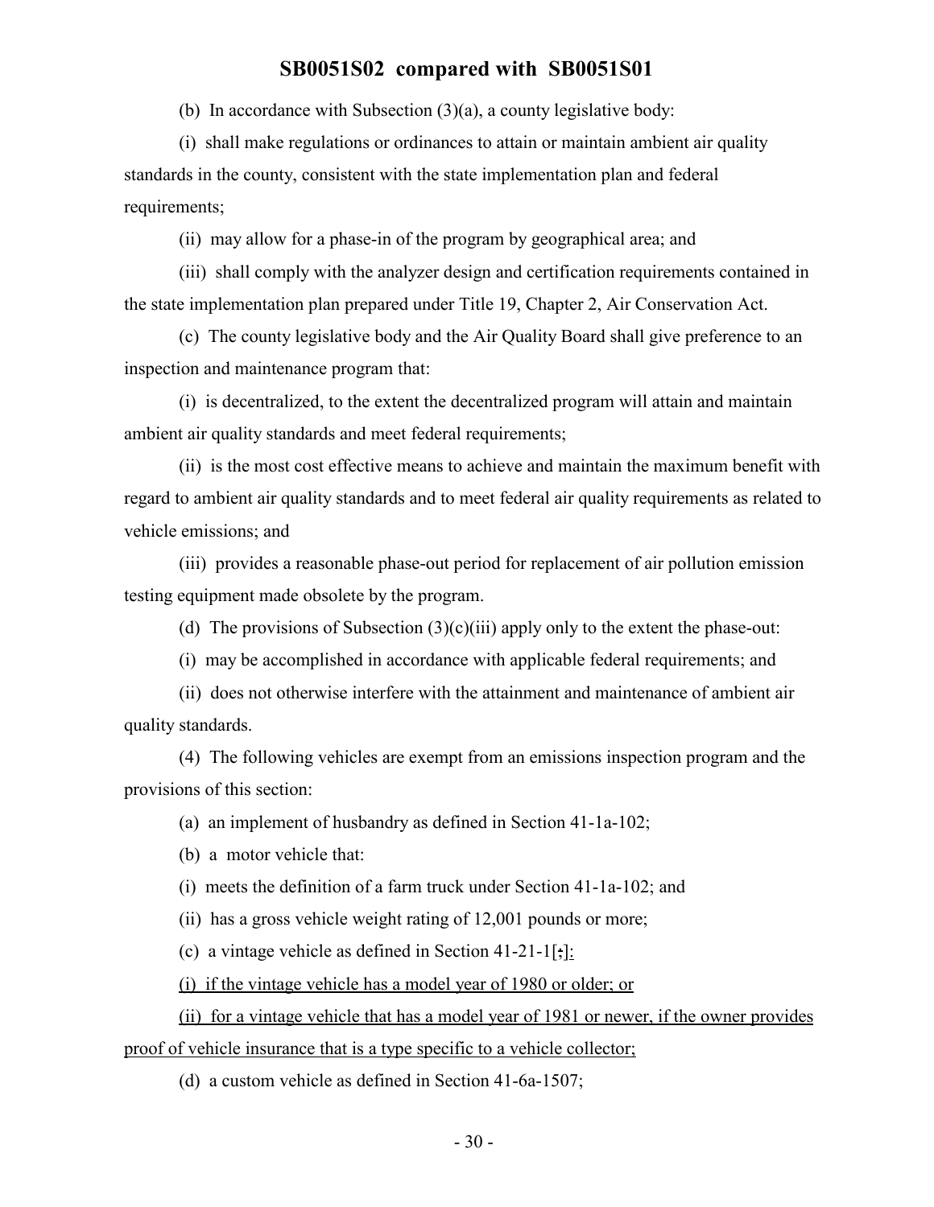(b) In accordance with Subsection (3)(a), a county legislative body:

(i) shall make regulations or ordinances to attain or maintain ambient air quality standards in the county, consistent with the state implementation plan and federal requirements;

(ii) may allow for a phase-in of the program by geographical area; and

(iii) shall comply with the analyzer design and certification requirements contained in the state implementation plan prepared under Title 19, Chapter 2, Air Conservation Act.

(c) The county legislative body and the Air Quality Board shall give preference to an inspection and maintenance program that:

(i) is decentralized, to the extent the decentralized program will attain and maintain ambient air quality standards and meet federal requirements;

(ii) is the most cost effective means to achieve and maintain the maximum benefit with regard to ambient air quality standards and to meet federal air quality requirements as related to vehicle emissions; and

(iii) provides a reasonable phase-out period for replacement of air pollution emission testing equipment made obsolete by the program.

(d) The provisions of Subsection (3)(c)(iii) apply only to the extent the phase-out:

(i) may be accomplished in accordance with applicable federal requirements; and

(ii) does not otherwise interfere with the attainment and maintenance of ambient air quality standards.

(4) The following vehicles are exempt from an emissions inspection program and the provisions of this section:

(a) an implement of husbandry as defined in Section 41-1a-102;

(b) a motor vehicle that:

(i) meets the definition of a farm truck under Section 41-1a-102; and

(ii) has a gross vehicle weight rating of 12,001 pounds or more;

(c) a vintage vehicle as defined in Section 41-21-1[;]:

(i) if the vintage vehicle has a model year of 1980 or older; or

(ii) for a vintage vehicle that has a model year of 1981 or newer, if the owner provides proof of vehicle insurance that is a type specific to a vehicle collector;

(d) a custom vehicle as defined in Section 41-6a-1507;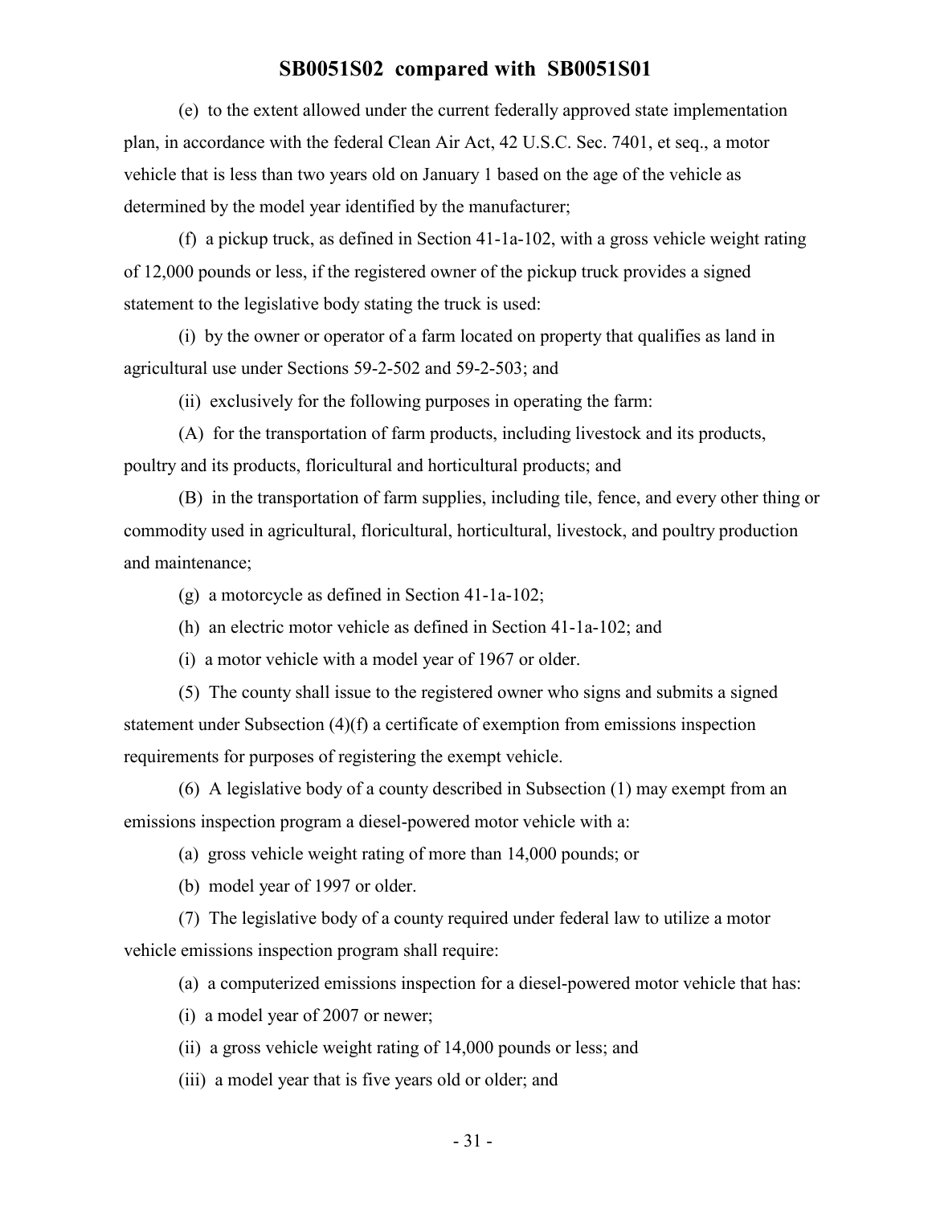(e) to the extent allowed under the current federally approved state implementation plan, in accordance with the federal Clean Air Act, 42 U.S.C. Sec. 7401, et seq., a motor vehicle that is less than two years old on January 1 based on the age of the vehicle as determined by the model year identified by the manufacturer;

(f) a pickup truck, as defined in Section 41-1a-102, with a gross vehicle weight rating of 12,000 pounds or less, if the registered owner of the pickup truck provides a signed statement to the legislative body stating the truck is used:

(i) by the owner or operator of a farm located on property that qualifies as land in agricultural use under Sections 59-2-502 and 59-2-503; and

(ii) exclusively for the following purposes in operating the farm:

(A) for the transportation of farm products, including livestock and its products, poultry and its products, floricultural and horticultural products; and

(B) in the transportation of farm supplies, including tile, fence, and every other thing or commodity used in agricultural, floricultural, horticultural, livestock, and poultry production and maintenance;

(g) a motorcycle as defined in Section 41-1a-102;

(h) an electric motor vehicle as defined in Section 41-1a-102; and

(i) a motor vehicle with a model year of 1967 or older.

(5) The county shall issue to the registered owner who signs and submits a signed statement under Subsection (4)(f) a certificate of exemption from emissions inspection requirements for purposes of registering the exempt vehicle.

(6) A legislative body of a county described in Subsection (1) may exempt from an emissions inspection program a diesel-powered motor vehicle with a:

(a) gross vehicle weight rating of more than 14,000 pounds; or

(b) model year of 1997 or older.

(7) The legislative body of a county required under federal law to utilize a motor vehicle emissions inspection program shall require:

(a) a computerized emissions inspection for a diesel-powered motor vehicle that has:

(i) a model year of 2007 or newer;

(ii) a gross vehicle weight rating of 14,000 pounds or less; and

(iii) a model year that is five years old or older; and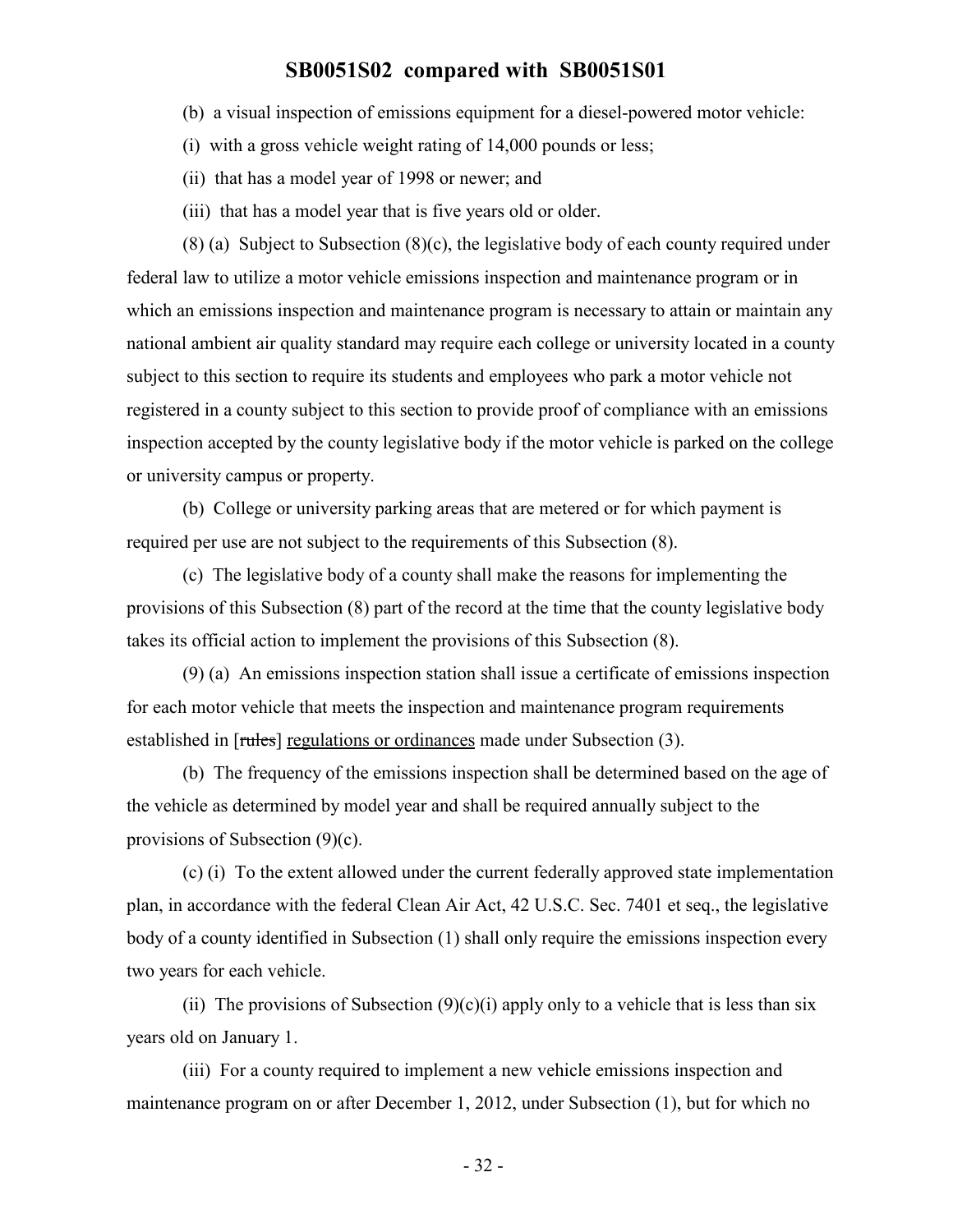(b) a visual inspection of emissions equipment for a diesel-powered motor vehicle:

(i) with a gross vehicle weight rating of 14,000 pounds or less;

(ii) that has a model year of 1998 or newer; and

(iii) that has a model year that is five years old or older.

(8) (a) Subject to Subsection (8)(c), the legislative body of each county required under federal law to utilize a motor vehicle emissions inspection and maintenance program or in which an emissions inspection and maintenance program is necessary to attain or maintain any national ambient air quality standard may require each college or university located in a county subject to this section to require its students and employees who park a motor vehicle not registered in a county subject to this section to provide proof of compliance with an emissions inspection accepted by the county legislative body if the motor vehicle is parked on the college or university campus or property.

(b) College or university parking areas that are metered or for which payment is required per use are not subject to the requirements of this Subsection (8).

(c) The legislative body of a county shall make the reasons for implementing the provisions of this Subsection (8) part of the record at the time that the county legislative body takes its official action to implement the provisions of this Subsection (8).

(9) (a) An emissions inspection station shall issue a certificate of emissions inspection for each motor vehicle that meets the inspection and maintenance program requirements established in [~~rules~~] regulations or ordinances made under Subsection (3).

(b) The frequency of the emissions inspection shall be determined based on the age of the vehicle as determined by model year and shall be required annually subject to the provisions of Subsection (9)(c).

(c) (i) To the extent allowed under the current federally approved state implementation plan, in accordance with the federal Clean Air Act, 42 U.S.C. Sec. 7401 et seq., the legislative body of a county identified in Subsection (1) shall only require the emissions inspection every two years for each vehicle.

(ii) The provisions of Subsection (9)(c)(i) apply only to a vehicle that is less than six years old on January 1.

(iii) For a county required to implement a new vehicle emissions inspection and maintenance program on or after December 1, 2012, under Subsection (1), but for which no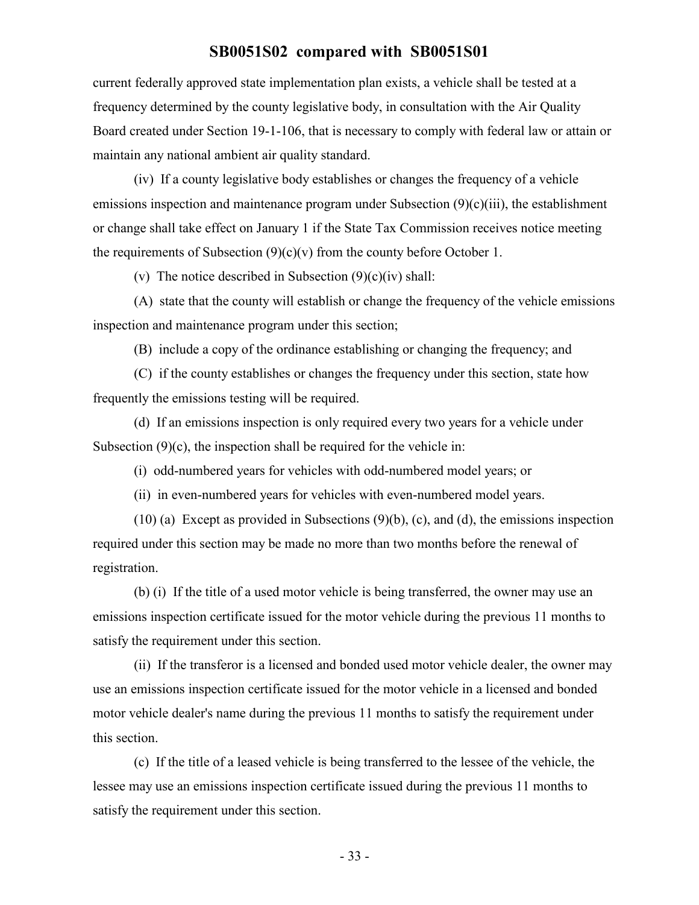current federally approved state implementation plan exists, a vehicle shall be tested at a frequency determined by the county legislative body, in consultation with the Air Quality Board created under Section 19-1-106, that is necessary to comply with federal law or attain or maintain any national ambient air quality standard.

(iv) If a county legislative body establishes or changes the frequency of a vehicle emissions inspection and maintenance program under Subsection (9)(c)(iii), the establishment or change shall take effect on January 1 if the State Tax Commission receives notice meeting the requirements of Subsection (9)(c)(v) from the county before October 1.

(v) The notice described in Subsection (9)(c)(iv) shall:

(A) state that the county will establish or change the frequency of the vehicle emissions inspection and maintenance program under this section;

(B) include a copy of the ordinance establishing or changing the frequency; and

(C) if the county establishes or changes the frequency under this section, state how frequently the emissions testing will be required.

(d) If an emissions inspection is only required every two years for a vehicle under Subsection (9)(c), the inspection shall be required for the vehicle in:

(i) odd-numbered years for vehicles with odd-numbered model years; or

(ii) in even-numbered years for vehicles with even-numbered model years.

(10) (a) Except as provided in Subsections (9)(b), (c), and (d), the emissions inspection required under this section may be made no more than two months before the renewal of registration.

(b) (i) If the title of a used motor vehicle is being transferred, the owner may use an emissions inspection certificate issued for the motor vehicle during the previous 11 months to satisfy the requirement under this section.

(ii) If the transferor is a licensed and bonded used motor vehicle dealer, the owner may use an emissions inspection certificate issued for the motor vehicle in a licensed and bonded motor vehicle dealer's name during the previous 11 months to satisfy the requirement under this section.

(c) If the title of a leased vehicle is being transferred to the lessee of the vehicle, the lessee may use an emissions inspection certificate issued during the previous 11 months to satisfy the requirement under this section.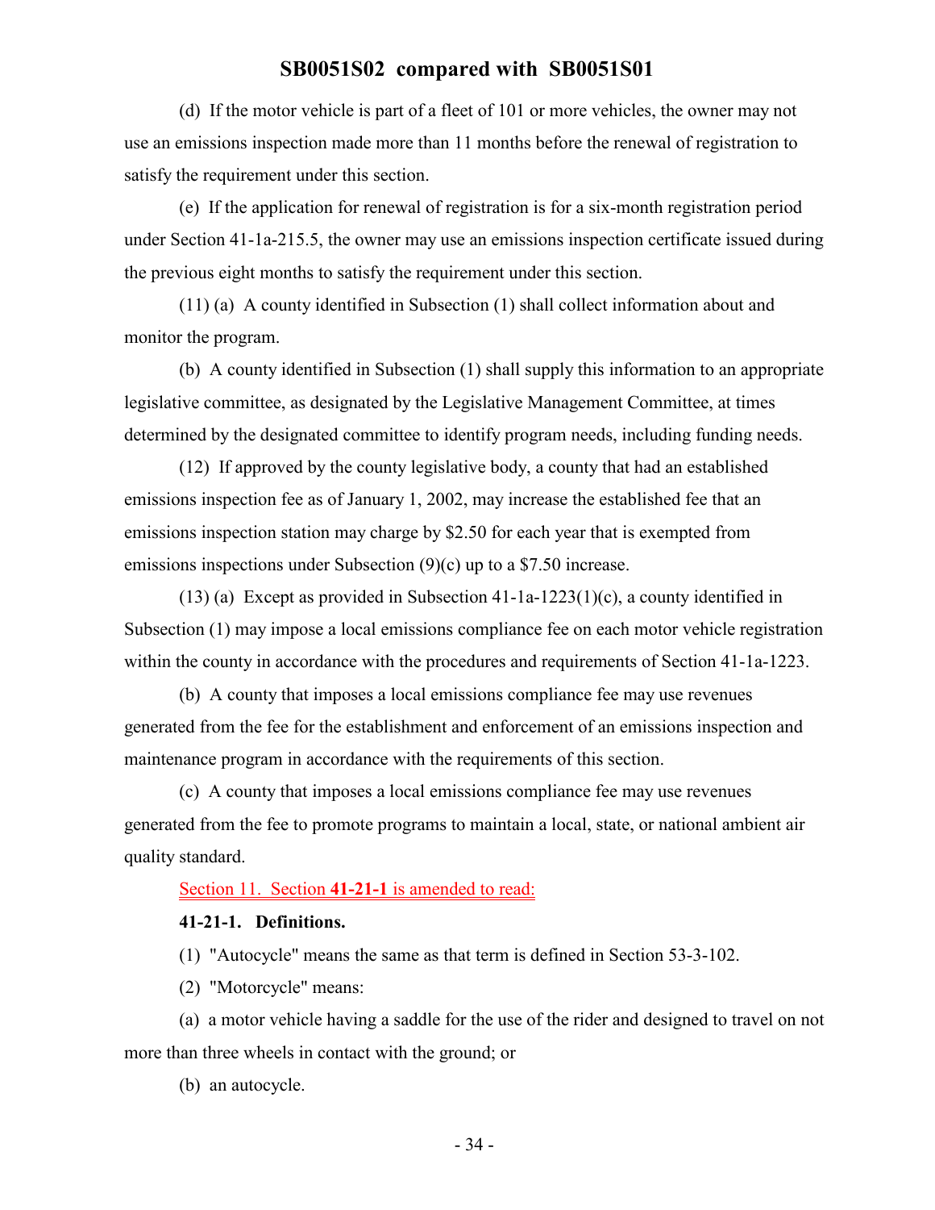(d) If the motor vehicle is part of a fleet of 101 or more vehicles, the owner may not use an emissions inspection made more than 11 months before the renewal of registration to satisfy the requirement under this section.

(e) If the application for renewal of registration is for a six-month registration period under Section 41-1a-215.5, the owner may use an emissions inspection certificate issued during the previous eight months to satisfy the requirement under this section.

(11) (a) A county identified in Subsection (1) shall collect information about and monitor the program.

(b) A county identified in Subsection (1) shall supply this information to an appropriate legislative committee, as designated by the Legislative Management Committee, at times determined by the designated committee to identify program needs, including funding needs.

(12) If approved by the county legislative body, a county that had an established emissions inspection fee as of January 1, 2002, may increase the established fee that an emissions inspection station may charge by $2.50 for each year that is exempted from emissions inspections under Subsection (9)(c) up to a $7.50 increase.

(13) (a) Except as provided in Subsection 41-1a-1223(1)(c), a county identified in Subsection (1) may impose a local emissions compliance fee on each motor vehicle registration within the county in accordance with the procedures and requirements of Section 41-1a-1223.

(b) A county that imposes a local emissions compliance fee may use revenues generated from the fee for the establishment and enforcement of an emissions inspection and maintenance program in accordance with the requirements of this section.

(c) A county that imposes a local emissions compliance fee may use revenues generated from the fee to promote programs to maintain a local, state, or national ambient air quality standard.

Section 11. Section **41-21-1** is amended to read:

**41-21-1. Definitions.**

(1) "Autocycle" means the same as that term is defined in Section 53-3-102.

(2) "Motorcycle" means:

(a) a motor vehicle having a saddle for the use of the rider and designed to travel on not more than three wheels in contact with the ground; or

(b) an autocycle.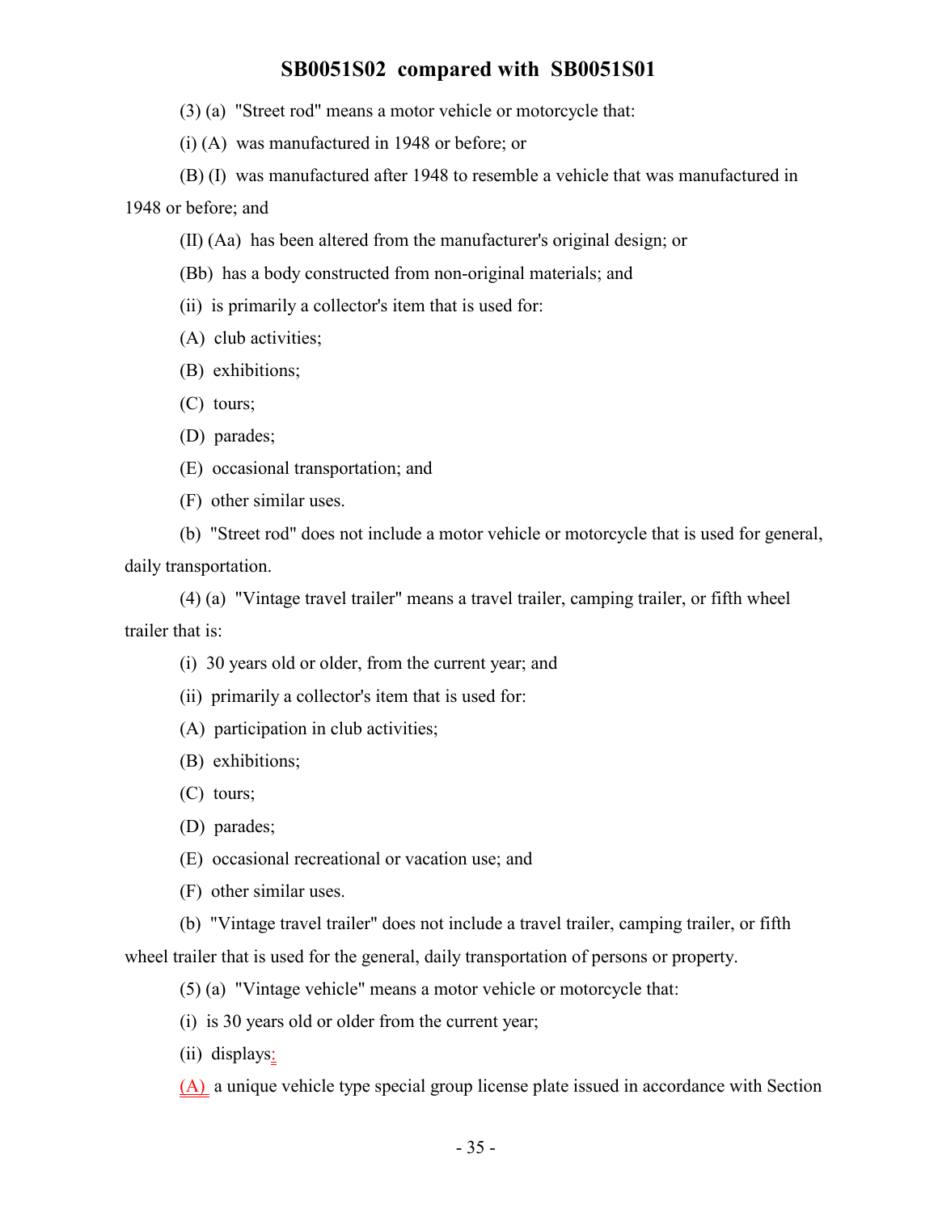(3) (a) "Street rod" means a motor vehicle or motorcycle that:

(i) (A) was manufactured in 1948 or before; or

(B) (I) was manufactured after 1948 to resemble a vehicle that was manufactured in 1948 or before; and

(II) (Aa) has been altered from the manufacturer's original design; or

(Bb) has a body constructed from non-original materials; and

(ii) is primarily a collector's item that is used for:

(A) club activities;

(B) exhibitions;

(C) tours;

(D) parades;

(E) occasional transportation; and

(F) other similar uses.

(b) "Street rod" does not include a motor vehicle or motorcycle that is used for general, daily transportation.

(4) (a) "Vintage travel trailer" means a travel trailer, camping trailer, or fifth wheel trailer that is:

(i) 30 years old or older, from the current year; and

(ii) primarily a collector's item that is used for:

(A) participation in club activities;

(B) exhibitions;

(C) tours;

(D) parades;

(E) occasional recreational or vacation use; and

(F) other similar uses.

(b) "Vintage travel trailer" does not include a travel trailer, camping trailer, or fifth wheel trailer that is used for the general, daily transportation of persons or property.

(5) (a) "Vintage vehicle" means a motor vehicle or motorcycle that:

(i) is 30 years old or older from the current year;

(ii) displays:

(A) a unique vehicle type special group license plate issued in accordance with Section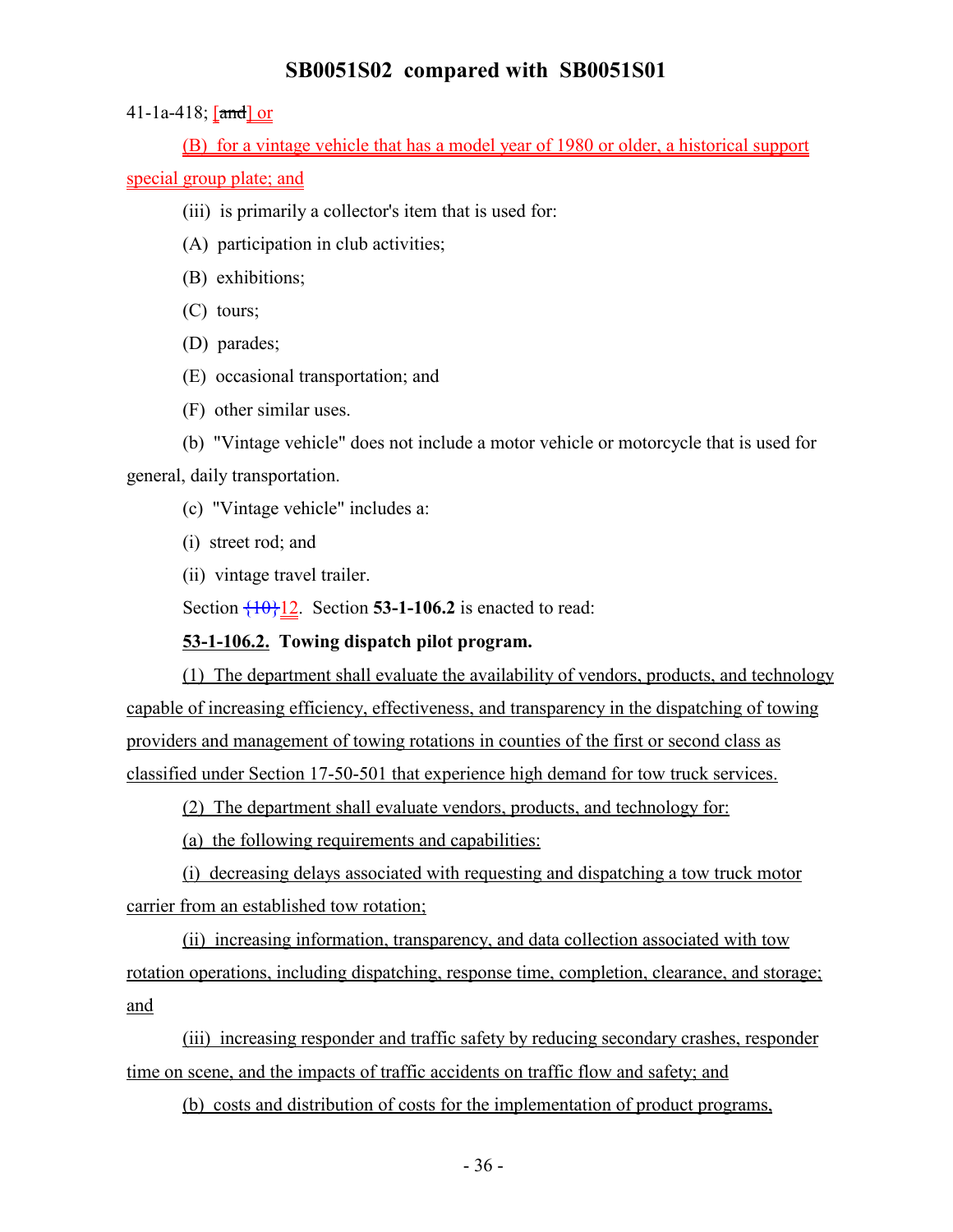41-1a-418; [~~and~~] or

(B) for a vintage vehicle that has a model year of 1980 or older, a historical support special group plate; and

(iii) is primarily a collector's item that is used for:

(A) participation in club activities;

(B) exhibitions;

(C) tours;

(D) parades;

(E) occasional transportation; and

(F) other similar uses.

(b) "Vintage vehicle" does not include a motor vehicle or motorcycle that is used for general, daily transportation.

(c) "Vintage vehicle" includes a:

(i) street rod; and

(ii) vintage travel trailer.

Section ~~{10}~~12. Section **53-1-106.2** is enacted to read:

**53-1-106.2. Towing dispatch pilot program.**

(1) The department shall evaluate the availability of vendors, products, and technology capable of increasing efficiency, effectiveness, and transparency in the dispatching of towing providers and management of towing rotations in counties of the first or second class as classified under Section 17-50-501 that experience high demand for tow truck services.

(2) The department shall evaluate vendors, products, and technology for:

(a) the following requirements and capabilities:

(i) decreasing delays associated with requesting and dispatching a tow truck motor carrier from an established tow rotation;

(ii) increasing information, transparency, and data collection associated with tow rotation operations, including dispatching, response time, completion, clearance, and storage; and

(iii) increasing responder and traffic safety by reducing secondary crashes, responder time on scene, and the impacts of traffic accidents on traffic flow and safety; and

(b) costs and distribution of costs for the implementation of product programs,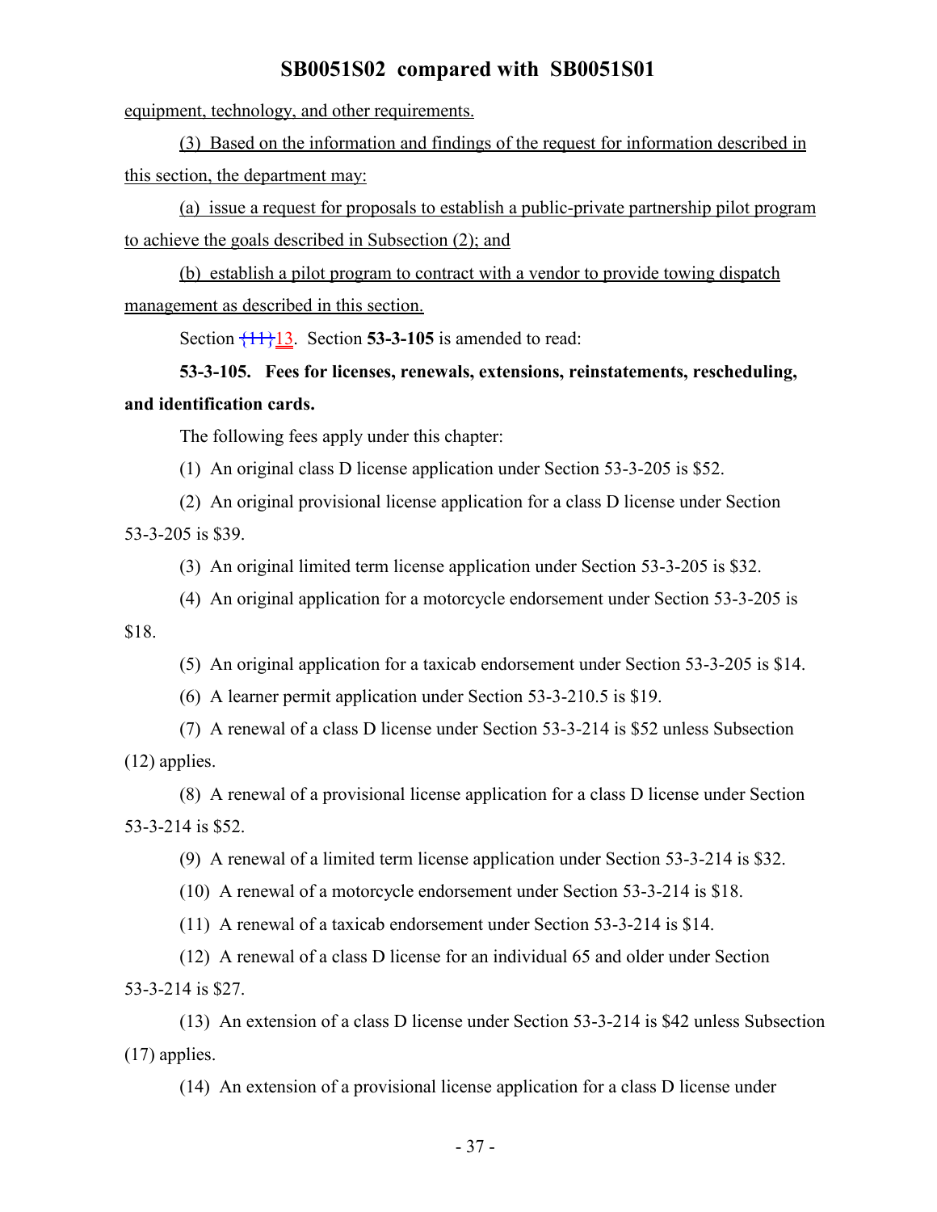equipment, technology, and other requirements.

(3) Based on the information and findings of the request for information described in this section, the department may:

(a) issue a request for proposals to establish a public-private partnership pilot program to achieve the goals described in Subsection (2); and

(b) establish a pilot program to contract with a vendor to provide towing dispatch management as described in this section.

Section {11}13. Section **53-3-105** is amended to read:

**53-3-105. Fees for licenses, renewals, extensions, reinstatements, rescheduling, and identification cards.**

The following fees apply under this chapter:

(1) An original class D license application under Section 53-3-205 is $52.

(2) An original provisional license application for a class D license under Section 53-3-205 is $39.

(3) An original limited term license application under Section 53-3-205 is $32.

(4) An original application for a motorcycle endorsement under Section 53-3-205 is $18.

(5) An original application for a taxicab endorsement under Section 53-3-205 is $14.

(6) A learner permit application under Section 53-3-210.5 is $19.

(7) A renewal of a class D license under Section 53-3-214 is $52 unless Subsection (12) applies.

(8) A renewal of a provisional license application for a class D license under Section 53-3-214 is $52.

(9) A renewal of a limited term license application under Section 53-3-214 is $32.

(10) A renewal of a motorcycle endorsement under Section 53-3-214 is $18.

(11) A renewal of a taxicab endorsement under Section 53-3-214 is $14.

(12) A renewal of a class D license for an individual 65 and older under Section 53-3-214 is $27.

(13) An extension of a class D license under Section 53-3-214 is $42 unless Subsection (17) applies.

(14) An extension of a provisional license application for a class D license under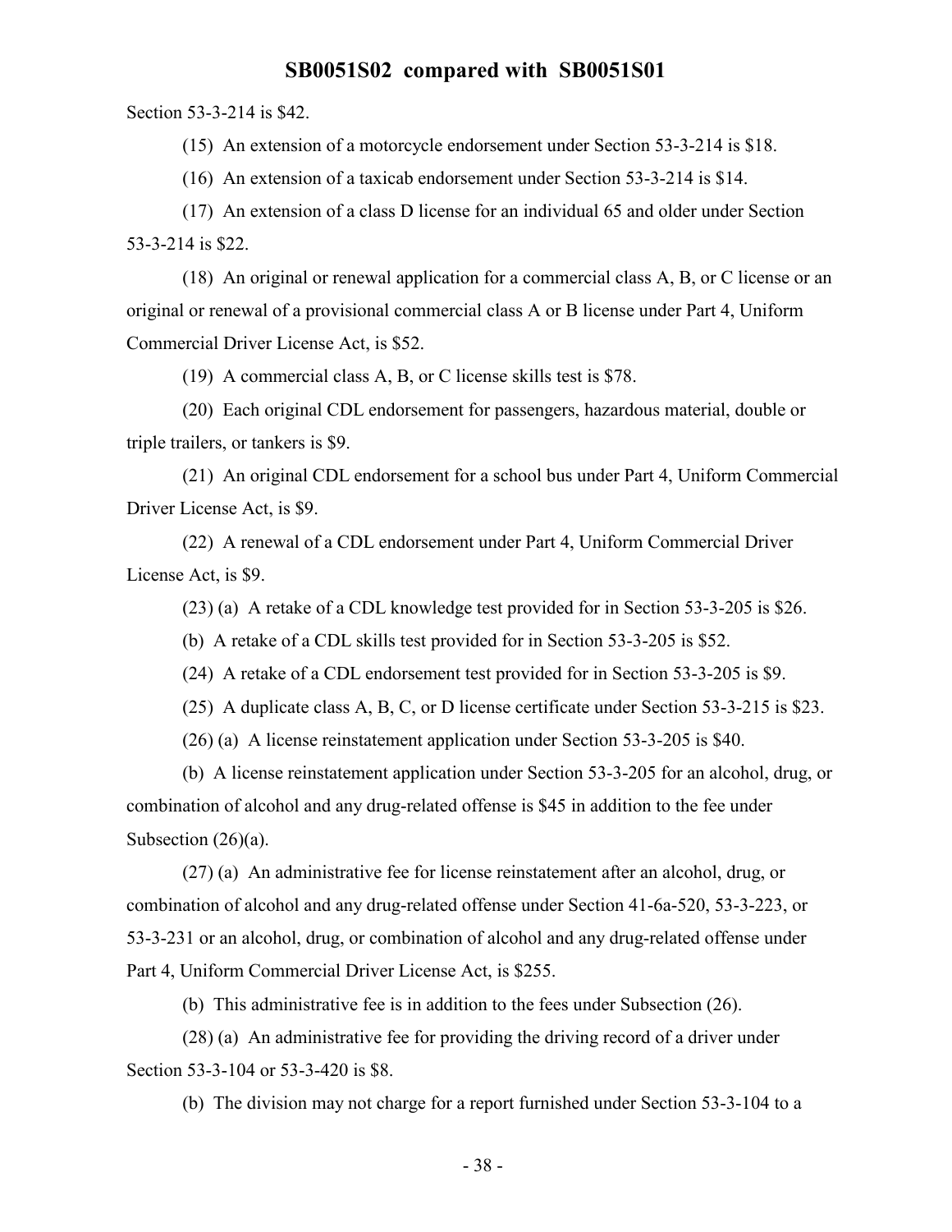Section 53-3-214 is $42.

(15) An extension of a motorcycle endorsement under Section 53-3-214 is $18.

(16) An extension of a taxicab endorsement under Section 53-3-214 is $14.

(17) An extension of a class D license for an individual 65 and older under Section 53-3-214 is $22.

(18) An original or renewal application for a commercial class A, B, or C license or an original or renewal of a provisional commercial class A or B license under Part 4, Uniform Commercial Driver License Act, is $52.

(19) A commercial class A, B, or C license skills test is $78.

(20) Each original CDL endorsement for passengers, hazardous material, double or triple trailers, or tankers is $9.

(21) An original CDL endorsement for a school bus under Part 4, Uniform Commercial Driver License Act, is $9.

(22) A renewal of a CDL endorsement under Part 4, Uniform Commercial Driver License Act, is $9.

(23) (a) A retake of a CDL knowledge test provided for in Section 53-3-205 is $26.

(b) A retake of a CDL skills test provided for in Section 53-3-205 is $52.

(24) A retake of a CDL endorsement test provided for in Section 53-3-205 is $9.

(25) A duplicate class A, B, C, or D license certificate under Section 53-3-215 is $23.

(26) (a) A license reinstatement application under Section 53-3-205 is $40.

(b) A license reinstatement application under Section 53-3-205 for an alcohol, drug, or combination of alcohol and any drug-related offense is $45 in addition to the fee under Subsection (26)(a).

(27) (a) An administrative fee for license reinstatement after an alcohol, drug, or combination of alcohol and any drug-related offense under Section 41-6a-520, 53-3-223, or 53-3-231 or an alcohol, drug, or combination of alcohol and any drug-related offense under Part 4, Uniform Commercial Driver License Act, is $255.

(b) This administrative fee is in addition to the fees under Subsection (26).

(28) (a) An administrative fee for providing the driving record of a driver under Section 53-3-104 or 53-3-420 is $8.

(b) The division may not charge for a report furnished under Section 53-3-104 to a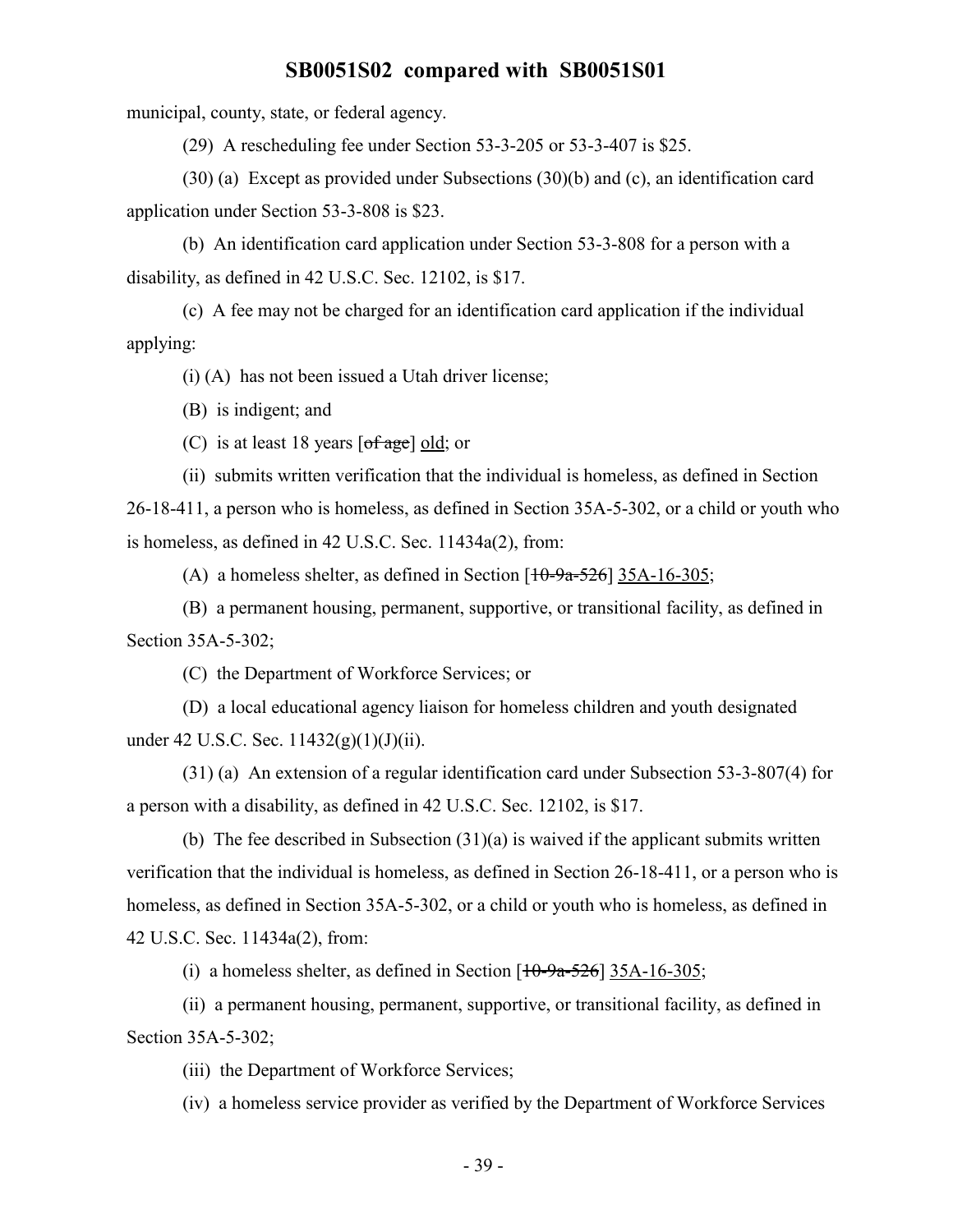municipal, county, state, or federal agency.

(29) A rescheduling fee under Section 53-3-205 or 53-3-407 is $25.

(30) (a) Except as provided under Subsections (30)(b) and (c), an identification card application under Section 53-3-808 is $23.

(b) An identification card application under Section 53-3-808 for a person with a disability, as defined in 42 U.S.C. Sec. 12102, is $17.

(c) A fee may not be charged for an identification card application if the individual applying:

(i) (A) has not been issued a Utah driver license;

(B) is indigent; and

(C) is at least 18 years [~~of age~~] old; or

(ii) submits written verification that the individual is homeless, as defined in Section 26-18-411, a person who is homeless, as defined in Section 35A-5-302, or a child or youth who is homeless, as defined in 42 U.S.C. Sec. 11434a(2), from:

(A) a homeless shelter, as defined in Section [~~10-9a-526~~] 35A-16-305;

(B) a permanent housing, permanent, supportive, or transitional facility, as defined in Section 35A-5-302;

(C) the Department of Workforce Services; or

(D) a local educational agency liaison for homeless children and youth designated under 42 U.S.C. Sec. 11432(g)(1)(J)(ii).

(31) (a) An extension of a regular identification card under Subsection 53-3-807(4) for a person with a disability, as defined in 42 U.S.C. Sec. 12102, is $17.

(b) The fee described in Subsection (31)(a) is waived if the applicant submits written verification that the individual is homeless, as defined in Section 26-18-411, or a person who is homeless, as defined in Section 35A-5-302, or a child or youth who is homeless, as defined in 42 U.S.C. Sec. 11434a(2), from:

(i) a homeless shelter, as defined in Section [~~10-9a-526~~] 35A-16-305;

(ii) a permanent housing, permanent, supportive, or transitional facility, as defined in Section 35A-5-302;

(iii) the Department of Workforce Services;

(iv) a homeless service provider as verified by the Department of Workforce Services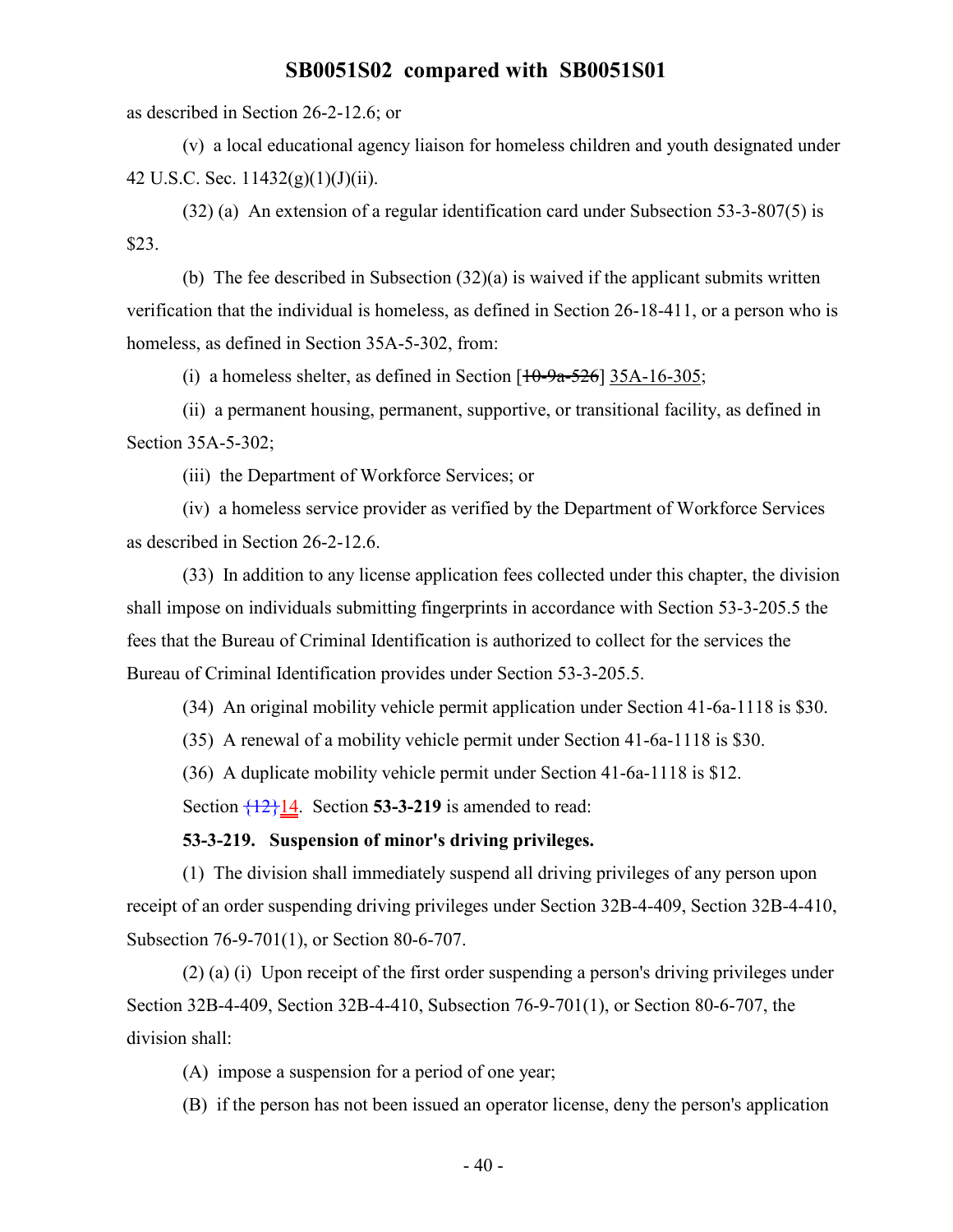as described in Section 26-2-12.6; or

(v) a local educational agency liaison for homeless children and youth designated under 42 U.S.C. Sec. 11432(g)(1)(J)(ii).

(32) (a) An extension of a regular identification card under Subsection 53-3-807(5) is $23.

(b) The fee described in Subsection (32)(a) is waived if the applicant submits written verification that the individual is homeless, as defined in Section 26-18-411, or a person who is homeless, as defined in Section 35A-5-302, from:

(i) a homeless shelter, as defined in Section [~~10-9a-526~~] 35A-16-305;

(ii) a permanent housing, permanent, supportive, or transitional facility, as defined in Section 35A-5-302;

(iii) the Department of Workforce Services; or

(iv) a homeless service provider as verified by the Department of Workforce Services as described in Section 26-2-12.6.

(33) In addition to any license application fees collected under this chapter, the division shall impose on individuals submitting fingerprints in accordance with Section 53-3-205.5 the fees that the Bureau of Criminal Identification is authorized to collect for the services the Bureau of Criminal Identification provides under Section 53-3-205.5.

(34) An original mobility vehicle permit application under Section 41-6a-1118 is $30.

(35) A renewal of a mobility vehicle permit under Section 41-6a-1118 is $30.

(36) A duplicate mobility vehicle permit under Section 41-6a-1118 is $12.

Section {12}14. Section **53-3-219** is amended to read:

**53-3-219. Suspension of minor's driving privileges.**

(1) The division shall immediately suspend all driving privileges of any person upon receipt of an order suspending driving privileges under Section 32B-4-409, Section 32B-4-410, Subsection 76-9-701(1), or Section 80-6-707.

(2) (a) (i) Upon receipt of the first order suspending a person's driving privileges under Section 32B-4-409, Section 32B-4-410, Subsection 76-9-701(1), or Section 80-6-707, the division shall:

(A) impose a suspension for a period of one year;

(B) if the person has not been issued an operator license, deny the person's application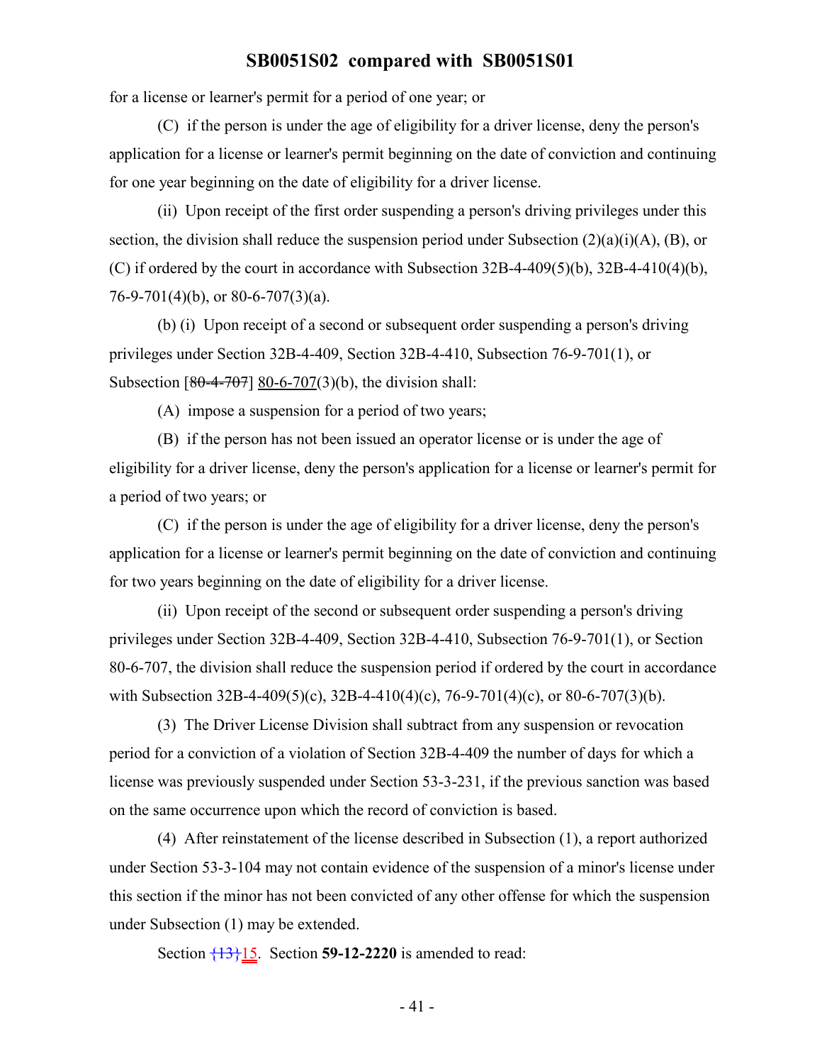for a license or learner's permit for a period of one year; or

(C) if the person is under the age of eligibility for a driver license, deny the person's application for a license or learner's permit beginning on the date of conviction and continuing for one year beginning on the date of eligibility for a driver license.

(ii) Upon receipt of the first order suspending a person's driving privileges under this section, the division shall reduce the suspension period under Subsection (2)(a)(i)(A), (B), or (C) if ordered by the court in accordance with Subsection 32B-4-409(5)(b), 32B-4-410(4)(b), 76-9-701(4)(b), or 80-6-707(3)(a).

(b) (i) Upon receipt of a second or subsequent order suspending a person's driving privileges under Section 32B-4-409, Section 32B-4-410, Subsection 76-9-701(1), or Subsection [~~80-4-707~~] 80-6-707(3)(b), the division shall:

(A) impose a suspension for a period of two years;

(B) if the person has not been issued an operator license or is under the age of eligibility for a driver license, deny the person's application for a license or learner's permit for a period of two years; or

(C) if the person is under the age of eligibility for a driver license, deny the person's application for a license or learner's permit beginning on the date of conviction and continuing for two years beginning on the date of eligibility for a driver license.

(ii) Upon receipt of the second or subsequent order suspending a person's driving privileges under Section 32B-4-409, Section 32B-4-410, Subsection 76-9-701(1), or Section 80-6-707, the division shall reduce the suspension period if ordered by the court in accordance with Subsection 32B-4-409(5)(c), 32B-4-410(4)(c), 76-9-701(4)(c), or 80-6-707(3)(b).

(3) The Driver License Division shall subtract from any suspension or revocation period for a conviction of a violation of Section 32B-4-409 the number of days for which a license was previously suspended under Section 53-3-231, if the previous sanction was based on the same occurrence upon which the record of conviction is based.

(4) After reinstatement of the license described in Subsection (1), a report authorized under Section 53-3-104 may not contain evidence of the suspension of a minor's license under this section if the minor has not been convicted of any other offense for which the suspension under Subsection (1) may be extended.

Section ~~{13}~~15. Section **59-12-2220** is amended to read: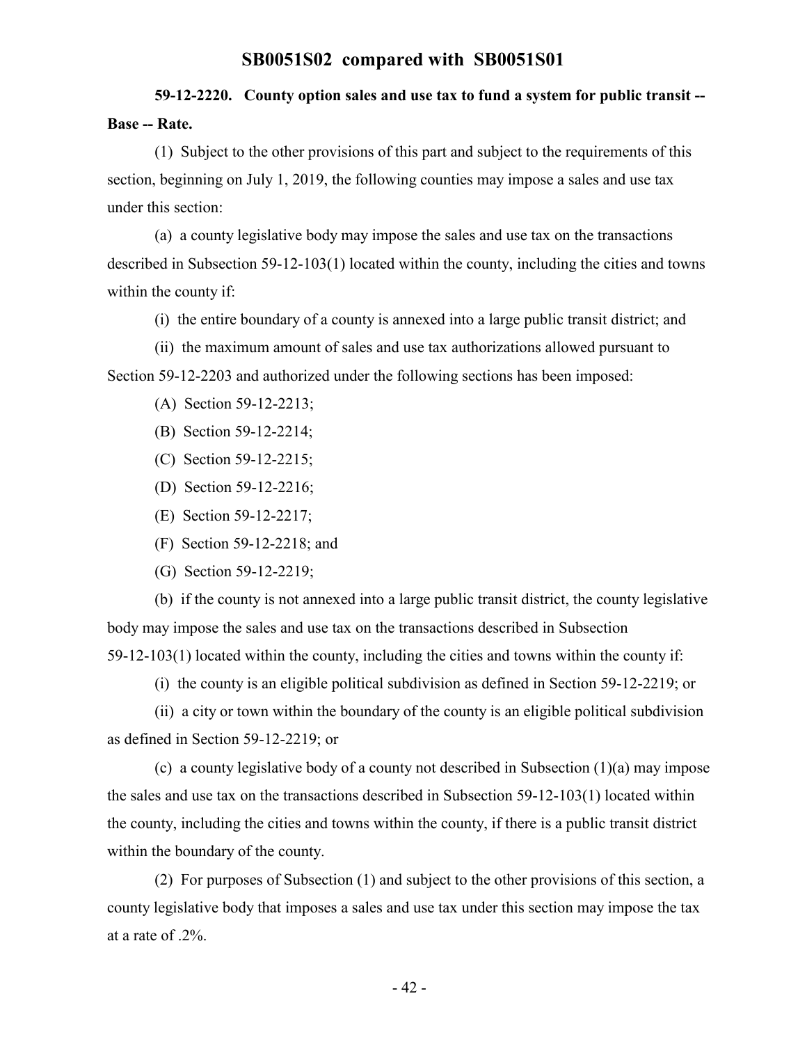**59-12-2220. County option sales and use tax to fund a system for public transit -- Base -- Rate.**

(1) Subject to the other provisions of this part and subject to the requirements of this section, beginning on July 1, 2019, the following counties may impose a sales and use tax under this section:

(a) a county legislative body may impose the sales and use tax on the transactions described in Subsection 59-12-103(1) located within the county, including the cities and towns within the county if:

(i) the entire boundary of a county is annexed into a large public transit district; and

(ii) the maximum amount of sales and use tax authorizations allowed pursuant to Section 59-12-2203 and authorized under the following sections has been imposed:

(A) Section 59-12-2213;

(B) Section 59-12-2214;

(C) Section 59-12-2215;

(D) Section 59-12-2216;

(E) Section 59-12-2217;

(F) Section 59-12-2218; and

(G) Section 59-12-2219;

(b) if the county is not annexed into a large public transit district, the county legislative body may impose the sales and use tax on the transactions described in Subsection 59-12-103(1) located within the county, including the cities and towns within the county if:

(i) the county is an eligible political subdivision as defined in Section 59-12-2219; or

(ii) a city or town within the boundary of the county is an eligible political subdivision as defined in Section 59-12-2219; or

(c) a county legislative body of a county not described in Subsection (1)(a) may impose the sales and use tax on the transactions described in Subsection 59-12-103(1) located within the county, including the cities and towns within the county, if there is a public transit district within the boundary of the county.

(2) For purposes of Subsection (1) and subject to the other provisions of this section, a county legislative body that imposes a sales and use tax under this section may impose the tax at a rate of .2%.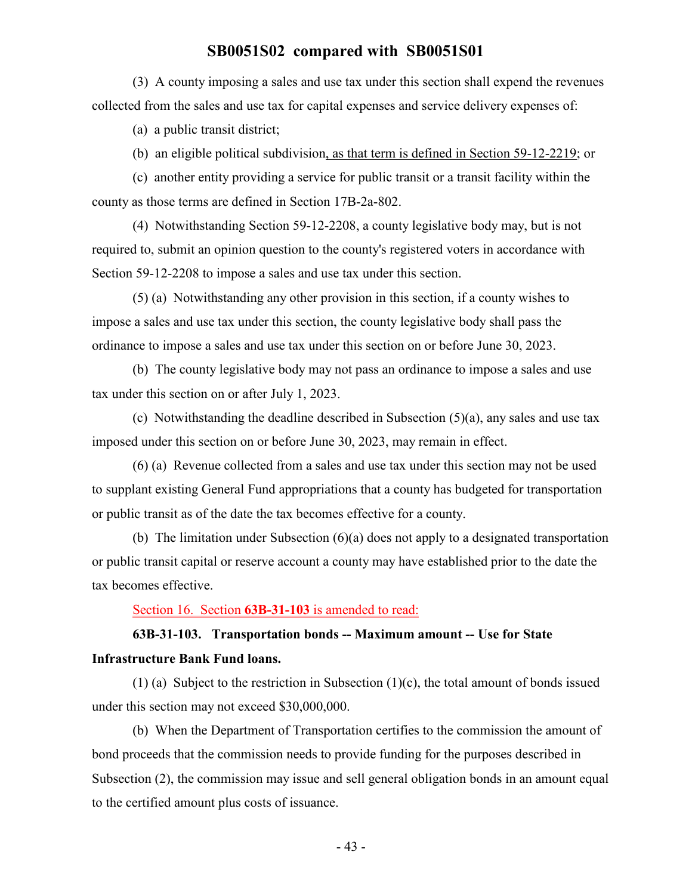(3) A county imposing a sales and use tax under this section shall expend the revenues collected from the sales and use tax for capital expenses and service delivery expenses of:

(a) a public transit district;

(b) an eligible political subdivision, as that term is defined in Section 59-12-2219; or

(c) another entity providing a service for public transit or a transit facility within the county as those terms are defined in Section 17B-2a-802.

(4) Notwithstanding Section 59-12-2208, a county legislative body may, but is not required to, submit an opinion question to the county's registered voters in accordance with Section 59-12-2208 to impose a sales and use tax under this section.

(5) (a) Notwithstanding any other provision in this section, if a county wishes to impose a sales and use tax under this section, the county legislative body shall pass the ordinance to impose a sales and use tax under this section on or before June 30, 2023.

(b) The county legislative body may not pass an ordinance to impose a sales and use tax under this section on or after July 1, 2023.

(c) Notwithstanding the deadline described in Subsection (5)(a), any sales and use tax imposed under this section on or before June 30, 2023, may remain in effect.

(6) (a) Revenue collected from a sales and use tax under this section may not be used to supplant existing General Fund appropriations that a county has budgeted for transportation or public transit as of the date the tax becomes effective for a county.

(b) The limitation under Subsection (6)(a) does not apply to a designated transportation or public transit capital or reserve account a county may have established prior to the date the tax becomes effective.

Section 16. Section **63B-31-103** is amended to read:

**63B-31-103. Transportation bonds -- Maximum amount -- Use for State Infrastructure Bank Fund loans.**

(1) (a) Subject to the restriction in Subsection (1)(c), the total amount of bonds issued under this section may not exceed $30,000,000.

(b) When the Department of Transportation certifies to the commission the amount of bond proceeds that the commission needs to provide funding for the purposes described in Subsection (2), the commission may issue and sell general obligation bonds in an amount equal to the certified amount plus costs of issuance.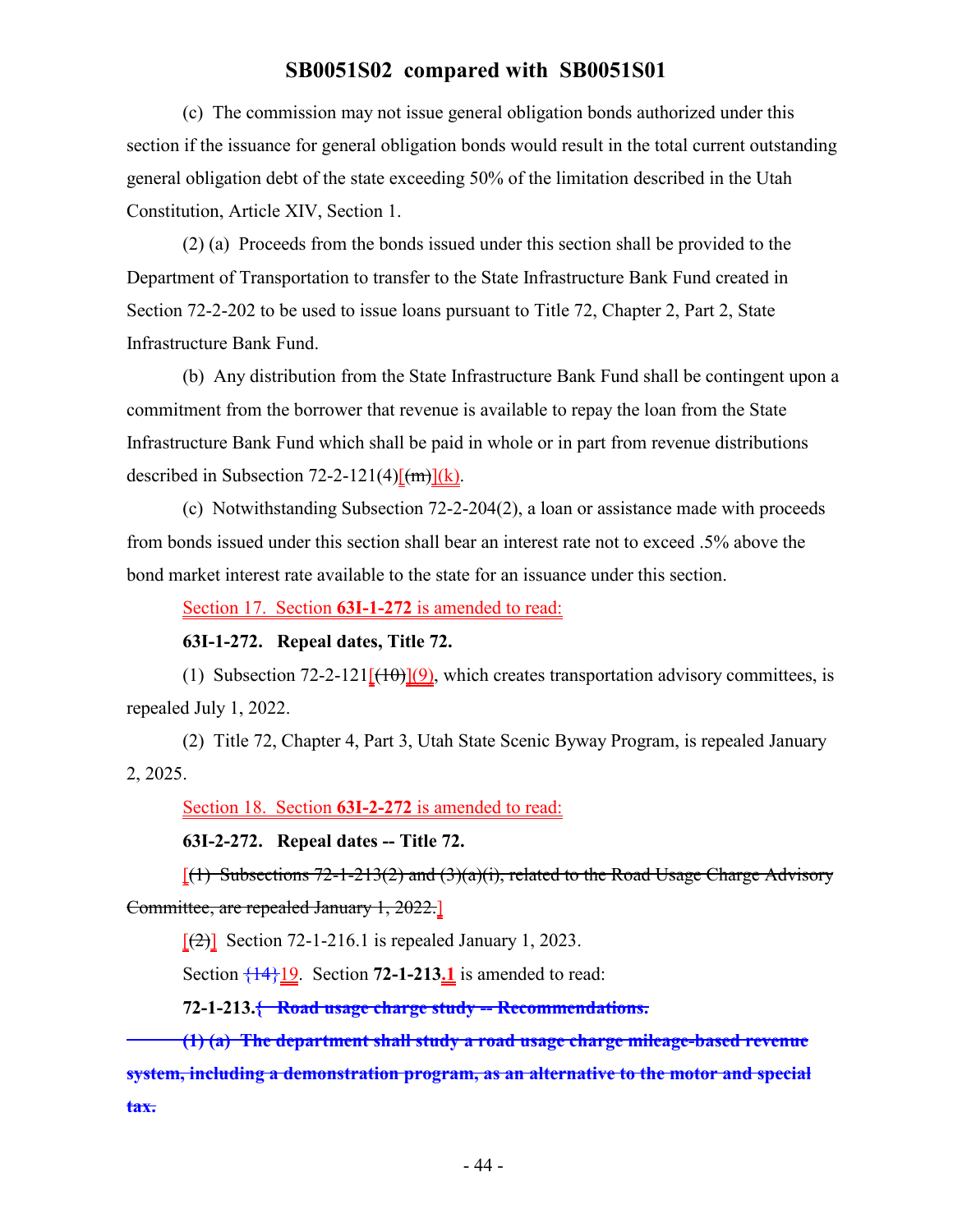(c) The commission may not issue general obligation bonds authorized under this section if the issuance for general obligation bonds would result in the total current outstanding general obligation debt of the state exceeding 50% of the limitation described in the Utah Constitution, Article XIV, Section 1.

(2) (a) Proceeds from the bonds issued under this section shall be provided to the Department of Transportation to transfer to the State Infrastructure Bank Fund created in Section 72-2-202 to be used to issue loans pursuant to Title 72, Chapter 2, Part 2, State Infrastructure Bank Fund.

(b) Any distribution from the State Infrastructure Bank Fund shall be contingent upon a commitment from the borrower that revenue is available to repay the loan from the State Infrastructure Bank Fund which shall be paid in whole or in part from revenue distributions described in Subsection 72-2-121(4)[~~(m)~~](k).

(c) Notwithstanding Subsection 72-2-204(2), a loan or assistance made with proceeds from bonds issued under this section shall bear an interest rate not to exceed .5% above the bond market interest rate available to the state for an issuance under this section.

Section 17. Section **63I-1-272** is amended to read:

**63I-1-272. Repeal dates, Title 72.**

(1) Subsection 72-2-121[~~(10)~~](9), which creates transportation advisory committees, is repealed July 1, 2022.

(2) Title 72, Chapter 4, Part 3, Utah State Scenic Byway Program, is repealed January 2, 2025.

Section 18. Section **63I-2-272** is amended to read:

**63I-2-272. Repeal dates -- Title 72.**

[~~(1) Subsections 72-1-213(2) and (3)(a)(i), related to the Road Usage Charge Advisory Committee, are repealed January 1, 2022.~~]

[~~(2)~~] Section 72-1-216.1 is repealed January 1, 2023.

Section ~~{14}~~19. Section **72-1-213.1** is amended to read:

**72-1-213.~~{ Road usage charge study -- Recommendations.~~**

~~**(1) (a) The department shall study a road usage charge mileage-based revenue system, including a demonstration program, as an alternative to the motor and special tax.**~~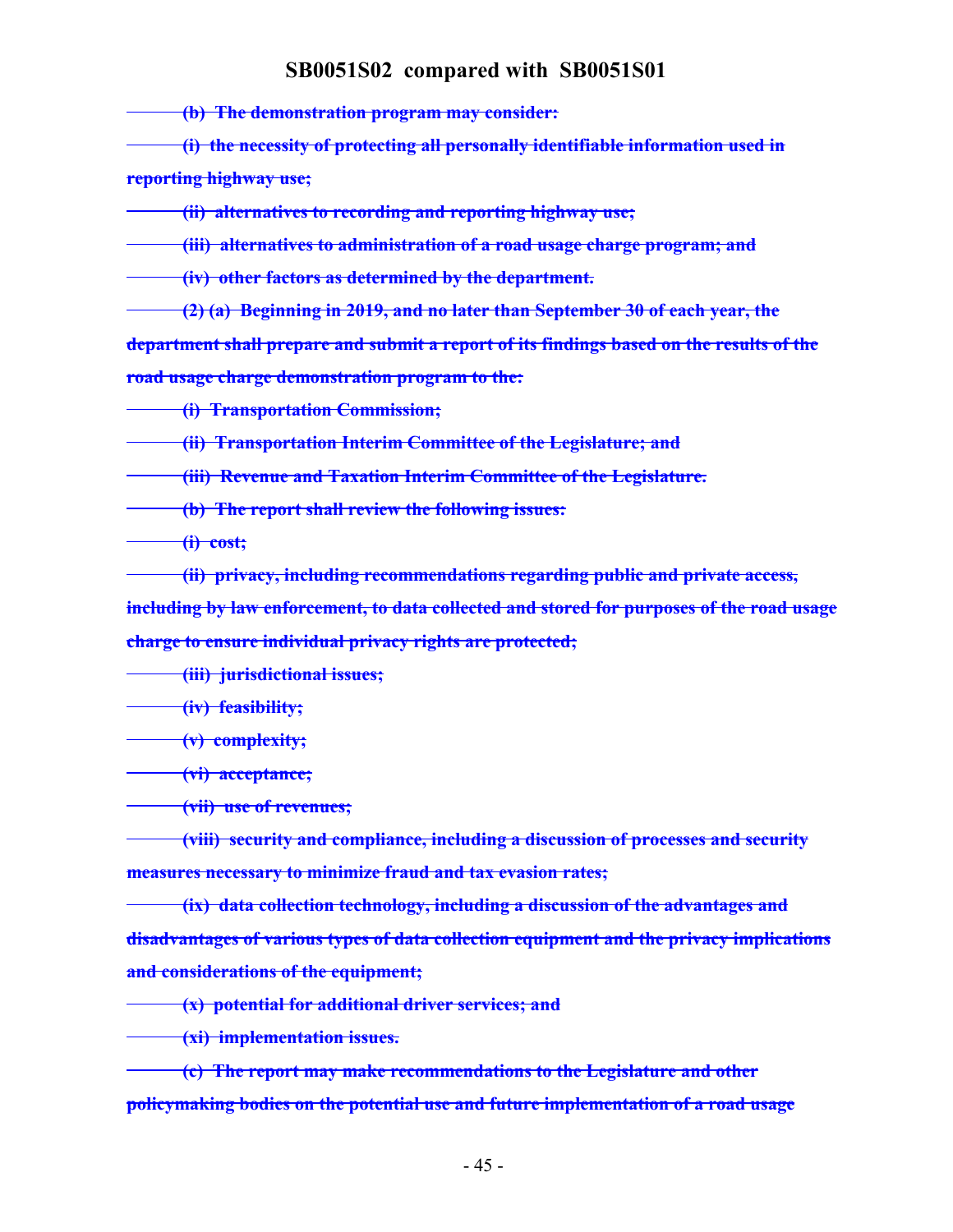~~(b) The demonstration program may consider:~~

~~(i) the necessity of protecting all personally identifiable information used in reporting highway use;~~

~~(ii) alternatives to recording and reporting highway use;~~

~~(iii) alternatives to administration of a road usage charge program; and~~

~~(iv) other factors as determined by the department.~~

~~(2) (a) Beginning in 2019, and no later than September 30 of each year, the department shall prepare and submit a report of its findings based on the results of the road usage charge demonstration program to the:~~

~~(i) Transportation Commission;~~

~~(ii) Transportation Interim Committee of the Legislature; and~~

~~(iii) Revenue and Taxation Interim Committee of the Legislature.~~

~~(b) The report shall review the following issues:~~

~~(i) cost;~~

~~(ii) privacy, including recommendations regarding public and private access, including by law enforcement, to data collected and stored for purposes of the road usage charge to ensure individual privacy rights are protected;~~

~~(iii) jurisdictional issues;~~

~~(iv) feasibility;~~

~~(v) complexity;~~

~~(vi) acceptance;~~

~~(vii) use of revenues;~~

~~(viii) security and compliance, including a discussion of processes and security measures necessary to minimize fraud and tax evasion rates;~~

~~(ix) data collection technology, including a discussion of the advantages and disadvantages of various types of data collection equipment and the privacy implications and considerations of the equipment;~~

~~(x) potential for additional driver services; and~~

~~(xi) implementation issues.~~

~~(c) The report may make recommendations to the Legislature and other policymaking bodies on the potential use and future implementation of a road usage~~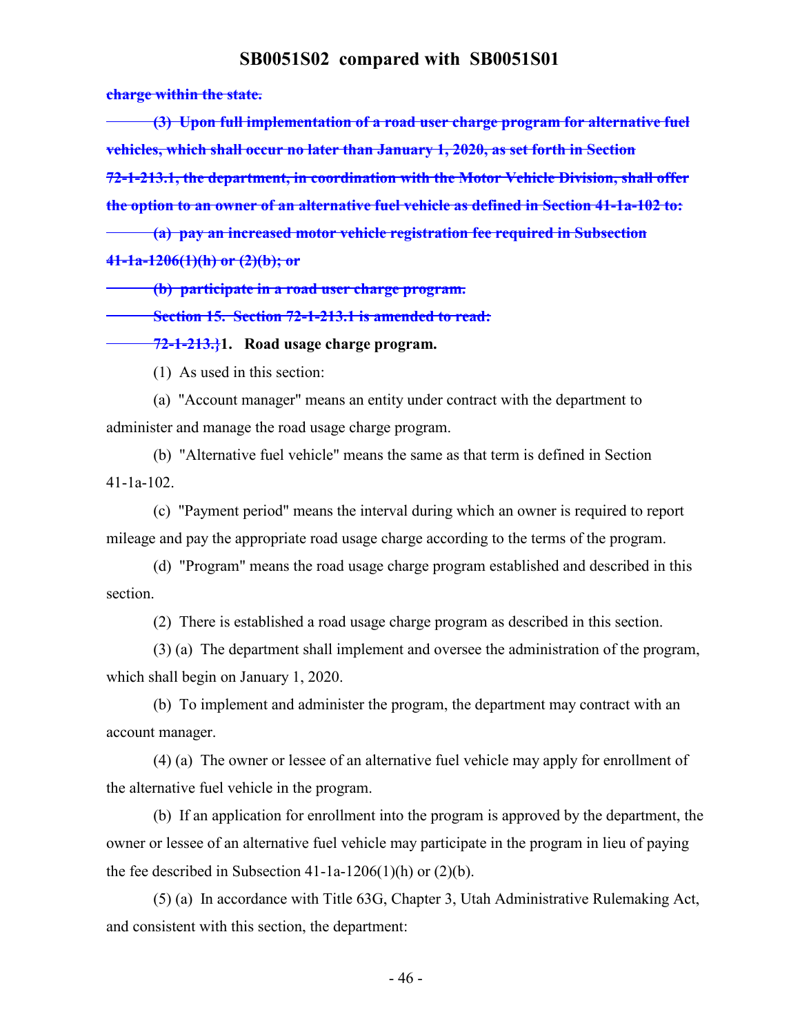~~charge within the state.~~

~~(3) Upon full implementation of a road user charge program for alternative fuel vehicles, which shall occur no later than January 1, 2020, as set forth in Section 72-1-213.1, the department, in coordination with the Motor Vehicle Division, shall offer the option to an owner of an alternative fuel vehicle as defined in Section 41-1a-102 to:~~

~~(a) pay an increased motor vehicle registration fee required in Subsection 41-1a-1206(1)(h) or (2)(b); or~~

~~(b) participate in a road user charge program.~~

~~Section 15. Section 72-1-213.1 is amended to read:~~

~~72-1-213.}~~**1. Road usage charge program.**

(1) As used in this section:

(a) "Account manager" means an entity under contract with the department to administer and manage the road usage charge program.

(b) "Alternative fuel vehicle" means the same as that term is defined in Section 41-1a-102.

(c) "Payment period" means the interval during which an owner is required to report mileage and pay the appropriate road usage charge according to the terms of the program.

(d) "Program" means the road usage charge program established and described in this section.

(2) There is established a road usage charge program as described in this section.

(3) (a) The department shall implement and oversee the administration of the program, which shall begin on January 1, 2020.

(b) To implement and administer the program, the department may contract with an account manager.

(4) (a) The owner or lessee of an alternative fuel vehicle may apply for enrollment of the alternative fuel vehicle in the program.

(b) If an application for enrollment into the program is approved by the department, the owner or lessee of an alternative fuel vehicle may participate in the program in lieu of paying the fee described in Subsection 41-1a-1206(1)(h) or (2)(b).

(5) (a) In accordance with Title 63G, Chapter 3, Utah Administrative Rulemaking Act, and consistent with this section, the department: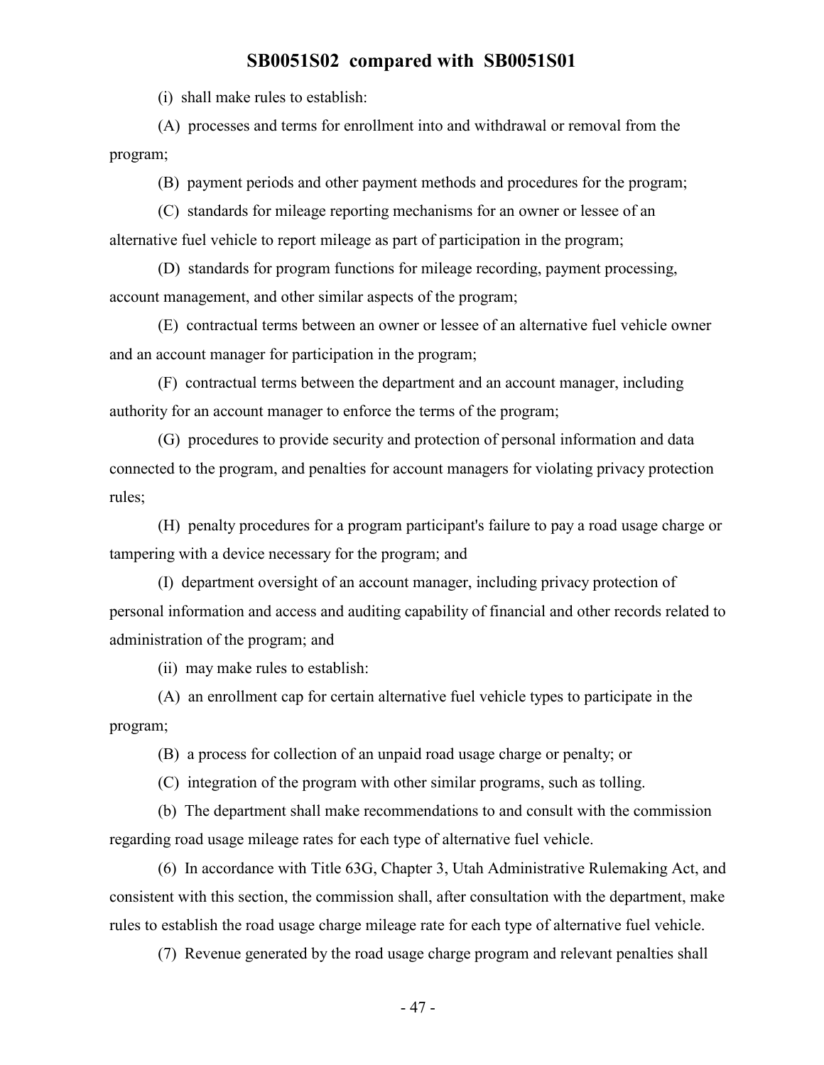(i) shall make rules to establish:

(A) processes and terms for enrollment into and withdrawal or removal from the program;

(B) payment periods and other payment methods and procedures for the program;

(C) standards for mileage reporting mechanisms for an owner or lessee of an alternative fuel vehicle to report mileage as part of participation in the program;

(D) standards for program functions for mileage recording, payment processing, account management, and other similar aspects of the program;

(E) contractual terms between an owner or lessee of an alternative fuel vehicle owner and an account manager for participation in the program;

(F) contractual terms between the department and an account manager, including authority for an account manager to enforce the terms of the program;

(G) procedures to provide security and protection of personal information and data connected to the program, and penalties for account managers for violating privacy protection rules;

(H) penalty procedures for a program participant's failure to pay a road usage charge or tampering with a device necessary for the program; and

(I) department oversight of an account manager, including privacy protection of personal information and access and auditing capability of financial and other records related to administration of the program; and

(ii) may make rules to establish:

(A) an enrollment cap for certain alternative fuel vehicle types to participate in the program;

(B) a process for collection of an unpaid road usage charge or penalty; or

(C) integration of the program with other similar programs, such as tolling.

(b) The department shall make recommendations to and consult with the commission regarding road usage mileage rates for each type of alternative fuel vehicle.

(6) In accordance with Title 63G, Chapter 3, Utah Administrative Rulemaking Act, and consistent with this section, the commission shall, after consultation with the department, make rules to establish the road usage charge mileage rate for each type of alternative fuel vehicle.

(7) Revenue generated by the road usage charge program and relevant penalties shall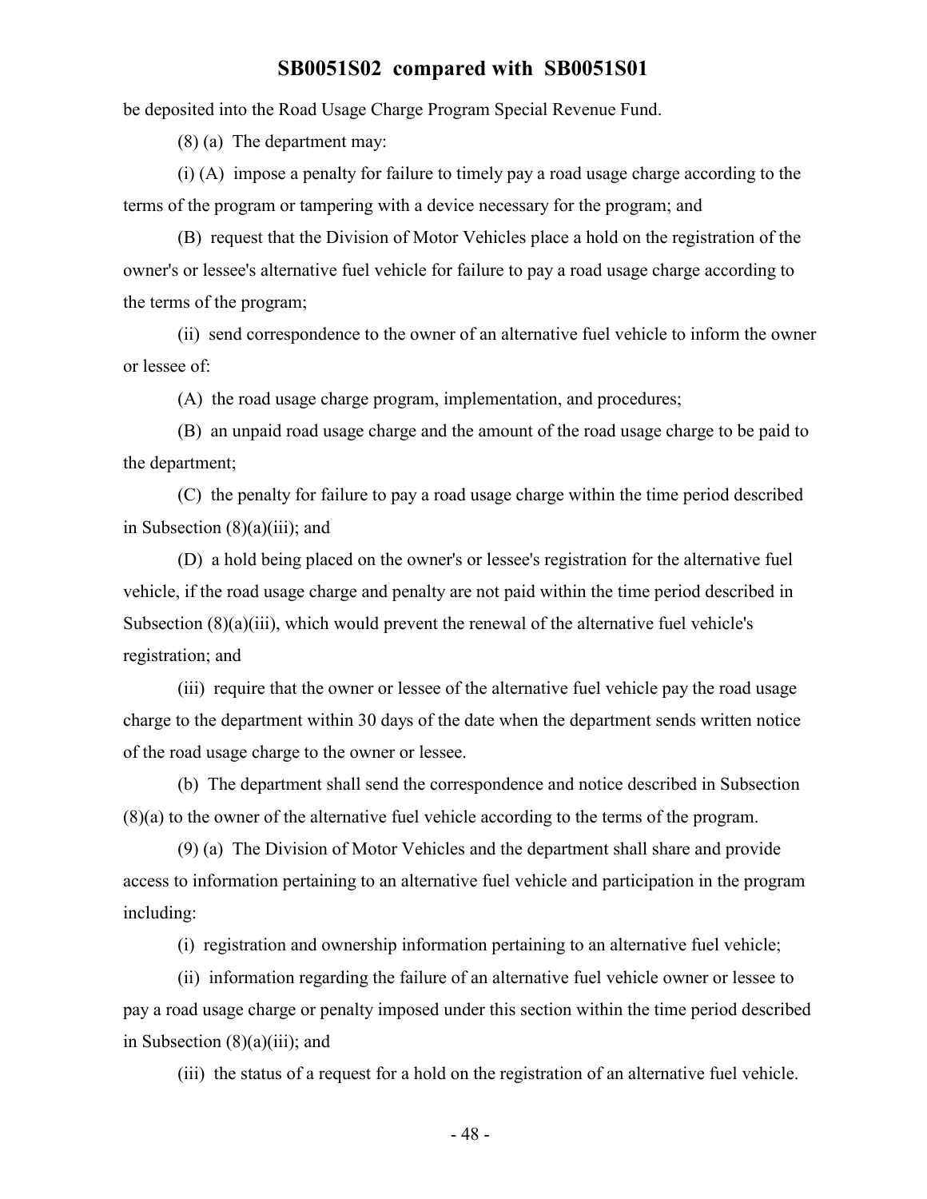be deposited into the Road Usage Charge Program Special Revenue Fund.

(8) (a) The department may:

(i) (A) impose a penalty for failure to timely pay a road usage charge according to the terms of the program or tampering with a device necessary for the program; and

(B) request that the Division of Motor Vehicles place a hold on the registration of the owner's or lessee's alternative fuel vehicle for failure to pay a road usage charge according to the terms of the program;

(ii) send correspondence to the owner of an alternative fuel vehicle to inform the owner or lessee of:

(A) the road usage charge program, implementation, and procedures;

(B) an unpaid road usage charge and the amount of the road usage charge to be paid to the department;

(C) the penalty for failure to pay a road usage charge within the time period described in Subsection (8)(a)(iii); and

(D) a hold being placed on the owner's or lessee's registration for the alternative fuel vehicle, if the road usage charge and penalty are not paid within the time period described in Subsection (8)(a)(iii), which would prevent the renewal of the alternative fuel vehicle's registration; and

(iii) require that the owner or lessee of the alternative fuel vehicle pay the road usage charge to the department within 30 days of the date when the department sends written notice of the road usage charge to the owner or lessee.

(b) The department shall send the correspondence and notice described in Subsection (8)(a) to the owner of the alternative fuel vehicle according to the terms of the program.

(9) (a) The Division of Motor Vehicles and the department shall share and provide access to information pertaining to an alternative fuel vehicle and participation in the program including:

(i) registration and ownership information pertaining to an alternative fuel vehicle;

(ii) information regarding the failure of an alternative fuel vehicle owner or lessee to pay a road usage charge or penalty imposed under this section within the time period described in Subsection (8)(a)(iii); and

(iii) the status of a request for a hold on the registration of an alternative fuel vehicle.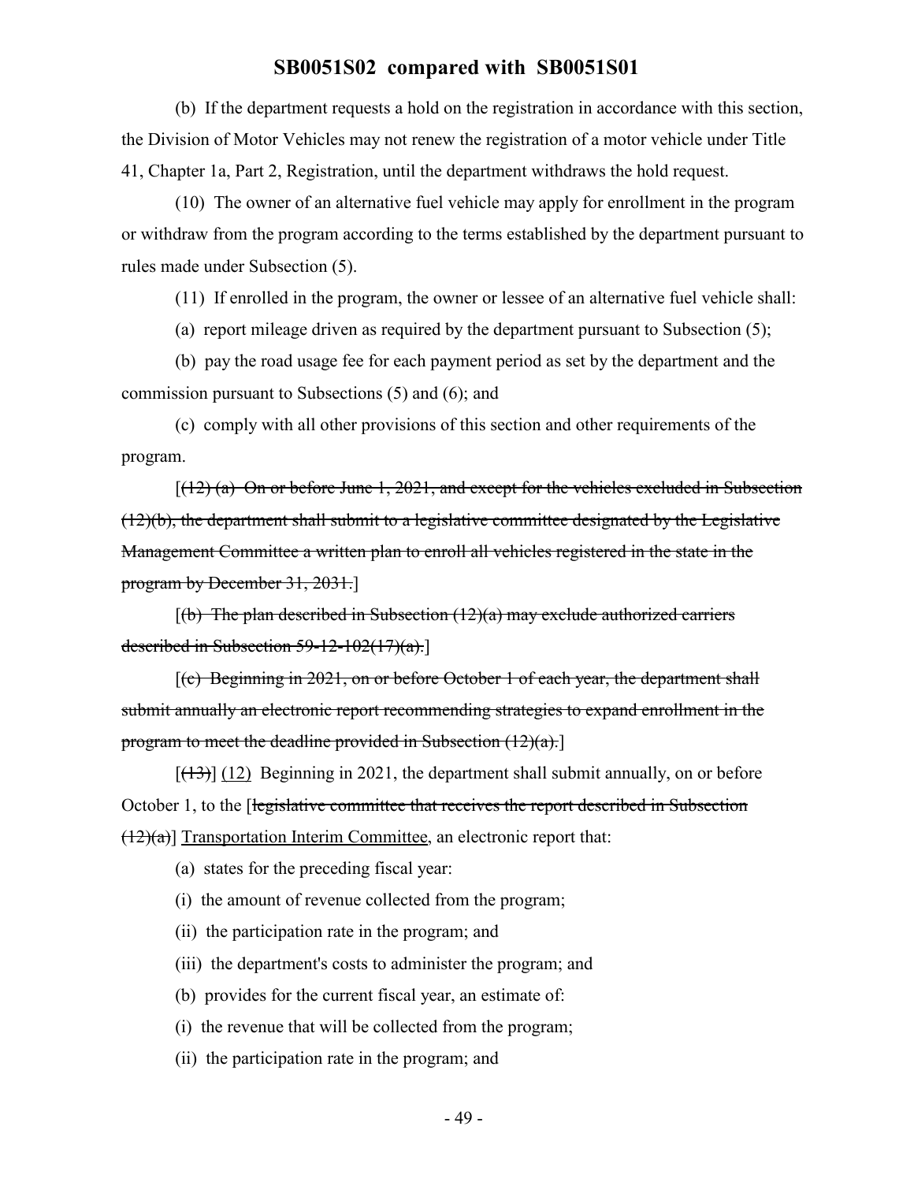(b) If the department requests a hold on the registration in accordance with this section, the Division of Motor Vehicles may not renew the registration of a motor vehicle under Title 41, Chapter 1a, Part 2, Registration, until the department withdraws the hold request.

(10) The owner of an alternative fuel vehicle may apply for enrollment in the program or withdraw from the program according to the terms established by the department pursuant to rules made under Subsection (5).

(11) If enrolled in the program, the owner or lessee of an alternative fuel vehicle shall:

(a) report mileage driven as required by the department pursuant to Subsection (5);

(b) pay the road usage fee for each payment period as set by the department and the commission pursuant to Subsections (5) and (6); and

(c) comply with all other provisions of this section and other requirements of the program.

[~~(12) (a) On or before June 1, 2021, and except for the vehicles excluded in Subsection (12)(b), the department shall submit to a legislative committee designated by the Legislative Management Committee a written plan to enroll all vehicles registered in the state in the program by December 31, 2031.~~]

[~~(b) The plan described in Subsection (12)(a) may exclude authorized carriers described in Subsection 59-12-102(17)(a).~~]

[~~(c) Beginning in 2021, on or before October 1 of each year, the department shall submit annually an electronic report recommending strategies to expand enrollment in the program to meet the deadline provided in Subsection (12)(a).~~]

[~~(13)~~] (12) Beginning in 2021, the department shall submit annually, on or before October 1, to the [~~legislative committee that receives the report described in Subsection (12)(a)~~] Transportation Interim Committee, an electronic report that:

(a) states for the preceding fiscal year:

(i) the amount of revenue collected from the program;

(ii) the participation rate in the program; and

(iii) the department's costs to administer the program; and

(b) provides for the current fiscal year, an estimate of:

(i) the revenue that will be collected from the program;

(ii) the participation rate in the program; and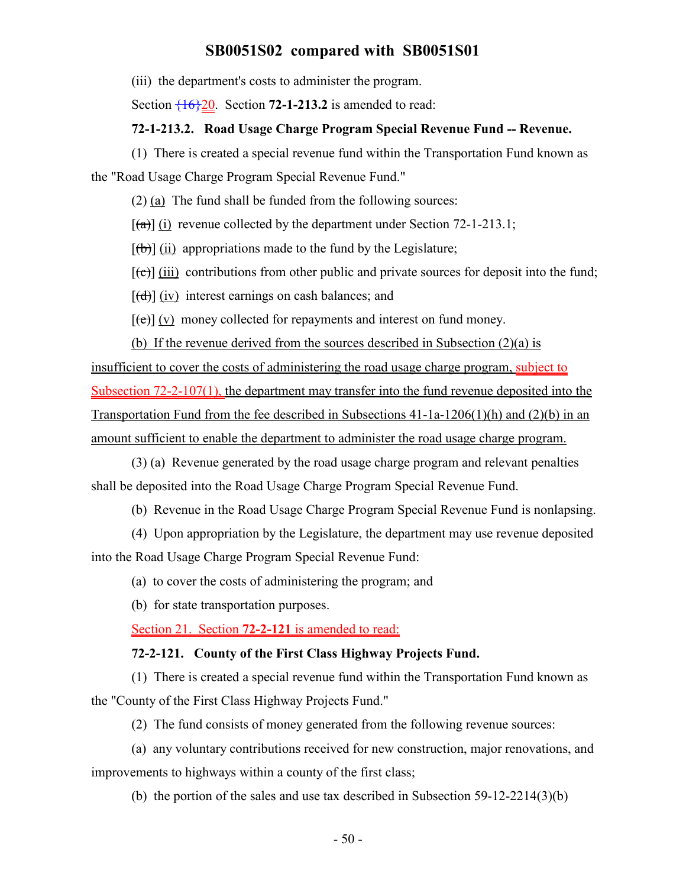(iii) the department's costs to administer the program.

Section {16}20. Section **72-1-213.2** is amended to read:

**72-1-213.2. Road Usage Charge Program Special Revenue Fund -- Revenue.**

(1) There is created a special revenue fund within the Transportation Fund known as the "Road Usage Charge Program Special Revenue Fund."

(2) (a) The fund shall be funded from the following sources:

[(a)] (i) revenue collected by the department under Section 72-1-213.1;

[(b)] (ii) appropriations made to the fund by the Legislature;

[(c)] (iii) contributions from other public and private sources for deposit into the fund;

[(d)] (iv) interest earnings on cash balances; and

[(e)] (v) money collected for repayments and interest on fund money.

(b) If the revenue derived from the sources described in Subsection (2)(a) is insufficient to cover the costs of administering the road usage charge program, subject to Subsection 72-2-107(1), the department may transfer into the fund revenue deposited into the Transportation Fund from the fee described in Subsections 41-1a-1206(1)(h) and (2)(b) in an amount sufficient to enable the department to administer the road usage charge program.

(3) (a) Revenue generated by the road usage charge program and relevant penalties shall be deposited into the Road Usage Charge Program Special Revenue Fund.

(b) Revenue in the Road Usage Charge Program Special Revenue Fund is nonlapsing.

(4) Upon appropriation by the Legislature, the department may use revenue deposited into the Road Usage Charge Program Special Revenue Fund:

(a) to cover the costs of administering the program; and

(b) for state transportation purposes.

Section 21. Section **72-2-121** is amended to read:

**72-2-121. County of the First Class Highway Projects Fund.**

(1) There is created a special revenue fund within the Transportation Fund known as the "County of the First Class Highway Projects Fund."

(2) The fund consists of money generated from the following revenue sources:

(a) any voluntary contributions received for new construction, major renovations, and improvements to highways within a county of the first class;

(b) the portion of the sales and use tax described in Subsection 59-12-2214(3)(b)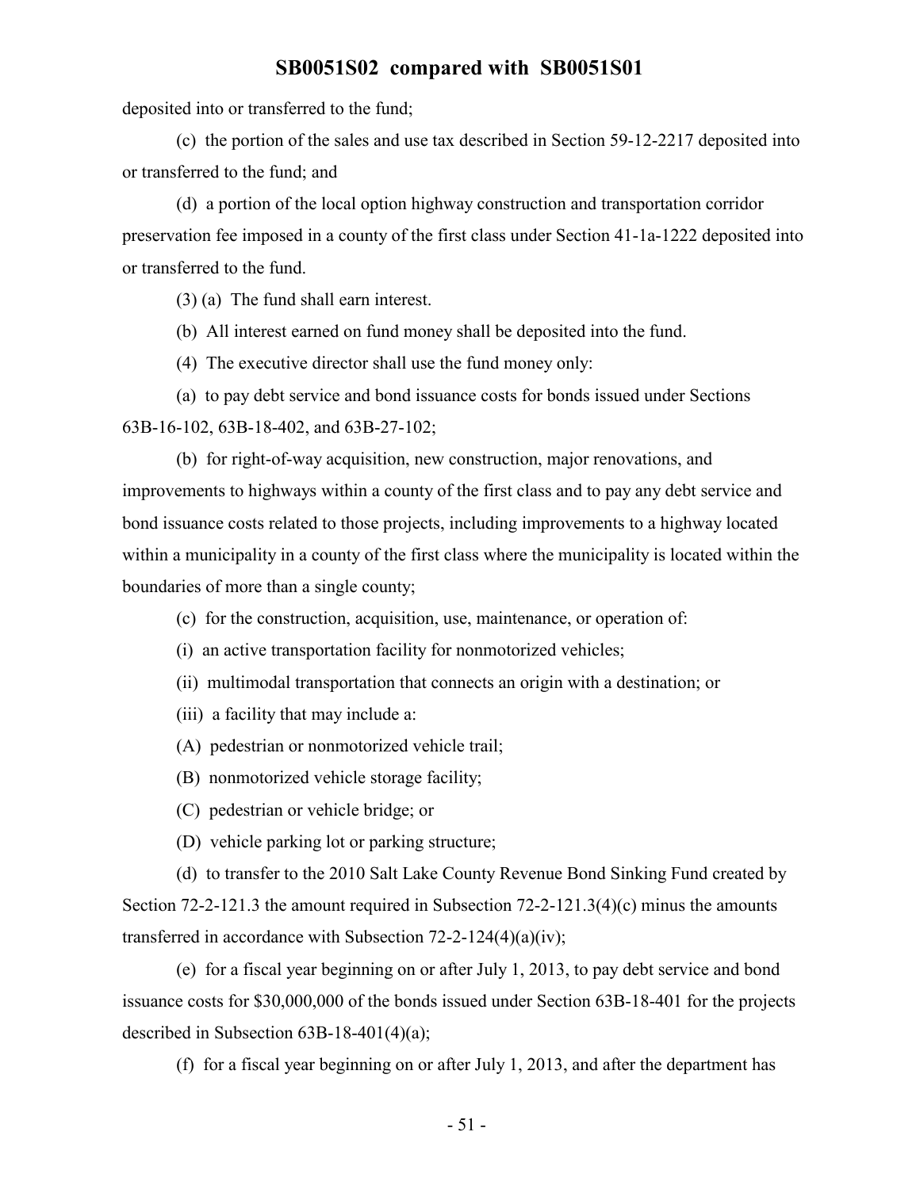deposited into or transferred to the fund;

(c) the portion of the sales and use tax described in Section 59-12-2217 deposited into or transferred to the fund; and

(d) a portion of the local option highway construction and transportation corridor preservation fee imposed in a county of the first class under Section 41-1a-1222 deposited into or transferred to the fund.

(3) (a) The fund shall earn interest.

(b) All interest earned on fund money shall be deposited into the fund.

(4) The executive director shall use the fund money only:

(a) to pay debt service and bond issuance costs for bonds issued under Sections 63B-16-102, 63B-18-402, and 63B-27-102;

(b) for right-of-way acquisition, new construction, major renovations, and improvements to highways within a county of the first class and to pay any debt service and bond issuance costs related to those projects, including improvements to a highway located within a municipality in a county of the first class where the municipality is located within the boundaries of more than a single county;

(c) for the construction, acquisition, use, maintenance, or operation of:

(i) an active transportation facility for nonmotorized vehicles;

(ii) multimodal transportation that connects an origin with a destination; or

(iii) a facility that may include a:

(A) pedestrian or nonmotorized vehicle trail;

(B) nonmotorized vehicle storage facility;

(C) pedestrian or vehicle bridge; or

(D) vehicle parking lot or parking structure;

(d) to transfer to the 2010 Salt Lake County Revenue Bond Sinking Fund created by Section 72-2-121.3 the amount required in Subsection 72-2-121.3(4)(c) minus the amounts transferred in accordance with Subsection 72-2-124(4)(a)(iv);

(e) for a fiscal year beginning on or after July 1, 2013, to pay debt service and bond issuance costs for $30,000,000 of the bonds issued under Section 63B-18-401 for the projects described in Subsection 63B-18-401(4)(a);

(f) for a fiscal year beginning on or after July 1, 2013, and after the department has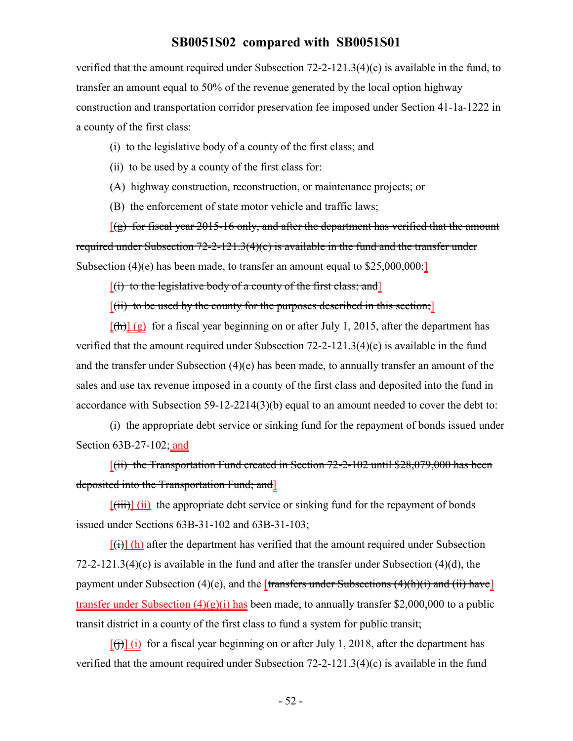verified that the amount required under Subsection 72-2-121.3(4)(c) is available in the fund, to transfer an amount equal to 50% of the revenue generated by the local option highway construction and transportation corridor preservation fee imposed under Section 41-1a-1222 in a county of the first class:

(i) to the legislative body of a county of the first class; and

(ii) to be used by a county of the first class for:

(A) highway construction, reconstruction, or maintenance projects; or

(B) the enforcement of state motor vehicle and traffic laws;

[~~(g) for fiscal year 2015-16 only, and after the department has verified that the amount required under Subsection 72-2-121.3(4)(c) is available in the fund and the transfer under Subsection (4)(e) has been made, to transfer an amount equal to $25,000,000:~~]

[~~(i) to the legislative body of a county of the first class; and~~]

[~~(ii) to be used by the county for the purposes described in this section;~~]

[~~(h)~~] (g) for a fiscal year beginning on or after July 1, 2015, after the department has verified that the amount required under Subsection 72-2-121.3(4)(c) is available in the fund and the transfer under Subsection (4)(e) has been made, to annually transfer an amount of the sales and use tax revenue imposed in a county of the first class and deposited into the fund in accordance with Subsection 59-12-2214(3)(b) equal to an amount needed to cover the debt to:

(i) the appropriate debt service or sinking fund for the repayment of bonds issued under Section 63B-27-102; and

[~~(ii) the Transportation Fund created in Section 72-2-102 until $28,079,000 has been deposited into the Transportation Fund; and~~]

[~~(iii)~~] (ii) the appropriate debt service or sinking fund for the repayment of bonds issued under Sections 63B-31-102 and 63B-31-103;

[~~(i)~~] (h) after the department has verified that the amount required under Subsection 72-2-121.3(4)(c) is available in the fund and after the transfer under Subsection (4)(d), the payment under Subsection (4)(e), and the [~~transfers under Subsections (4)(h)(i) and (ii) have~~] transfer under Subsection (4)(g)(i) has been made, to annually transfer $2,000,000 to a public transit district in a county of the first class to fund a system for public transit;

[~~(j)~~] (i) for a fiscal year beginning on or after July 1, 2018, after the department has verified that the amount required under Subsection 72-2-121.3(4)(c) is available in the fund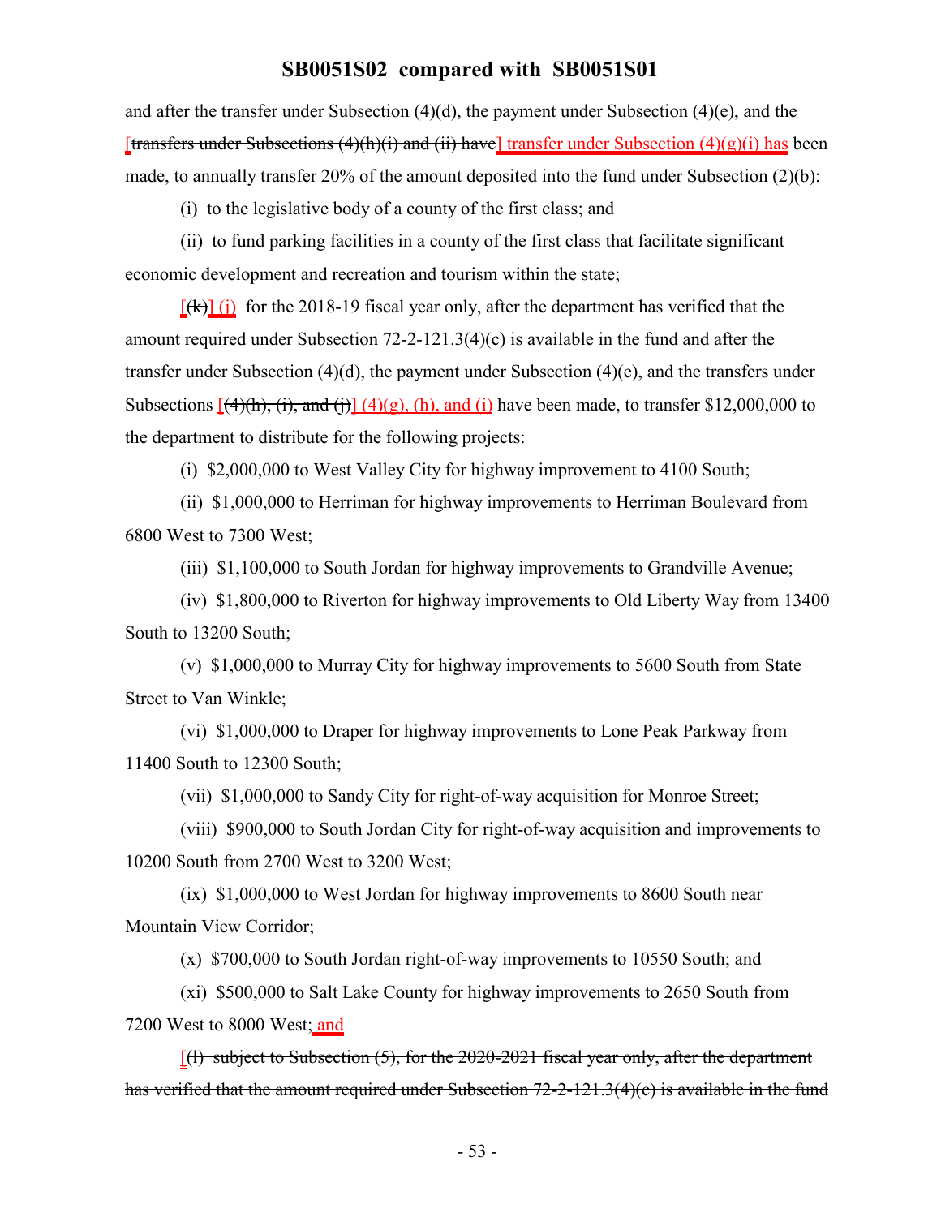and after the transfer under Subsection (4)(d), the payment under Subsection (4)(e), and the [~~transfers under Subsections (4)(h)(i) and (ii) have~~] transfer under Subsection (4)(g)(i) has been made, to annually transfer 20% of the amount deposited into the fund under Subsection (2)(b):

(i) to the legislative body of a county of the first class; and

(ii) to fund parking facilities in a county of the first class that facilitate significant economic development and recreation and tourism within the state;

[~~(k)~~] (j) for the 2018-19 fiscal year only, after the department has verified that the amount required under Subsection 72-2-121.3(4)(c) is available in the fund and after the transfer under Subsection (4)(d), the payment under Subsection (4)(e), and the transfers under Subsections [~~(4)(h), (i), and (j)~~] (4)(g), (h), and (i) have been made, to transfer $12,000,000 to the department to distribute for the following projects:

(i) $2,000,000 to West Valley City for highway improvement to 4100 South;

(ii) $1,000,000 to Herriman for highway improvements to Herriman Boulevard from 6800 West to 7300 West;

(iii) $1,100,000 to South Jordan for highway improvements to Grandville Avenue;

(iv) $1,800,000 to Riverton for highway improvements to Old Liberty Way from 13400 South to 13200 South;

(v) $1,000,000 to Murray City for highway improvements to 5600 South from State Street to Van Winkle;

(vi) $1,000,000 to Draper for highway improvements to Lone Peak Parkway from 11400 South to 12300 South;

(vii) $1,000,000 to Sandy City for right-of-way acquisition for Monroe Street;

(viii) $900,000 to South Jordan City for right-of-way acquisition and improvements to 10200 South from 2700 West to 3200 West;

(ix) $1,000,000 to West Jordan for highway improvements to 8600 South near Mountain View Corridor;

(x) $700,000 to South Jordan right-of-way improvements to 10550 South; and

(xi) $500,000 to Salt Lake County for highway improvements to 2650 South from 7200 West to 8000 West; and

[~~(l) subject to Subsection (5), for the 2020-2021 fiscal year only, after the department has verified that the amount required under Subsection 72-2-121.3(4)(c) is available in the fund~~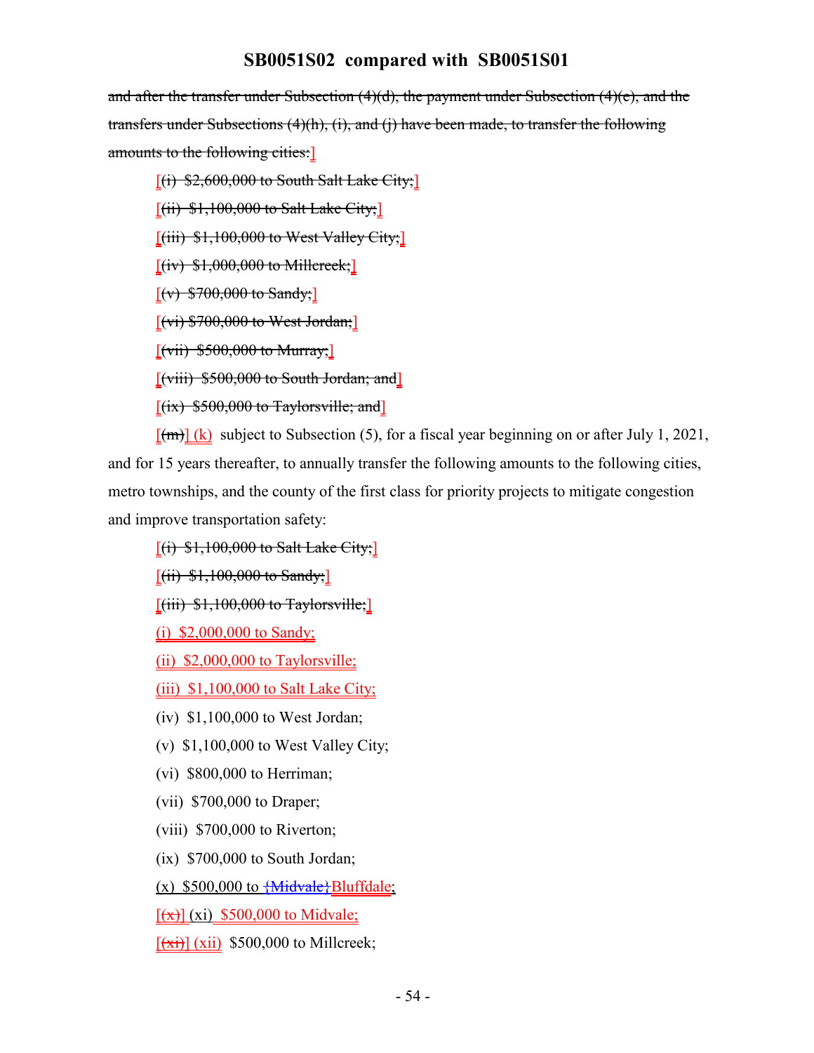~~and after the transfer under Subsection (4)(d), the payment under Subsection (4)(e), and the transfers under Subsections (4)(h), (i), and (j) have been made, to transfer the following amounts to the following cities:~~]

[~~(i) $2,600,000 to South Salt Lake City;~~]

[~~(ii) $1,100,000 to Salt Lake City;~~]

[~~(iii) $1,100,000 to West Valley City;~~]

[~~(iv) $1,000,000 to Millcreek;~~]

[~~(v) $700,000 to Sandy;~~]

[~~(vi) $700,000 to West Jordan;~~]

[~~(vii) $500,000 to Murray;~~]

[~~(viii) $500,000 to South Jordan; and~~]

[~~(ix) $500,000 to Taylorsville; and~~]

[~~(m)~~] (k) subject to Subsection (5), for a fiscal year beginning on or after July 1, 2021, and for 15 years thereafter, to annually transfer the following amounts to the following cities, metro townships, and the county of the first class for priority projects to mitigate congestion and improve transportation safety:

[~~(i) $1,100,000 to Salt Lake City;~~]

[~~(ii) $1,100,000 to Sandy;~~]

[~~(iii) $1,100,000 to Taylorsville;~~]

(i) $2,000,000 to Sandy;

(ii) $2,000,000 to Taylorsville;

(iii) $1,100,000 to Salt Lake City;

(iv) $1,100,000 to West Jordan;

(v) $1,100,000 to West Valley City;

(vi) $800,000 to Herriman;

(vii) $700,000 to Draper;

(viii) $700,000 to Riverton;

(ix) $700,000 to South Jordan;

(x) $500,000 to {~~Midvale~~}Bluffdale;

[~~(x)~~] (xi) $500,000 to Midvale;

[~~(xi)~~] (xii) $500,000 to Millcreek;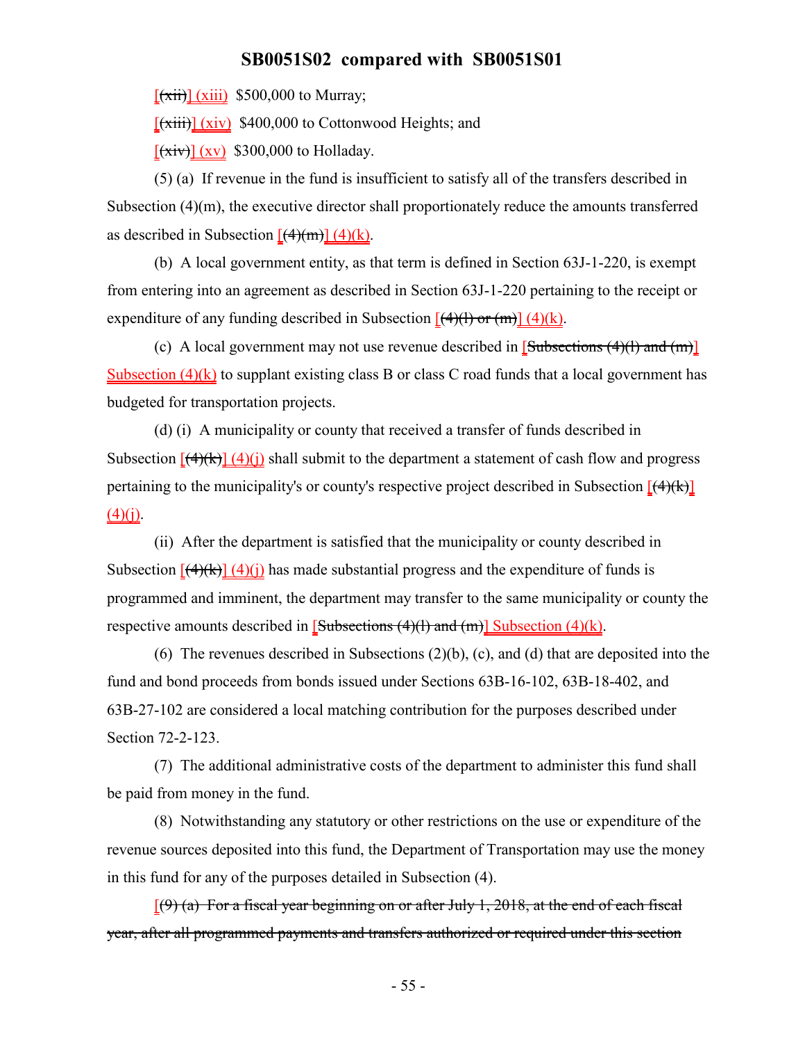[(xii)] (xiii)  $500,000 to Murray;

[(xiii)] (xiv)  $400,000 to Cottonwood Heights; and

[(xiv)] (xv)  $300,000 to Holladay.

(5) (a)  If revenue in the fund is insufficient to satisfy all of the transfers described in Subsection (4)(m), the executive director shall proportionately reduce the amounts transferred as described in Subsection [(4)(m)] (4)(k).

(b)  A local government entity, as that term is defined in Section 63J-1-220, is exempt from entering into an agreement as described in Section 63J-1-220 pertaining to the receipt or expenditure of any funding described in Subsection [(4)(l) or (m)] (4)(k).

(c)  A local government may not use revenue described in [Subsections (4)(l) and (m)] Subsection (4)(k) to supplant existing class B or class C road funds that a local government has budgeted for transportation projects.

(d) (i)  A municipality or county that received a transfer of funds described in Subsection [(4)(k)] (4)(j) shall submit to the department a statement of cash flow and progress pertaining to the municipality's or county's respective project described in Subsection [(4)(k)] (4)(j).

(ii)  After the department is satisfied that the municipality or county described in Subsection [(4)(k)] (4)(j) has made substantial progress and the expenditure of funds is programmed and imminent, the department may transfer to the same municipality or county the respective amounts described in [Subsections (4)(l) and (m)] Subsection (4)(k).

(6)  The revenues described in Subsections (2)(b), (c), and (d) that are deposited into the fund and bond proceeds from bonds issued under Sections 63B-16-102, 63B-18-402, and 63B-27-102 are considered a local matching contribution for the purposes described under Section 72-2-123.

(7)  The additional administrative costs of the department to administer this fund shall be paid from money in the fund.

(8)  Notwithstanding any statutory or other restrictions on the use or expenditure of the revenue sources deposited into this fund, the Department of Transportation may use the money in this fund for any of the purposes detailed in Subsection (4).

[(9) (a)  For a fiscal year beginning on or after July 1, 2018, at the end of each fiscal year, after all programmed payments and transfers authorized or required under this section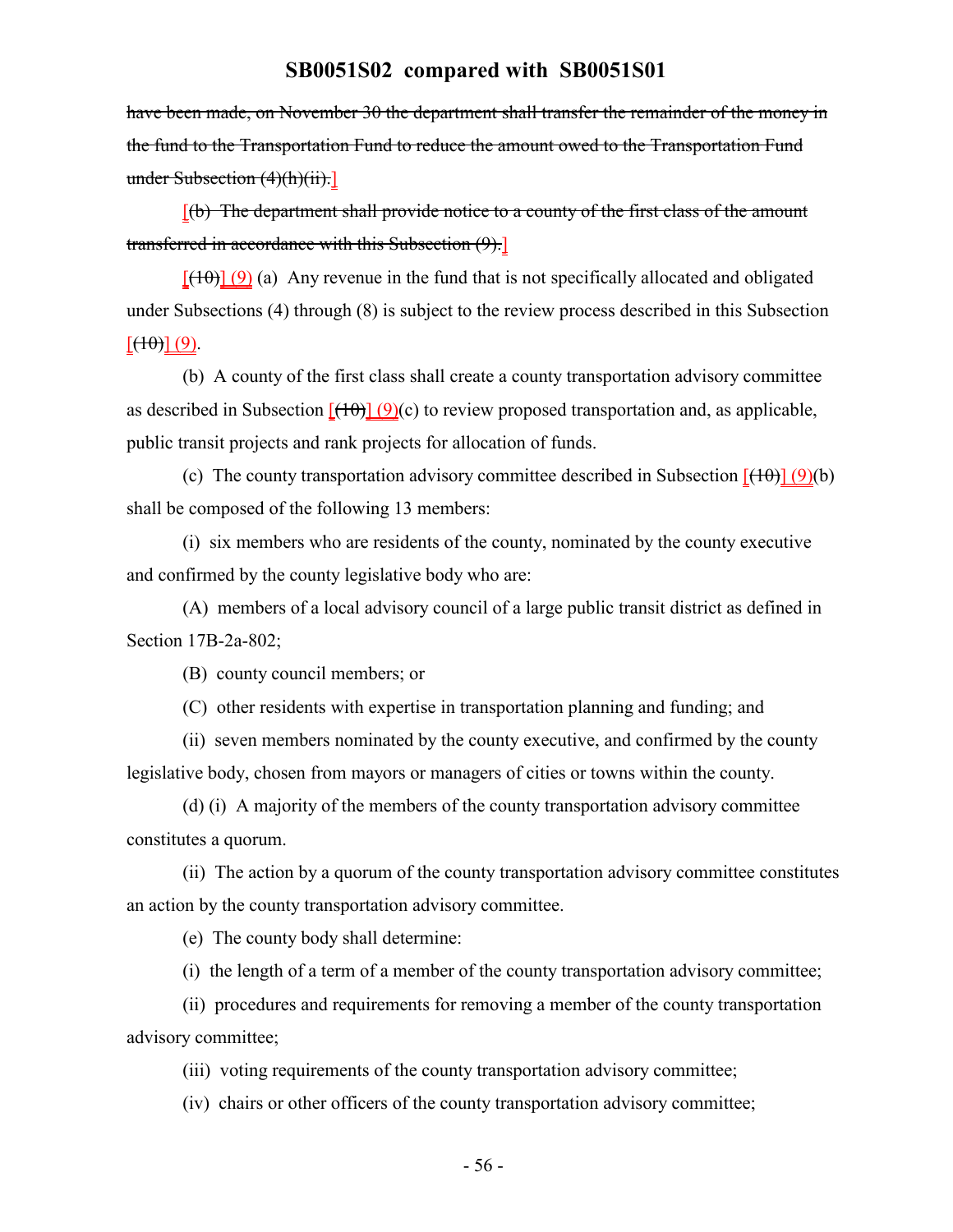have been made, on November 30 the department shall transfer the remainder of the money in the fund to the Transportation Fund to reduce the amount owed to the Transportation Fund under Subsection (4)(h)(ii).]

[(b) The department shall provide notice to a county of the first class of the amount transferred in accordance with this Subsection (9).]

[(10)] (9) (a) Any revenue in the fund that is not specifically allocated and obligated under Subsections (4) through (8) is subject to the review process described in this Subsection [(10)] (9).

(b) A county of the first class shall create a county transportation advisory committee as described in Subsection [(10)] (9)(c) to review proposed transportation and, as applicable, public transit projects and rank projects for allocation of funds.

(c) The county transportation advisory committee described in Subsection [(10)] (9)(b) shall be composed of the following 13 members:

(i) six members who are residents of the county, nominated by the county executive and confirmed by the county legislative body who are:

(A) members of a local advisory council of a large public transit district as defined in Section 17B-2a-802;

(B) county council members; or

(C) other residents with expertise in transportation planning and funding; and

(ii) seven members nominated by the county executive, and confirmed by the county legislative body, chosen from mayors or managers of cities or towns within the county.

(d) (i) A majority of the members of the county transportation advisory committee constitutes a quorum.

(ii) The action by a quorum of the county transportation advisory committee constitutes an action by the county transportation advisory committee.

(e) The county body shall determine:

(i) the length of a term of a member of the county transportation advisory committee;

(ii) procedures and requirements for removing a member of the county transportation advisory committee;

(iii) voting requirements of the county transportation advisory committee;

(iv) chairs or other officers of the county transportation advisory committee;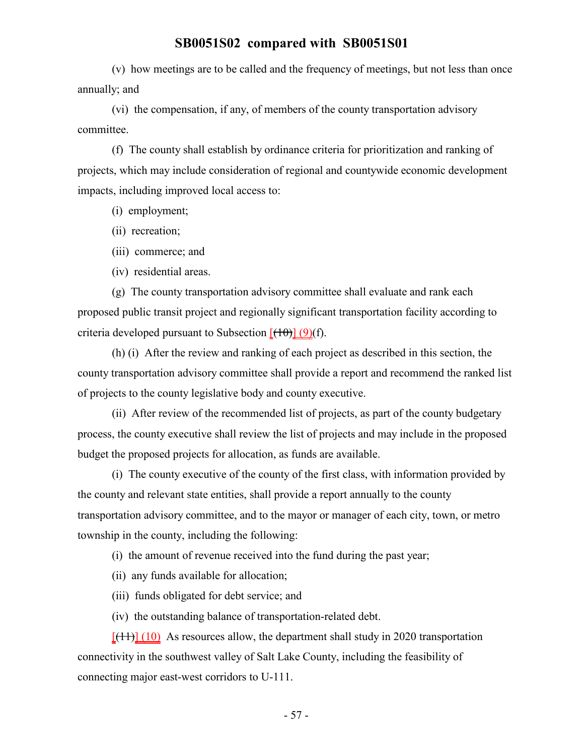(v) how meetings are to be called and the frequency of meetings, but not less than once annually; and

(vi) the compensation, if any, of members of the county transportation advisory committee.

(f) The county shall establish by ordinance criteria for prioritization and ranking of projects, which may include consideration of regional and countywide economic development impacts, including improved local access to:

(i) employment;

(ii) recreation;

(iii) commerce; and

(iv) residential areas.

(g) The county transportation advisory committee shall evaluate and rank each proposed public transit project and regionally significant transportation facility according to criteria developed pursuant to Subsection [~~(10)~~] (9)(f).

(h) (i) After the review and ranking of each project as described in this section, the county transportation advisory committee shall provide a report and recommend the ranked list of projects to the county legislative body and county executive.

(ii) After review of the recommended list of projects, as part of the county budgetary process, the county executive shall review the list of projects and may include in the proposed budget the proposed projects for allocation, as funds are available.

(i) The county executive of the county of the first class, with information provided by the county and relevant state entities, shall provide a report annually to the county transportation advisory committee, and to the mayor or manager of each city, town, or metro township in the county, including the following:

(i) the amount of revenue received into the fund during the past year;

(ii) any funds available for allocation;

(iii) funds obligated for debt service; and

(iv) the outstanding balance of transportation-related debt.

[~~(11)~~] (10) As resources allow, the department shall study in 2020 transportation connectivity in the southwest valley of Salt Lake County, including the feasibility of connecting major east-west corridors to U-111.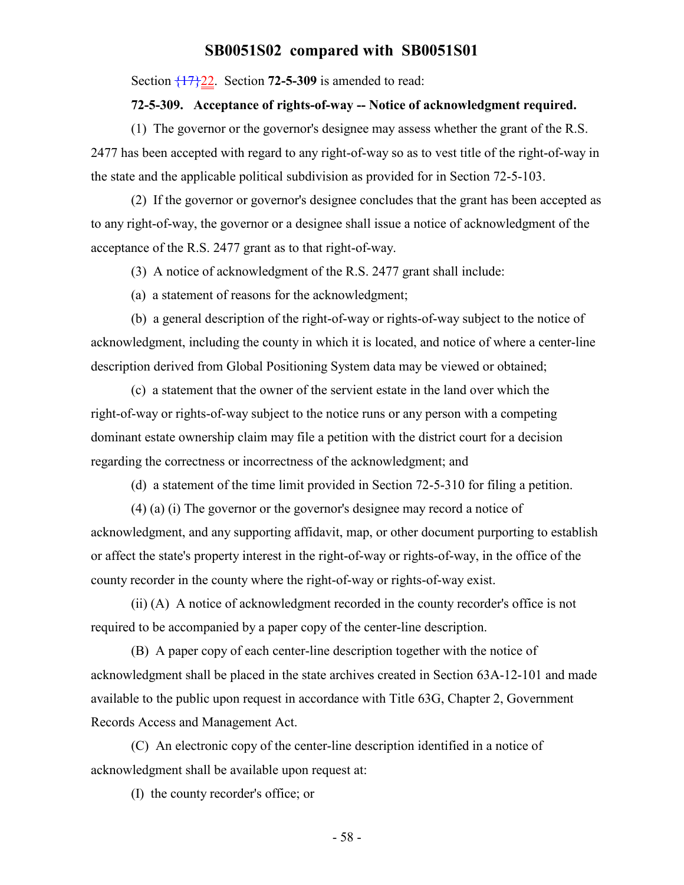Section {17}22. Section **72-5-309** is amended to read:

**72-5-309. Acceptance of rights-of-way -- Notice of acknowledgment required.**

(1) The governor or the governor's designee may assess whether the grant of the R.S. 2477 has been accepted with regard to any right-of-way so as to vest title of the right-of-way in the state and the applicable political subdivision as provided for in Section 72-5-103.

(2) If the governor or governor's designee concludes that the grant has been accepted as to any right-of-way, the governor or a designee shall issue a notice of acknowledgment of the acceptance of the R.S. 2477 grant as to that right-of-way.

(3) A notice of acknowledgment of the R.S. 2477 grant shall include:

(a) a statement of reasons for the acknowledgment;

(b) a general description of the right-of-way or rights-of-way subject to the notice of acknowledgment, including the county in which it is located, and notice of where a center-line description derived from Global Positioning System data may be viewed or obtained;

(c) a statement that the owner of the servient estate in the land over which the right-of-way or rights-of-way subject to the notice runs or any person with a competing dominant estate ownership claim may file a petition with the district court for a decision regarding the correctness or incorrectness of the acknowledgment; and

(d) a statement of the time limit provided in Section 72-5-310 for filing a petition.

(4) (a) (i) The governor or the governor's designee may record a notice of acknowledgment, and any supporting affidavit, map, or other document purporting to establish or affect the state's property interest in the right-of-way or rights-of-way, in the office of the county recorder in the county where the right-of-way or rights-of-way exist.

(ii) (A) A notice of acknowledgment recorded in the county recorder's office is not required to be accompanied by a paper copy of the center-line description.

(B) A paper copy of each center-line description together with the notice of acknowledgment shall be placed in the state archives created in Section 63A-12-101 and made available to the public upon request in accordance with Title 63G, Chapter 2, Government Records Access and Management Act.

(C) An electronic copy of the center-line description identified in a notice of acknowledgment shall be available upon request at:

(I) the county recorder's office; or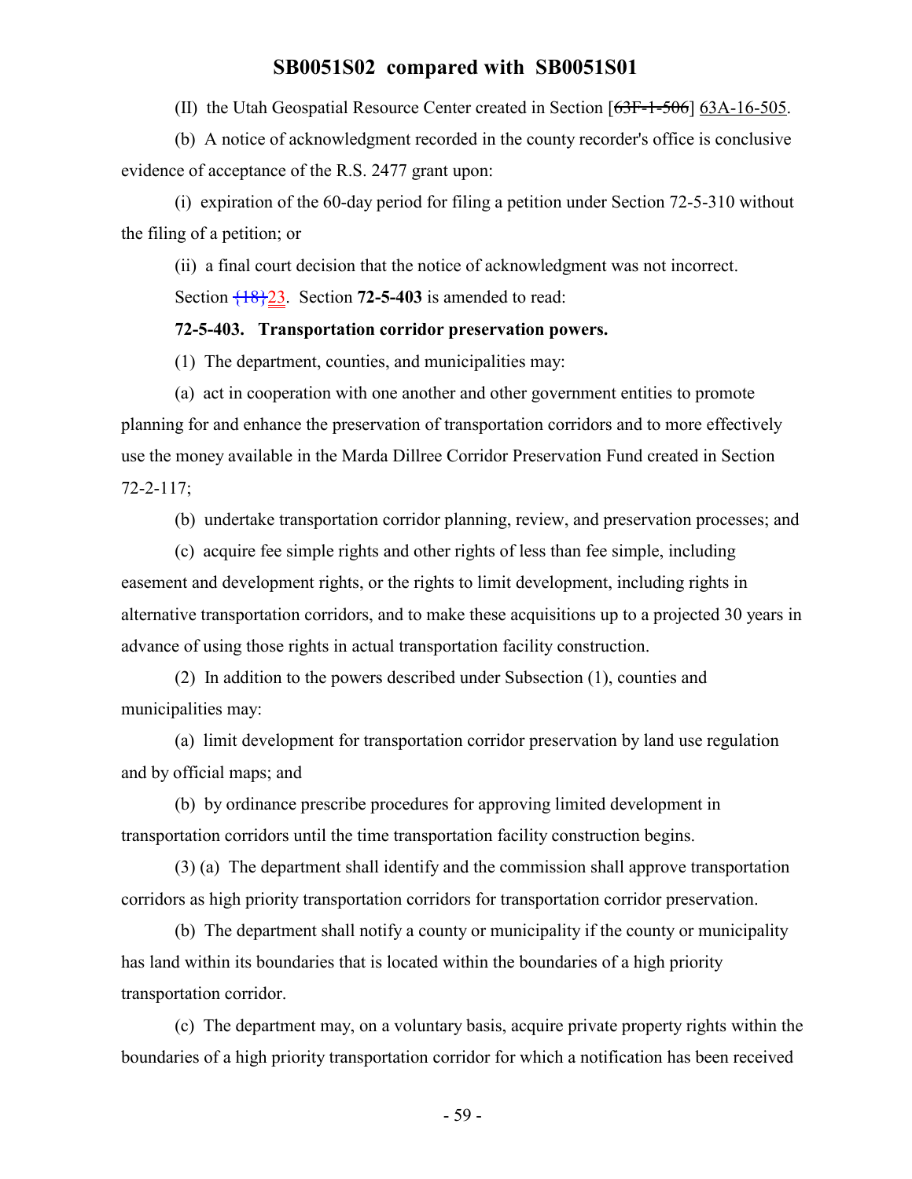(II) the Utah Geospatial Resource Center created in Section [~~63F-1-506~~] 63A-16-505.

(b) A notice of acknowledgment recorded in the county recorder's office is conclusive evidence of acceptance of the R.S. 2477 grant upon:

(i) expiration of the 60-day period for filing a petition under Section 72-5-310 without the filing of a petition; or

(ii) a final court decision that the notice of acknowledgment was not incorrect.

Section ~~{18}~~23. Section **72-5-403** is amended to read:

**72-5-403. Transportation corridor preservation powers.**

(1) The department, counties, and municipalities may:

(a) act in cooperation with one another and other government entities to promote planning for and enhance the preservation of transportation corridors and to more effectively use the money available in the Marda Dillree Corridor Preservation Fund created in Section 72-2-117;

(b) undertake transportation corridor planning, review, and preservation processes; and

(c) acquire fee simple rights and other rights of less than fee simple, including easement and development rights, or the rights to limit development, including rights in alternative transportation corridors, and to make these acquisitions up to a projected 30 years in advance of using those rights in actual transportation facility construction.

(2) In addition to the powers described under Subsection (1), counties and municipalities may:

(a) limit development for transportation corridor preservation by land use regulation and by official maps; and

(b) by ordinance prescribe procedures for approving limited development in transportation corridors until the time transportation facility construction begins.

(3) (a) The department shall identify and the commission shall approve transportation corridors as high priority transportation corridors for transportation corridor preservation.

(b) The department shall notify a county or municipality if the county or municipality has land within its boundaries that is located within the boundaries of a high priority transportation corridor.

(c) The department may, on a voluntary basis, acquire private property rights within the boundaries of a high priority transportation corridor for which a notification has been received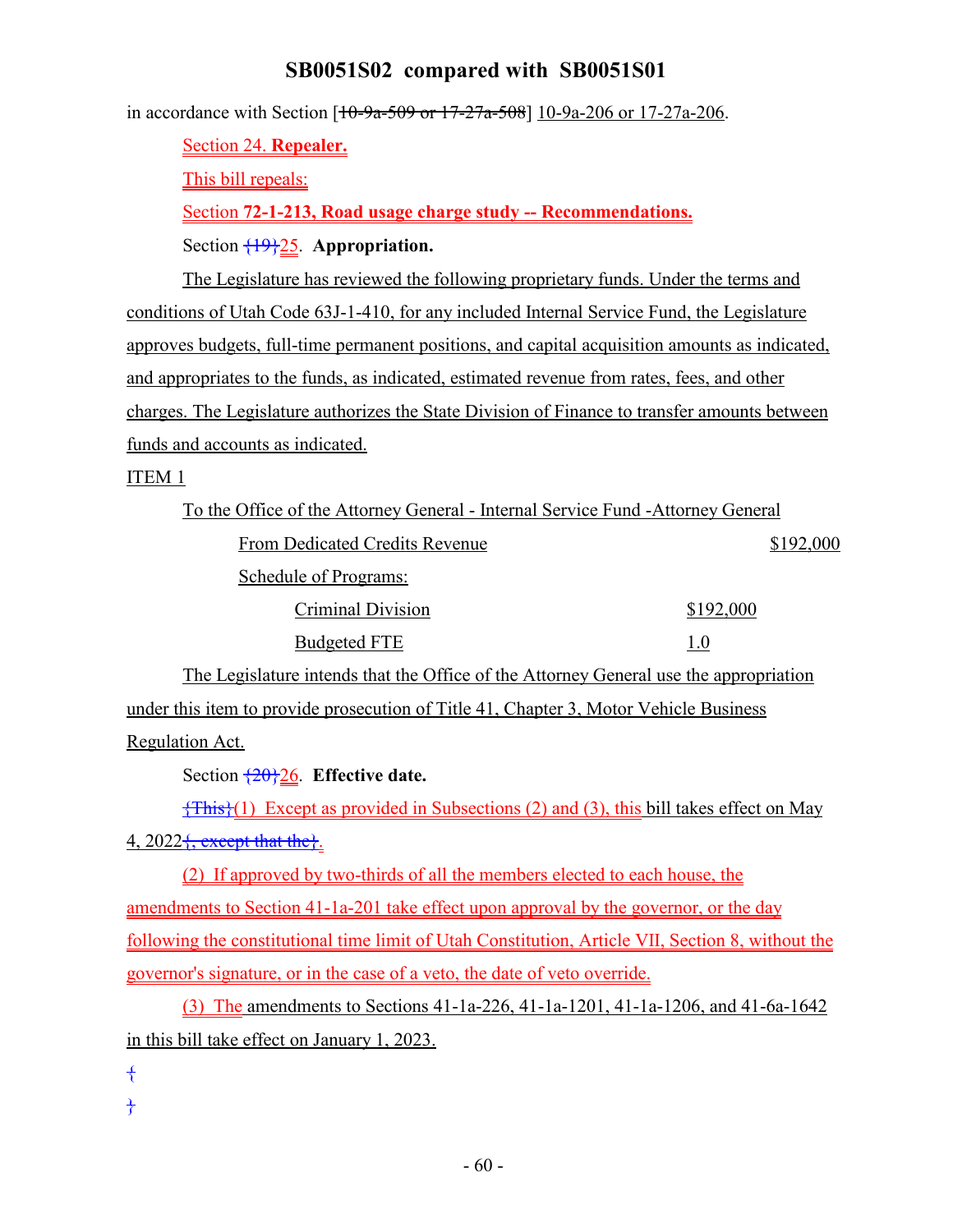in accordance with Section [10-9a-509 or 17-27a-508] 10-9a-206 or 17-27a-206.

Section 24. **Repealer.**

This bill repeals:

Section **72-1-213, Road usage charge study -- Recommendations.**

Section {19}25. **Appropriation.**

The Legislature has reviewed the following proprietary funds. Under the terms and conditions of Utah Code 63J-1-410, for any included Internal Service Fund, the Legislature approves budgets, full-time permanent positions, and capital acquisition amounts as indicated, and appropriates to the funds, as indicated, estimated revenue from rates, fees, and other charges. The Legislature authorizes the State Division of Finance to transfer amounts between funds and accounts as indicated.

ITEM 1

To the Office of the Attorney General - Internal Service Fund -Attorney General

| | | |
|---|---|---|
| From Dedicated Credits Revenue | | $192,000 |
| Schedule of Programs: | | |
| Criminal Division | $192,000 | |
| Budgeted FTE | 1.0 | |

The Legislature intends that the Office of the Attorney General use the appropriation under this item to provide prosecution of Title 41, Chapter 3, Motor Vehicle Business Regulation Act.

Section {20}26. **Effective date.**

{This}(1) Except as provided in Subsections (2) and (3), this bill takes effect on May 4, 2022{, except that the}.

(2) If approved by two-thirds of all the members elected to each house, the amendments to Section 41-1a-201 take effect upon approval by the governor, or the day following the constitutional time limit of Utah Constitution, Article VII, Section 8, without the governor's signature, or in the case of a veto, the date of veto override.

(3) The amendments to Sections 41-1a-226, 41-1a-1201, 41-1a-1206, and 41-6a-1642 in this bill take effect on January 1, 2023.

{

}